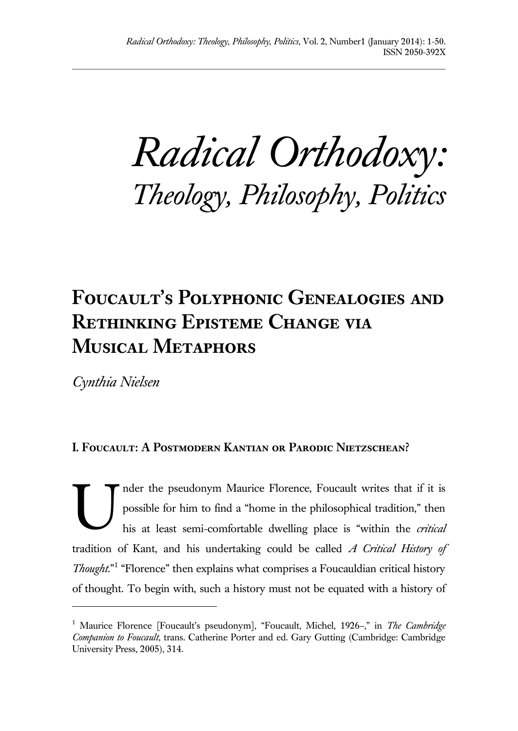# *Radical Orthodoxy:*
## *Theology, Philosophy, Politics*

## Foucault's Polyphonic Genealogies and Rethinking Episteme Change via Musical Metaphors

*Cynthia Nielsen*

### I. Foucault: A Postmodern Kantian or Parodic Nietzschean?

Under the pseudonym Maurice Florence, Foucault writes that if it is possible for him to find a "home in the philosophical tradition," then his at least semi-comfortable dwelling place is "within the *critical* tradition of Kant, and his undertaking could be called *A Critical History of Thought*."[1] "Florence" then explains what comprises a Foucauldian critical history of thought. To begin with, such a history must not be equated with a history of

---

[1] Maurice Florence [Foucault's pseudonym], "Foucault, Michel, 1926–," in *The Cambridge Companion to Foucault*, trans. Catherine Porter and ed. Gary Gutting (Cambridge: Cambridge University Press, 2005), 314.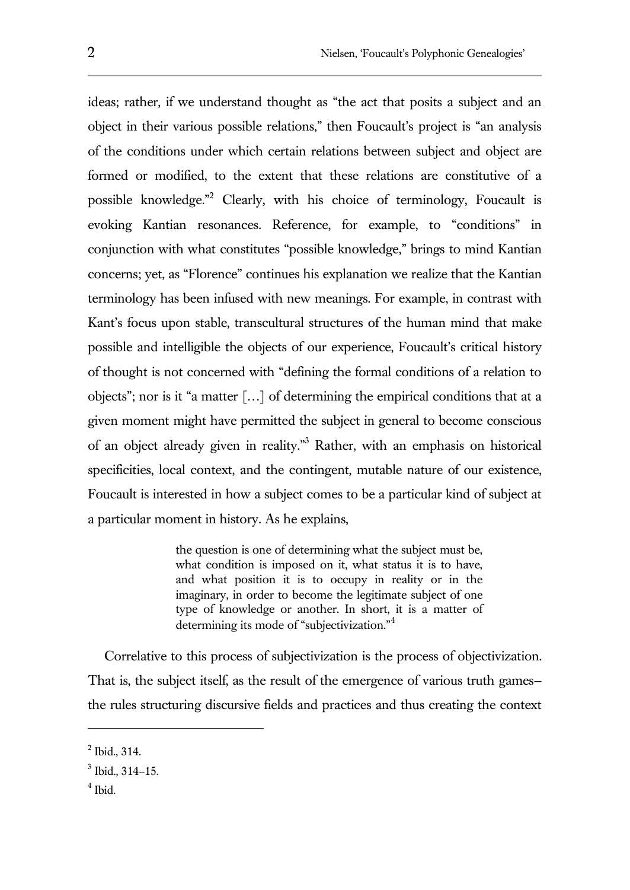ideas; rather, if we understand thought as "the act that posits a subject and an object in their various possible relations," then Foucault's project is "an analysis of the conditions under which certain relations between subject and object are formed or modified, to the extent that these relations are constitutive of a possible knowledge."[2] Clearly, with his choice of terminology, Foucault is evoking Kantian resonances. Reference, for example, to "conditions" in conjunction with what constitutes "possible knowledge," brings to mind Kantian concerns; yet, as "Florence" continues his explanation we realize that the Kantian terminology has been infused with new meanings. For example, in contrast with Kant's focus upon stable, transcultural structures of the human mind that make possible and intelligible the objects of our experience, Foucault's critical history of thought is not concerned with "defining the formal conditions of a relation to objects"; nor is it "a matter […] of determining the empirical conditions that at a given moment might have permitted the subject in general to become conscious of an object already given in reality."[3] Rather, with an emphasis on historical specificities, local context, and the contingent, mutable nature of our existence, Foucault is interested in how a subject comes to be a particular kind of subject at a particular moment in history. As he explains,

> the question is one of determining what the subject must be, what condition is imposed on it, what status it is to have, and what position it is to occupy in reality or in the imaginary, in order to become the legitimate subject of one type of knowledge or another. In short, it is a matter of determining its mode of "subjectivization."[4]

Correlative to this process of subjectivization is the process of objectivization. That is, the subject itself, as the result of the emergence of various truth games– the rules structuring discursive fields and practices and thus creating the context

---

[2] Ibid., 314.

[3] Ibid., 314–15.

[4] Ibid.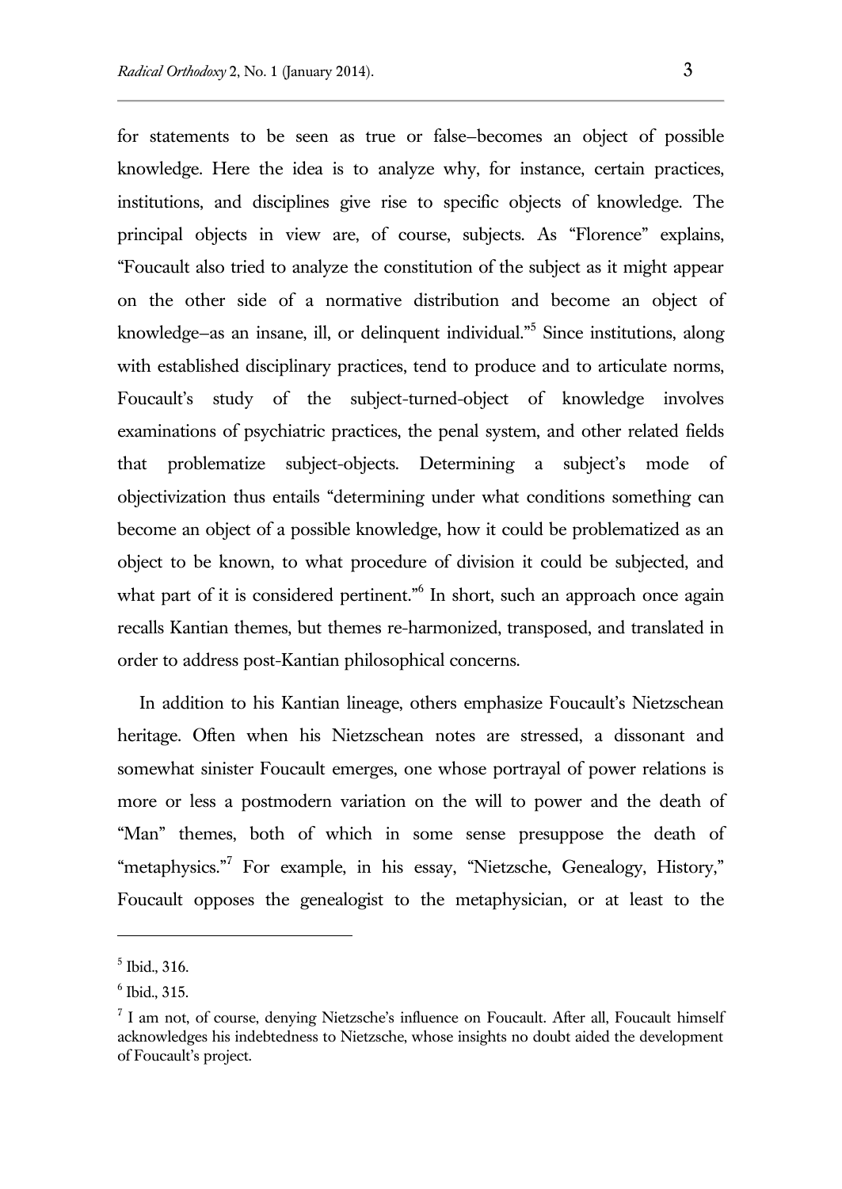for statements to be seen as true or false–becomes an object of possible knowledge. Here the idea is to analyze why, for instance, certain practices, institutions, and disciplines give rise to specific objects of knowledge. The principal objects in view are, of course, subjects. As "Florence" explains, "Foucault also tried to analyze the constitution of the subject as it might appear on the other side of a normative distribution and become an object of knowledge–as an insane, ill, or delinquent individual."[5] Since institutions, along with established disciplinary practices, tend to produce and to articulate norms, Foucault's study of the subject-turned-object of knowledge involves examinations of psychiatric practices, the penal system, and other related fields that problematize subject-objects. Determining a subject's mode of objectivization thus entails "determining under what conditions something can become an object of a possible knowledge, how it could be problematized as an object to be known, to what procedure of division it could be subjected, and what part of it is considered pertinent."[6] In short, such an approach once again recalls Kantian themes, but themes re-harmonized, transposed, and translated in order to address post-Kantian philosophical concerns.

In addition to his Kantian lineage, others emphasize Foucault's Nietzschean heritage. Often when his Nietzschean notes are stressed, a dissonant and somewhat sinister Foucault emerges, one whose portrayal of power relations is more or less a postmodern variation on the will to power and the death of "Man" themes, both of which in some sense presuppose the death of "metaphysics."[7] For example, in his essay, "Nietzsche, Genealogy, History," Foucault opposes the genealogist to the metaphysician, or at least to the

---

[5] Ibid., 316.

[6] Ibid., 315.

[7] I am not, of course, denying Nietzsche's influence on Foucault. After all, Foucault himself acknowledges his indebtedness to Nietzsche, whose insights no doubt aided the development of Foucault's project.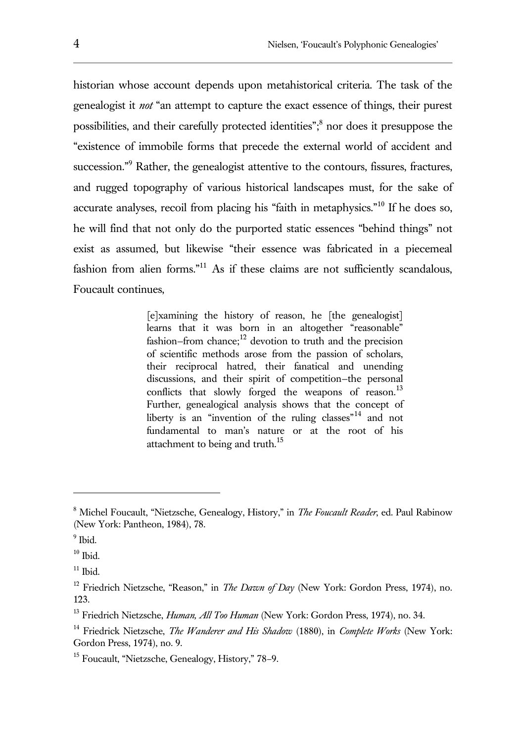historian whose account depends upon metahistorical criteria. The task of the genealogist it *not* "an attempt to capture the exact essence of things, their purest possibilities, and their carefully protected identities";[8] nor does it presuppose the "existence of immobile forms that precede the external world of accident and succession."[9] Rather, the genealogist attentive to the contours, fissures, fractures, and rugged topography of various historical landscapes must, for the sake of accurate analyses, recoil from placing his "faith in metaphysics."[10] If he does so, he will find that not only do the purported static essences "behind things" not exist as assumed, but likewise "their essence was fabricated in a piecemeal fashion from alien forms."[11] As if these claims are not sufficiently scandalous, Foucault continues,

> [e]xamining the history of reason, he [the genealogist] learns that it was born in an altogether "reasonable" fashion–from chance;[12] devotion to truth and the precision of scientific methods arose from the passion of scholars, their reciprocal hatred, their fanatical and unending discussions, and their spirit of competition–the personal conflicts that slowly forged the weapons of reason.[13] Further, genealogical analysis shows that the concept of liberty is an "invention of the ruling classes"[14] and not fundamental to man's nature or at the root of his attachment to being and truth.[15]

---

[8] Michel Foucault, "Nietzsche, Genealogy, History," in *The Foucault Reader*, ed. Paul Rabinow (New York: Pantheon, 1984), 78.

[9] Ibid.

[10] Ibid.

[11] Ibid.

[12] Friedrich Nietzsche, "Reason," in *The Dawn of Day* (New York: Gordon Press, 1974), no. 123.

[13] Friedrich Nietzsche, *Human, All Too Human* (New York: Gordon Press, 1974), no. 34.

[14] Friedrick Nietzsche, *The Wanderer and His Shadow* (1880), in *Complete Works* (New York: Gordon Press, 1974), no. 9.

[15] Foucault, "Nietzsche, Genealogy, History," 78–9.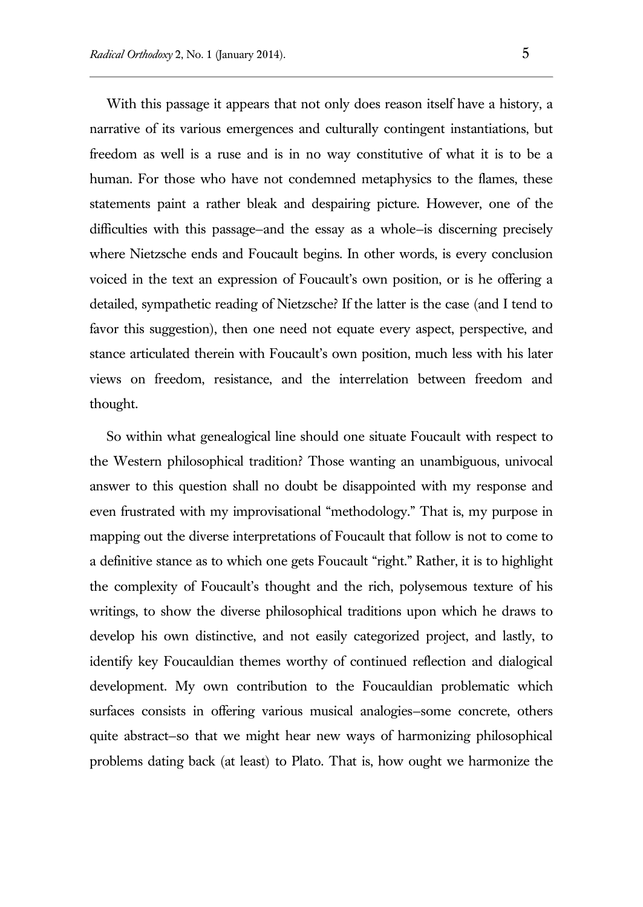With this passage it appears that not only does reason itself have a history, a narrative of its various emergences and culturally contingent instantiations, but freedom as well is a ruse and is in no way constitutive of what it is to be a human. For those who have not condemned metaphysics to the flames, these statements paint a rather bleak and despairing picture. However, one of the difficulties with this passage–and the essay as a whole–is discerning precisely where Nietzsche ends and Foucault begins. In other words, is every conclusion voiced in the text an expression of Foucault's own position, or is he offering a detailed, sympathetic reading of Nietzsche? If the latter is the case (and I tend to favor this suggestion), then one need not equate every aspect, perspective, and stance articulated therein with Foucault's own position, much less with his later views on freedom, resistance, and the interrelation between freedom and thought.

So within what genealogical line should one situate Foucault with respect to the Western philosophical tradition? Those wanting an unambiguous, univocal answer to this question shall no doubt be disappointed with my response and even frustrated with my improvisational "methodology." That is, my purpose in mapping out the diverse interpretations of Foucault that follow is not to come to a definitive stance as to which one gets Foucault "right." Rather, it is to highlight the complexity of Foucault's thought and the rich, polysemous texture of his writings, to show the diverse philosophical traditions upon which he draws to develop his own distinctive, and not easily categorized project, and lastly, to identify key Foucauldian themes worthy of continued reflection and dialogical development. My own contribution to the Foucauldian problematic which surfaces consists in offering various musical analogies–some concrete, others quite abstract–so that we might hear new ways of harmonizing philosophical problems dating back (at least) to Plato. That is, how ought we harmonize the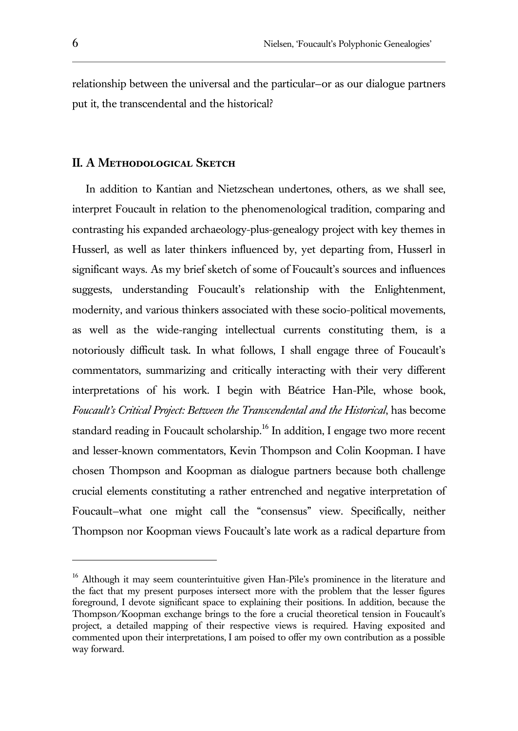relationship between the universal and the particular—or as our dialogue partners put it, the transcendental and the historical?

## II. A Methodological Sketch

In addition to Kantian and Nietzschean undertones, others, as we shall see, interpret Foucault in relation to the phenomenological tradition, comparing and contrasting his expanded archaeology-plus-genealogy project with key themes in Husserl, as well as later thinkers influenced by, yet departing from, Husserl in significant ways. As my brief sketch of some of Foucault's sources and influences suggests, understanding Foucault's relationship with the Enlightenment, modernity, and various thinkers associated with these socio-political movements, as well as the wide-ranging intellectual currents constituting them, is a notoriously difficult task. In what follows, I shall engage three of Foucault's commentators, summarizing and critically interacting with their very different interpretations of his work. I begin with Béatrice Han-Pile, whose book, *Foucault's Critical Project: Between the Transcendental and the Historical*, has become standard reading in Foucault scholarship.[16] In addition, I engage two more recent and lesser-known commentators, Kevin Thompson and Colin Koopman. I have chosen Thompson and Koopman as dialogue partners because both challenge crucial elements constituting a rather entrenched and negative interpretation of Foucault—what one might call the "consensus" view. Specifically, neither Thompson nor Koopman views Foucault's late work as a radical departure from

---

[16] Although it may seem counterintuitive given Han-Pile's prominence in the literature and the fact that my present purposes intersect more with the problem that the lesser figures foreground, I devote significant space to explaining their positions. In addition, because the Thompson/Koopman exchange brings to the fore a crucial theoretical tension in Foucault's project, a detailed mapping of their respective views is required. Having exposited and commented upon their interpretations, I am poised to offer my own contribution as a possible way forward.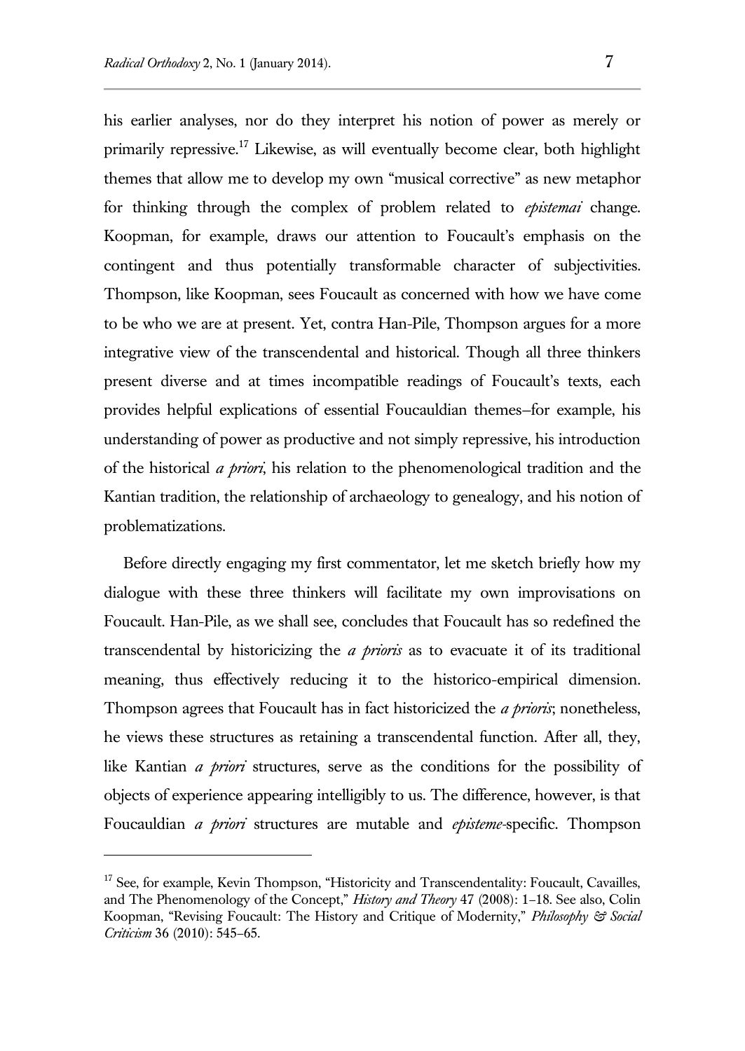his earlier analyses, nor do they interpret his notion of power as merely or primarily repressive.[17] Likewise, as will eventually become clear, both highlight themes that allow me to develop my own "musical corrective" as new metaphor for thinking through the complex of problem related to *epistemai* change. Koopman, for example, draws our attention to Foucault's emphasis on the contingent and thus potentially transformable character of subjectivities. Thompson, like Koopman, sees Foucault as concerned with how we have come to be who we are at present. Yet, contra Han-Pile, Thompson argues for a more integrative view of the transcendental and historical. Though all three thinkers present diverse and at times incompatible readings of Foucault's texts, each provides helpful explications of essential Foucauldian themes–for example, his understanding of power as productive and not simply repressive, his introduction of the historical *a priori*, his relation to the phenomenological tradition and the Kantian tradition, the relationship of archaeology to genealogy, and his notion of problematizations.

Before directly engaging my first commentator, let me sketch briefly how my dialogue with these three thinkers will facilitate my own improvisations on Foucault. Han-Pile, as we shall see, concludes that Foucault has so redefined the transcendental by historicizing the *a prioris* as to evacuate it of its traditional meaning, thus effectively reducing it to the historico-empirical dimension. Thompson agrees that Foucault has in fact historicized the *a prioris*; nonetheless, he views these structures as retaining a transcendental function. After all, they, like Kantian *a priori* structures, serve as the conditions for the possibility of objects of experience appearing intelligibly to us. The difference, however, is that Foucauldian *a priori* structures are mutable and *episteme*-specific. Thompson

---

[17] See, for example, Kevin Thompson, "Historicity and Transcendentality: Foucault, Cavailles, and The Phenomenology of the Concept," *History and Theory* 47 (2008): 1–18. See also, Colin Koopman, "Revising Foucault: The History and Critique of Modernity," *Philosophy & Social Criticism* 36 (2010): 545–65.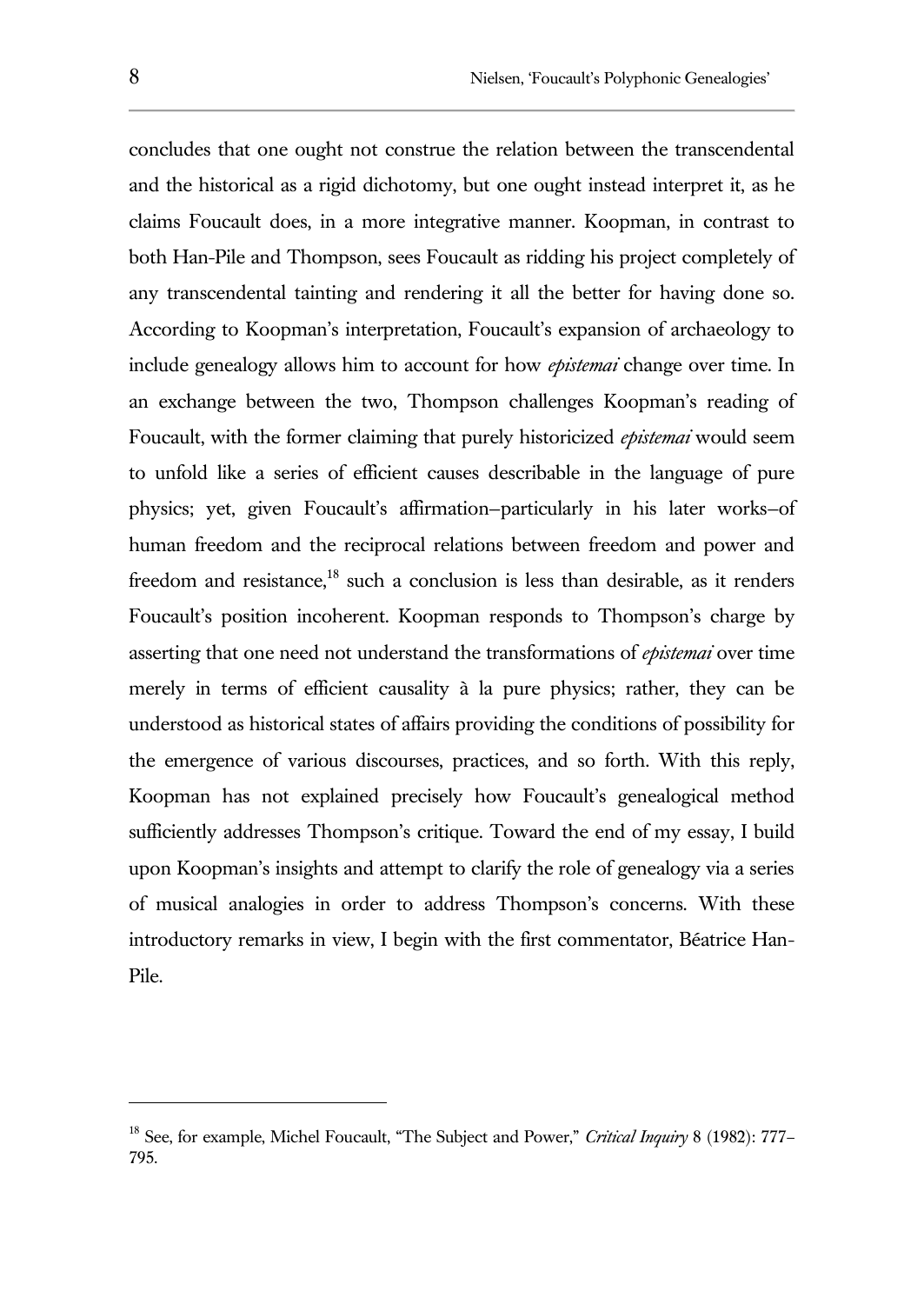concludes that one ought not construe the relation between the transcendental and the historical as a rigid dichotomy, but one ought instead interpret it, as he claims Foucault does, in a more integrative manner. Koopman, in contrast to both Han-Pile and Thompson, sees Foucault as ridding his project completely of any transcendental tainting and rendering it all the better for having done so. According to Koopman's interpretation, Foucault's expansion of archaeology to include genealogy allows him to account for how *epistemai* change over time. In an exchange between the two, Thompson challenges Koopman's reading of Foucault, with the former claiming that purely historicized *epistemai* would seem to unfold like a series of efficient causes describable in the language of pure physics; yet, given Foucault's affirmation–particularly in his later works–of human freedom and the reciprocal relations between freedom and power and freedom and resistance,[18] such a conclusion is less than desirable, as it renders Foucault's position incoherent. Koopman responds to Thompson's charge by asserting that one need not understand the transformations of *epistemai* over time merely in terms of efficient causality à la pure physics; rather, they can be understood as historical states of affairs providing the conditions of possibility for the emergence of various discourses, practices, and so forth. With this reply, Koopman has not explained precisely how Foucault's genealogical method sufficiently addresses Thompson's critique. Toward the end of my essay, I build upon Koopman's insights and attempt to clarify the role of genealogy via a series of musical analogies in order to address Thompson's concerns. With these introductory remarks in view, I begin with the first commentator, Béatrice Han-Pile.

[18] See, for example, Michel Foucault, "The Subject and Power," *Critical Inquiry* 8 (1982): 777–795.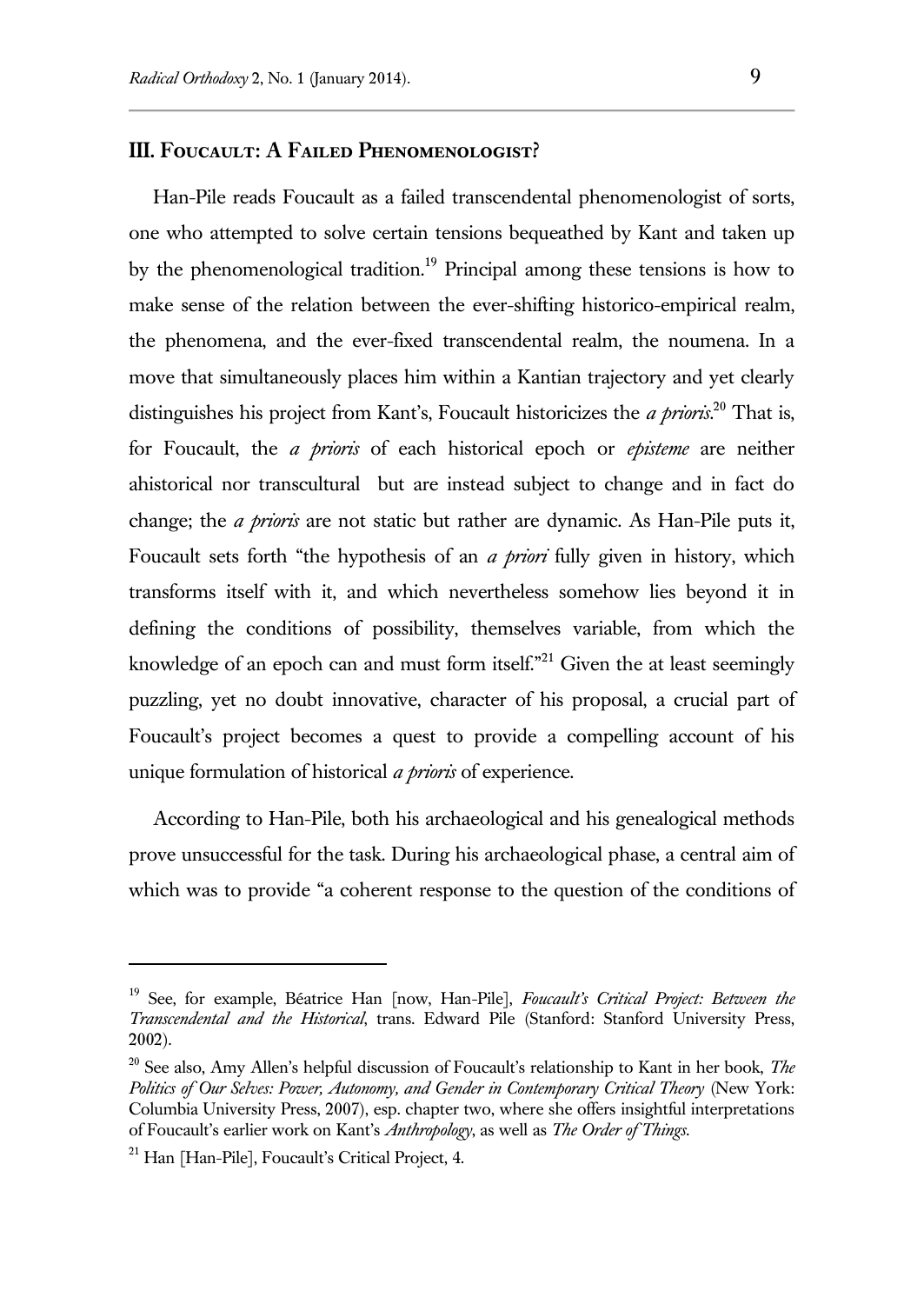## III. Foucault: A Failed Phenomenologist?

Han-Pile reads Foucault as a failed transcendental phenomenologist of sorts, one who attempted to solve certain tensions bequeathed by Kant and taken up by the phenomenological tradition.[19] Principal among these tensions is how to make sense of the relation between the ever-shifting historico-empirical realm, the phenomena, and the ever-fixed transcendental realm, the noumena. In a move that simultaneously places him within a Kantian trajectory and yet clearly distinguishes his project from Kant's, Foucault historicizes the *a prioris*.[20] That is, for Foucault, the *a prioris* of each historical epoch or *episteme* are neither ahistorical nor transcultural but are instead subject to change and in fact do change; the *a prioris* are not static but rather are dynamic. As Han-Pile puts it, Foucault sets forth "the hypothesis of an *a priori* fully given in history, which transforms itself with it, and which nevertheless somehow lies beyond it in defining the conditions of possibility, themselves variable, from which the knowledge of an epoch can and must form itself."[21] Given the at least seemingly puzzling, yet no doubt innovative, character of his proposal, a crucial part of Foucault's project becomes a quest to provide a compelling account of his unique formulation of historical *a prioris* of experience.

According to Han-Pile, both his archaeological and his genealogical methods prove unsuccessful for the task. During his archaeological phase, a central aim of which was to provide "a coherent response to the question of the conditions of

---

[19] See, for example, Béatrice Han [now, Han-Pile], *Foucault's Critical Project: Between the Transcendental and the Historical*, trans. Edward Pile (Stanford: Stanford University Press, 2002).

[20] See also, Amy Allen's helpful discussion of Foucault's relationship to Kant in her book, *The Politics of Our Selves: Power, Autonomy, and Gender in Contemporary Critical Theory* (New York: Columbia University Press, 2007), esp. chapter two, where she offers insightful interpretations of Foucault's earlier work on Kant's *Anthropology*, as well as *The Order of Things*.

[21] Han [Han-Pile], Foucault's Critical Project, 4.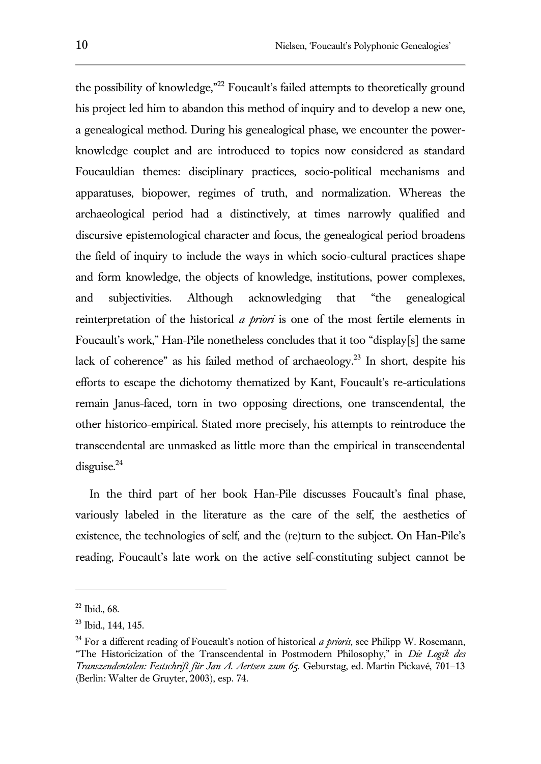the possibility of knowledge,"[22] Foucault's failed attempts to theoretically ground his project led him to abandon this method of inquiry and to develop a new one, a genealogical method. During his genealogical phase, we encounter the power-knowledge couplet and are introduced to topics now considered as standard Foucauldian themes: disciplinary practices, socio-political mechanisms and apparatuses, biopower, regimes of truth, and normalization. Whereas the archaeological period had a distinctively, at times narrowly qualified and discursive epistemological character and focus, the genealogical period broadens the field of inquiry to include the ways in which socio-cultural practices shape and form knowledge, the objects of knowledge, institutions, power complexes, and subjectivities. Although acknowledging that "the genealogical reinterpretation of the historical *a priori* is one of the most fertile elements in Foucault's work," Han-Pile nonetheless concludes that it too "display[s] the same lack of coherence" as his failed method of archaeology.[23] In short, despite his efforts to escape the dichotomy thematized by Kant, Foucault's re-articulations remain Janus-faced, torn in two opposing directions, one transcendental, the other historico-empirical. Stated more precisely, his attempts to reintroduce the transcendental are unmasked as little more than the empirical in transcendental disguise.[24]

In the third part of her book Han-Pile discusses Foucault's final phase, variously labeled in the literature as the care of the self, the aesthetics of existence, the technologies of self, and the (re)turn to the subject. On Han-Pile's reading, Foucault's late work on the active self-constituting subject cannot be

---

[22] Ibid., 68.

[23] Ibid., 144, 145.

[24] For a different reading of Foucault's notion of historical *a prioris*, see Philipp W. Rosemann, "The Historicization of the Transcendental in Postmodern Philosophy," in *Die Logik des Transzendentalen: Festschrift für Jan A. Aertsen zum 65.* Geburstag, ed. Martin Pickavé, 701–13 (Berlin: Walter de Gruyter, 2003), esp. 74.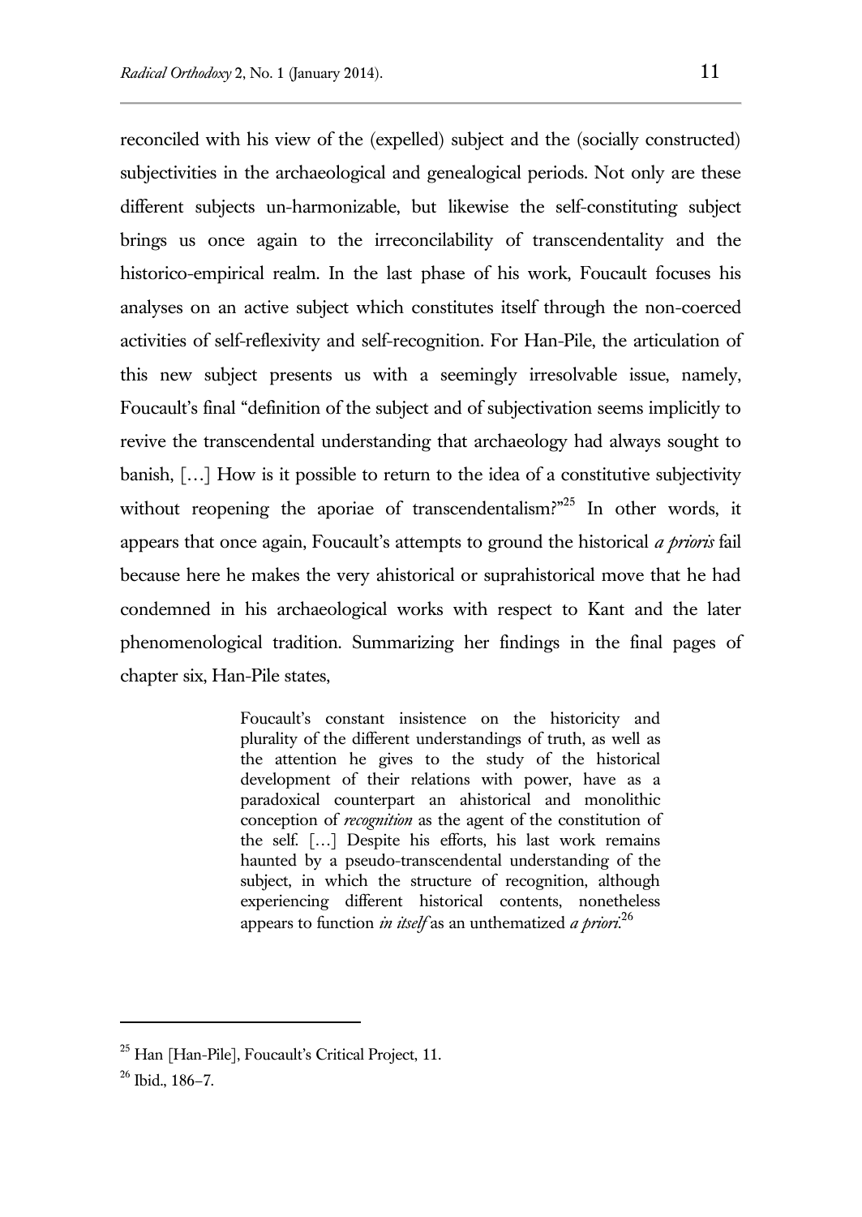reconciled with his view of the (expelled) subject and the (socially constructed) subjectivities in the archaeological and genealogical periods. Not only are these different subjects un-harmonizable, but likewise the self-constituting subject brings us once again to the irreconcilability of transcendentality and the historico-empirical realm. In the last phase of his work, Foucault focuses his analyses on an active subject which constitutes itself through the non-coerced activities of self-reflexivity and self-recognition. For Han-Pile, the articulation of this new subject presents us with a seemingly irresolvable issue, namely, Foucault's final "definition of the subject and of subjectivation seems implicitly to revive the transcendental understanding that archaeology had always sought to banish, […] How is it possible to return to the idea of a constitutive subjectivity without reopening the aporiae of transcendentalism?"[25] In other words, it appears that once again, Foucault's attempts to ground the historical *a prioris* fail because here he makes the very ahistorical or suprahistorical move that he had condemned in his archaeological works with respect to Kant and the later phenomenological tradition. Summarizing her findings in the final pages of chapter six, Han-Pile states,

> Foucault's constant insistence on the historicity and plurality of the different understandings of truth, as well as the attention he gives to the study of the historical development of their relations with power, have as a paradoxical counterpart an ahistorical and monolithic conception of *recognition* as the agent of the constitution of the self. […] Despite his efforts, his last work remains haunted by a pseudo-transcendental understanding of the subject, in which the structure of recognition, although experiencing different historical contents, nonetheless appears to function *in itself* as an unthematized *a priori*.[26]

---

[25] Han [Han-Pile], Foucault's Critical Project, 11.

[26] Ibid., 186–7.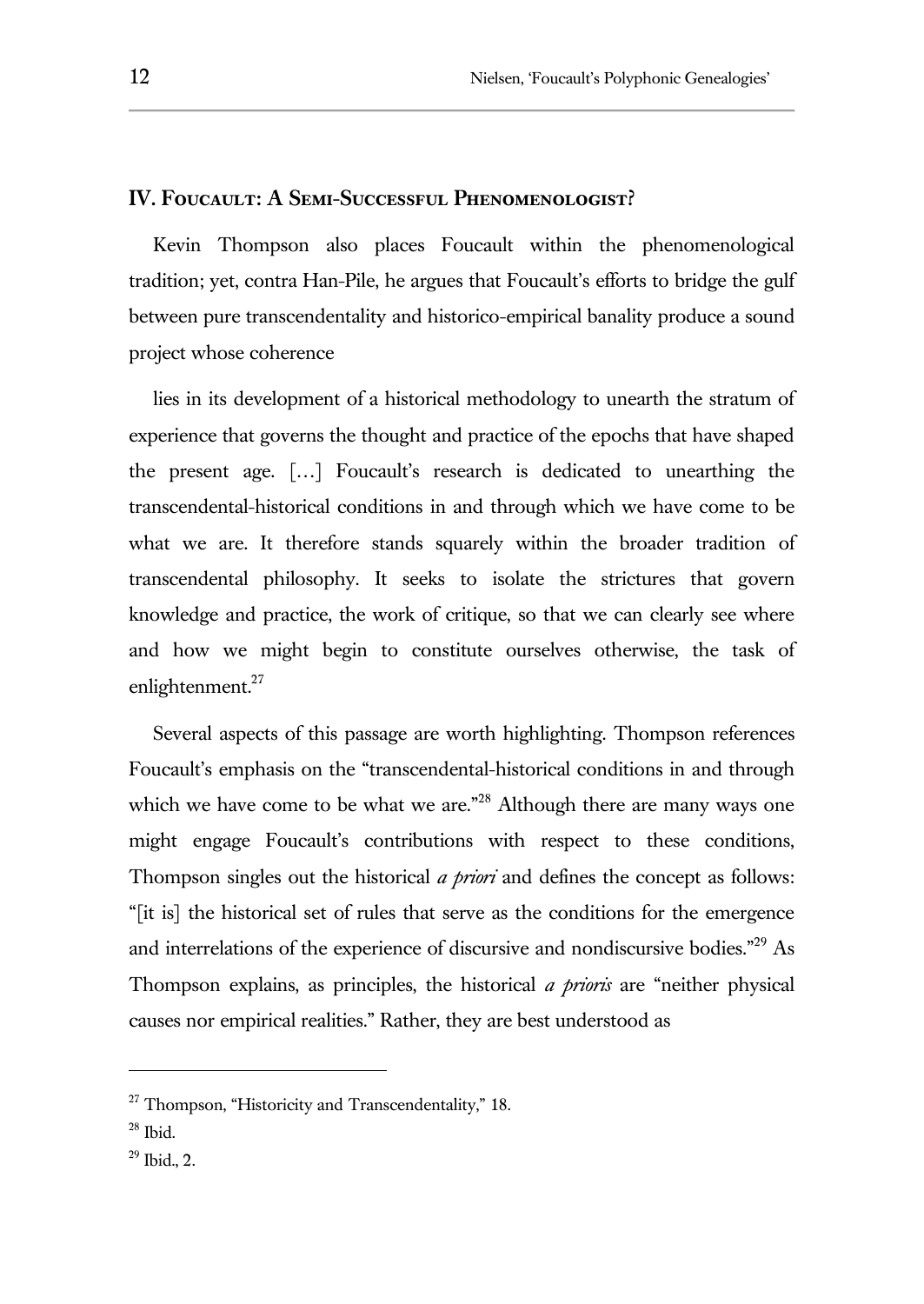## IV. Foucault: A Semi-Successful Phenomenologist?

Kevin Thompson also places Foucault within the phenomenological tradition; yet, contra Han-Pile, he argues that Foucault's efforts to bridge the gulf between pure transcendentality and historico-empirical banality produce a sound project whose coherence

> lies in its development of a historical methodology to unearth the stratum of experience that governs the thought and practice of the epochs that have shaped the present age. […] Foucault's research is dedicated to unearthing the transcendental-historical conditions in and through which we have come to be what we are. It therefore stands squarely within the broader tradition of transcendental philosophy. It seeks to isolate the strictures that govern knowledge and practice, the work of critique, so that we can clearly see where and how we might begin to constitute ourselves otherwise, the task of enlightenment.[27]

Several aspects of this passage are worth highlighting. Thompson references Foucault's emphasis on the "transcendental-historical conditions in and through which we have come to be what we are."[28] Although there are many ways one might engage Foucault's contributions with respect to these conditions, Thompson singles out the historical *a priori* and defines the concept as follows: "[it is] the historical set of rules that serve as the conditions for the emergence and interrelations of the experience of discursive and nondiscursive bodies."[29] As Thompson explains, as principles, the historical *a prioris* are "neither physical causes nor empirical realities." Rather, they are best understood as

---

[27] Thompson, "Historicity and Transcendentality," 18.

[28] Ibid.

[29] Ibid., 2.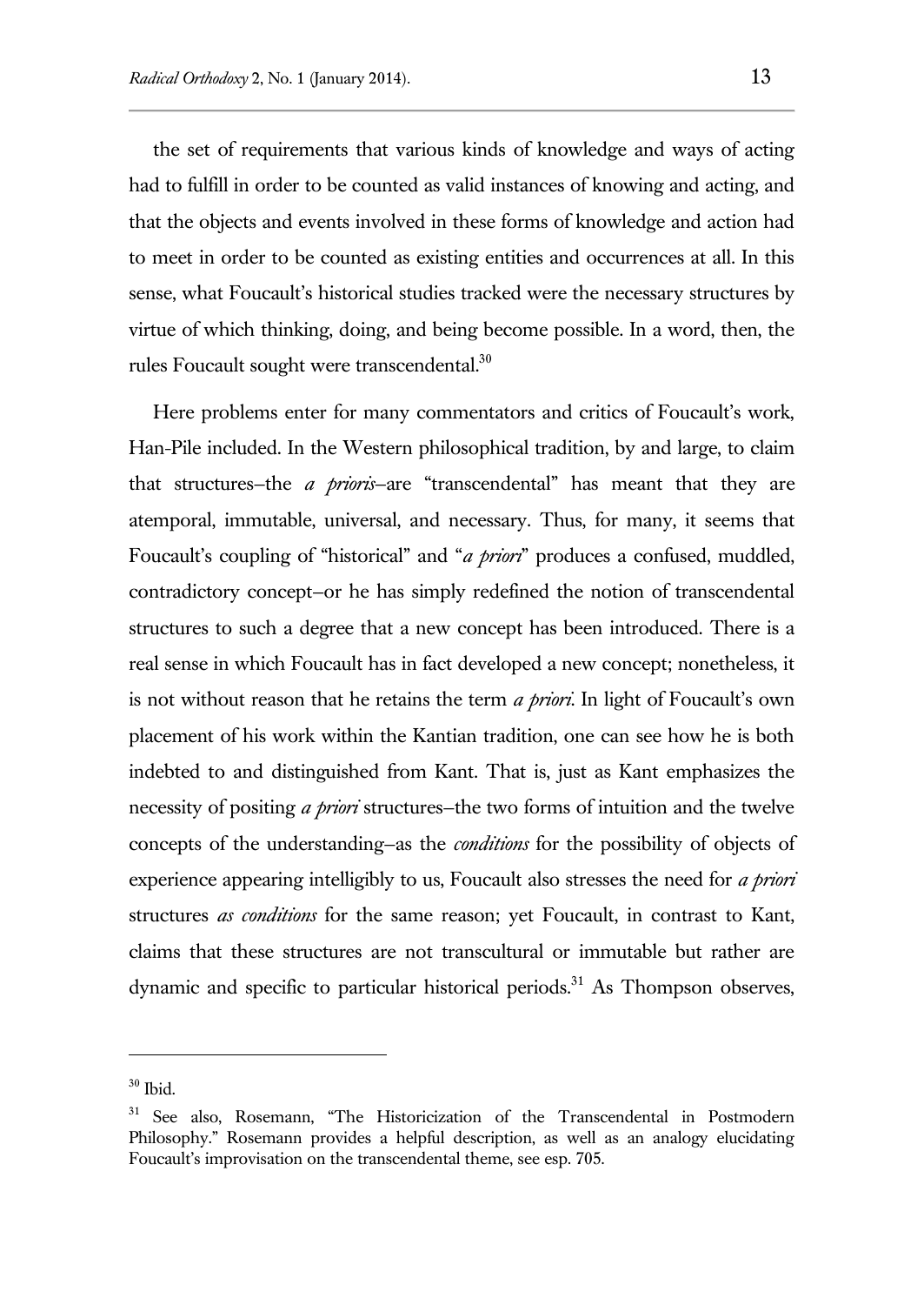the set of requirements that various kinds of knowledge and ways of acting had to fulfill in order to be counted as valid instances of knowing and acting, and that the objects and events involved in these forms of knowledge and action had to meet in order to be counted as existing entities and occurrences at all. In this sense, what Foucault's historical studies tracked were the necessary structures by virtue of which thinking, doing, and being become possible. In a word, then, the rules Foucault sought were transcendental.[30]

Here problems enter for many commentators and critics of Foucault's work, Han-Pile included. In the Western philosophical tradition, by and large, to claim that structures–the *a prioris*–are "transcendental" has meant that they are atemporal, immutable, universal, and necessary. Thus, for many, it seems that Foucault's coupling of "historical" and "*a priori*" produces a confused, muddled, contradictory concept–or he has simply redefined the notion of transcendental structures to such a degree that a new concept has been introduced. There is a real sense in which Foucault has in fact developed a new concept; nonetheless, it is not without reason that he retains the term *a priori*. In light of Foucault's own placement of his work within the Kantian tradition, one can see how he is both indebted to and distinguished from Kant. That is, just as Kant emphasizes the necessity of positing *a priori* structures–the two forms of intuition and the twelve concepts of the understanding–as the *conditions* for the possibility of objects of experience appearing intelligibly to us, Foucault also stresses the need for *a priori* structures *as conditions* for the same reason; yet Foucault, in contrast to Kant, claims that these structures are not transcultural or immutable but rather are dynamic and specific to particular historical periods.[31] As Thompson observes,

---

[30] Ibid.

[31] See also, Rosemann, "The Historicization of the Transcendental in Postmodern Philosophy." Rosemann provides a helpful description, as well as an analogy elucidating Foucault's improvisation on the transcendental theme, see esp. 705.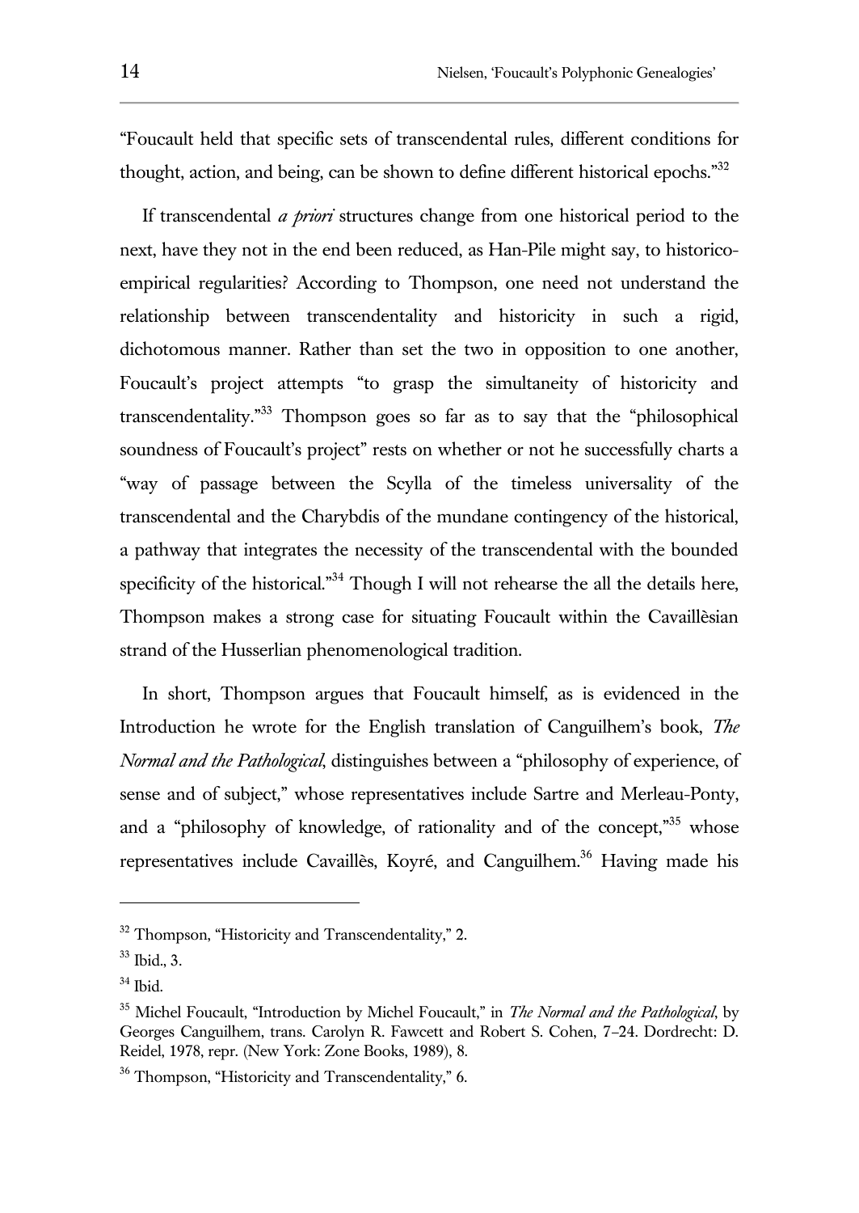"Foucault held that specific sets of transcendental rules, different conditions for thought, action, and being, can be shown to define different historical epochs."[32]

If transcendental *a priori* structures change from one historical period to the next, have they not in the end been reduced, as Han-Pile might say, to historico-empirical regularities? According to Thompson, one need not understand the relationship between transcendentality and historicity in such a rigid, dichotomous manner. Rather than set the two in opposition to one another, Foucault's project attempts "to grasp the simultaneity of historicity and transcendentality."[33] Thompson goes so far as to say that the "philosophical soundness of Foucault's project" rests on whether or not he successfully charts a "way of passage between the Scylla of the timeless universality of the transcendental and the Charybdis of the mundane contingency of the historical, a pathway that integrates the necessity of the transcendental with the bounded specificity of the historical."[34] Though I will not rehearse the all the details here, Thompson makes a strong case for situating Foucault within the Cavaillèsian strand of the Husserlian phenomenological tradition.

In short, Thompson argues that Foucault himself, as is evidenced in the Introduction he wrote for the English translation of Canguilhem's book, *The Normal and the Pathological*, distinguishes between a "philosophy of experience, of sense and of subject," whose representatives include Sartre and Merleau-Ponty, and a "philosophy of knowledge, of rationality and of the concept,"[35] whose representatives include Cavaillès, Koyré, and Canguilhem.[36] Having made his

---

[32] Thompson, "Historicity and Transcendentality," 2.

[33] Ibid., 3.

[34] Ibid.

[35] Michel Foucault, "Introduction by Michel Foucault," in *The Normal and the Pathological*, by Georges Canguilhem, trans. Carolyn R. Fawcett and Robert S. Cohen, 7–24. Dordrecht: D. Reidel, 1978, repr. (New York: Zone Books, 1989), 8.

[36] Thompson, "Historicity and Transcendentality," 6.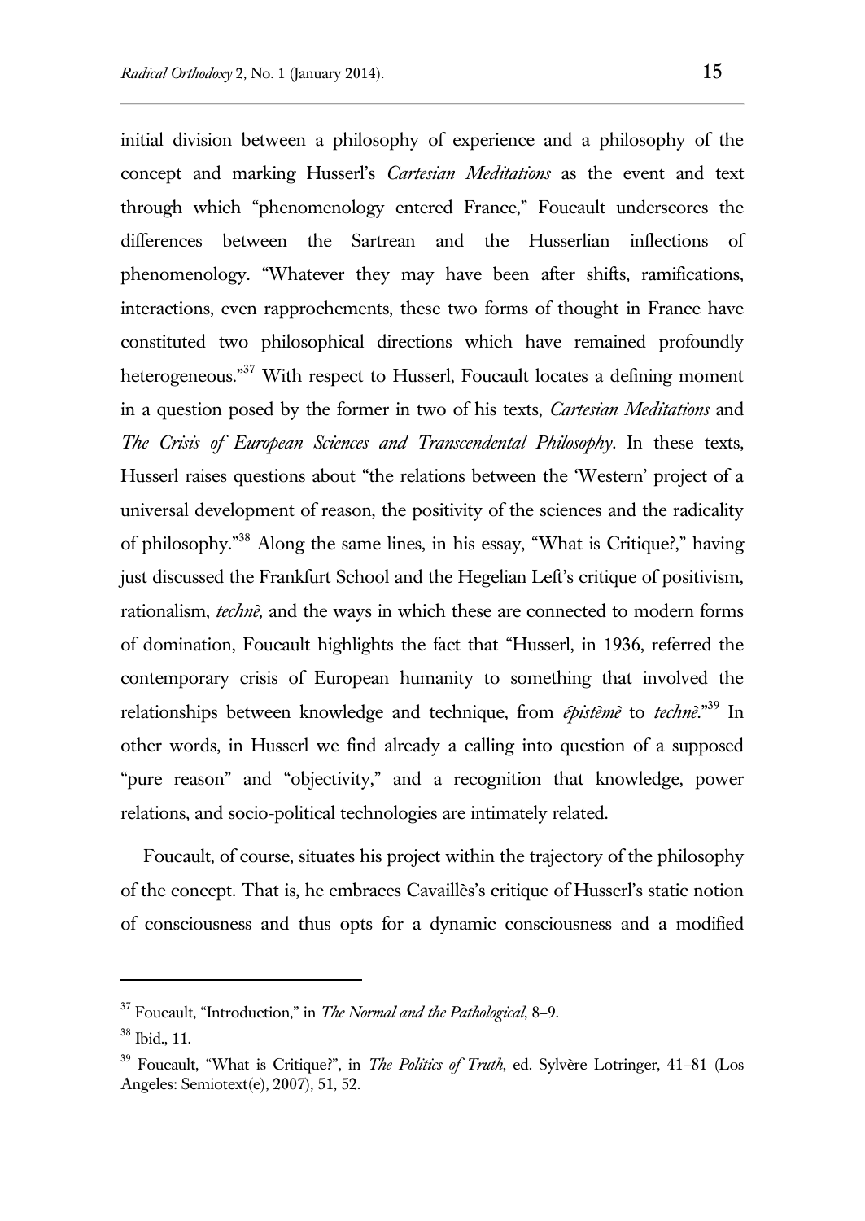initial division between a philosophy of experience and a philosophy of the concept and marking Husserl's *Cartesian Meditations* as the event and text through which "phenomenology entered France," Foucault underscores the differences between the Sartrean and the Husserlian inflections of phenomenology. "Whatever they may have been after shifts, ramifications, interactions, even rapprochements, these two forms of thought in France have constituted two philosophical directions which have remained profoundly heterogeneous."[37] With respect to Husserl, Foucault locates a defining moment in a question posed by the former in two of his texts, *Cartesian Meditations* and *The Crisis of European Sciences and Transcendental Philosophy*. In these texts, Husserl raises questions about "the relations between the 'Western' project of a universal development of reason, the positivity of the sciences and the radicality of philosophy."[38] Along the same lines, in his essay, "What is Critique?," having just discussed the Frankfurt School and the Hegelian Left's critique of positivism, rationalism, *technè,* and the ways in which these are connected to modern forms of domination, Foucault highlights the fact that "Husserl, in 1936, referred the contemporary crisis of European humanity to something that involved the relationships between knowledge and technique, from *épistèmè* to *technè*."[39] In other words, in Husserl we find already a calling into question of a supposed "pure reason" and "objectivity," and a recognition that knowledge, power relations, and socio-political technologies are intimately related.

Foucault, of course, situates his project within the trajectory of the philosophy of the concept. That is, he embraces Cavaillès's critique of Husserl's static notion of consciousness and thus opts for a dynamic consciousness and a modified

---

[37] Foucault, "Introduction," in *The Normal and the Pathological*, 8–9.

[38] Ibid., 11.

[39] Foucault, "What is Critique?", in *The Politics of Truth*, ed. Sylvère Lotringer, 41–81 (Los Angeles: Semiotext(e), 2007), 51, 52.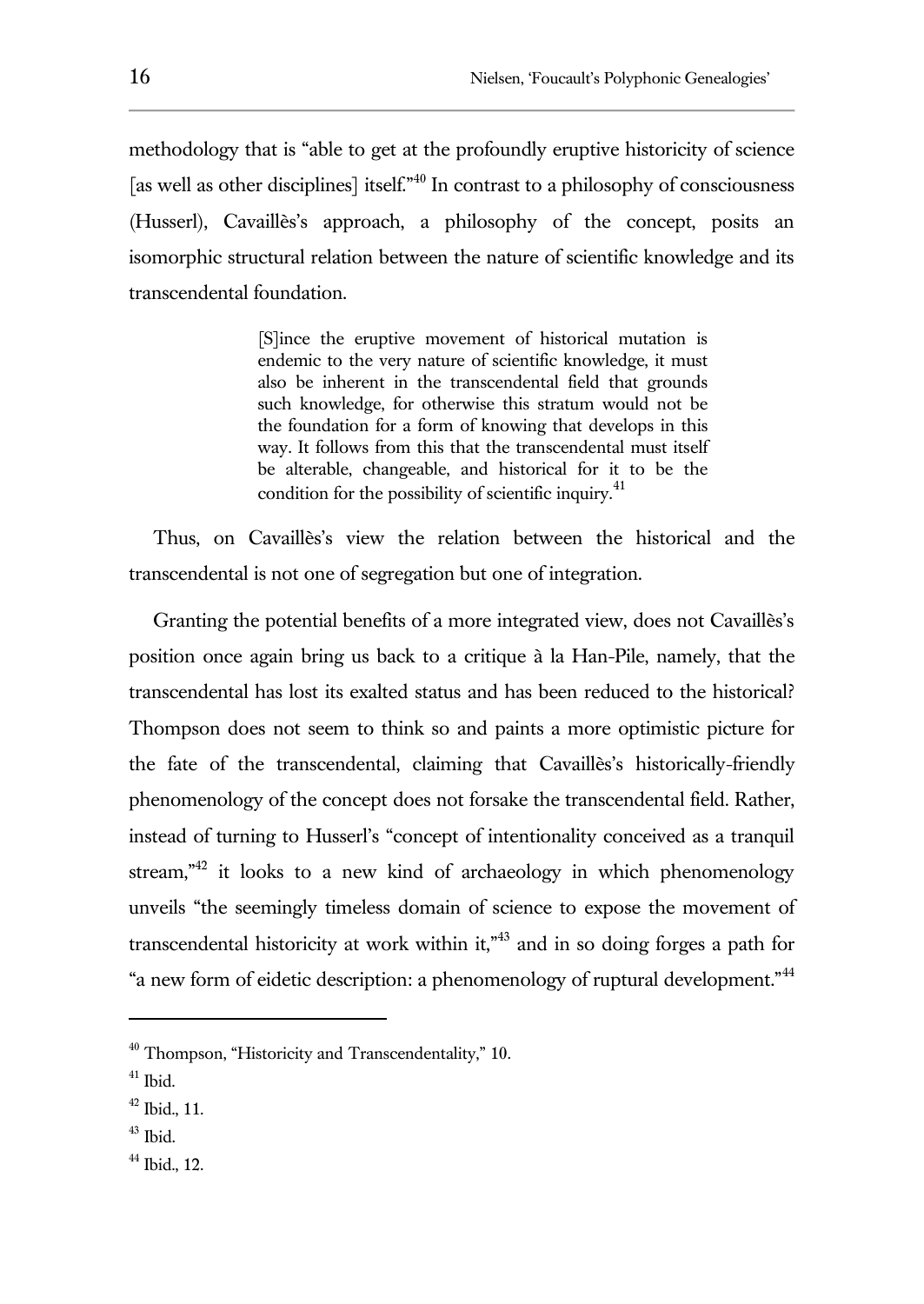methodology that is "able to get at the profoundly eruptive historicity of science [as well as other disciplines] itself."[40] In contrast to a philosophy of consciousness (Husserl), Cavaillès's approach, a philosophy of the concept, posits an isomorphic structural relation between the nature of scientific knowledge and its transcendental foundation.

> [S]ince the eruptive movement of historical mutation is endemic to the very nature of scientific knowledge, it must also be inherent in the transcendental field that grounds such knowledge, for otherwise this stratum would not be the foundation for a form of knowing that develops in this way. It follows from this that the transcendental must itself be alterable, changeable, and historical for it to be the condition for the possibility of scientific inquiry.[41]

Thus, on Cavaillès's view the relation between the historical and the transcendental is not one of segregation but one of integration.

Granting the potential benefits of a more integrated view, does not Cavaillès's position once again bring us back to a critique à la Han-Pile, namely, that the transcendental has lost its exalted status and has been reduced to the historical? Thompson does not seem to think so and paints a more optimistic picture for the fate of the transcendental, claiming that Cavaillès's historically-friendly phenomenology of the concept does not forsake the transcendental field. Rather, instead of turning to Husserl's "concept of intentionality conceived as a tranquil stream,"[42] it looks to a new kind of archaeology in which phenomenology unveils "the seemingly timeless domain of science to expose the movement of transcendental historicity at work within it,"[43] and in so doing forges a path for "a new form of eidetic description: a phenomenology of ruptural development."[44]

---

[40] Thompson, "Historicity and Transcendentality," 10.

[41] Ibid.

[42] Ibid., 11.

[43] Ibid.

[44] Ibid., 12.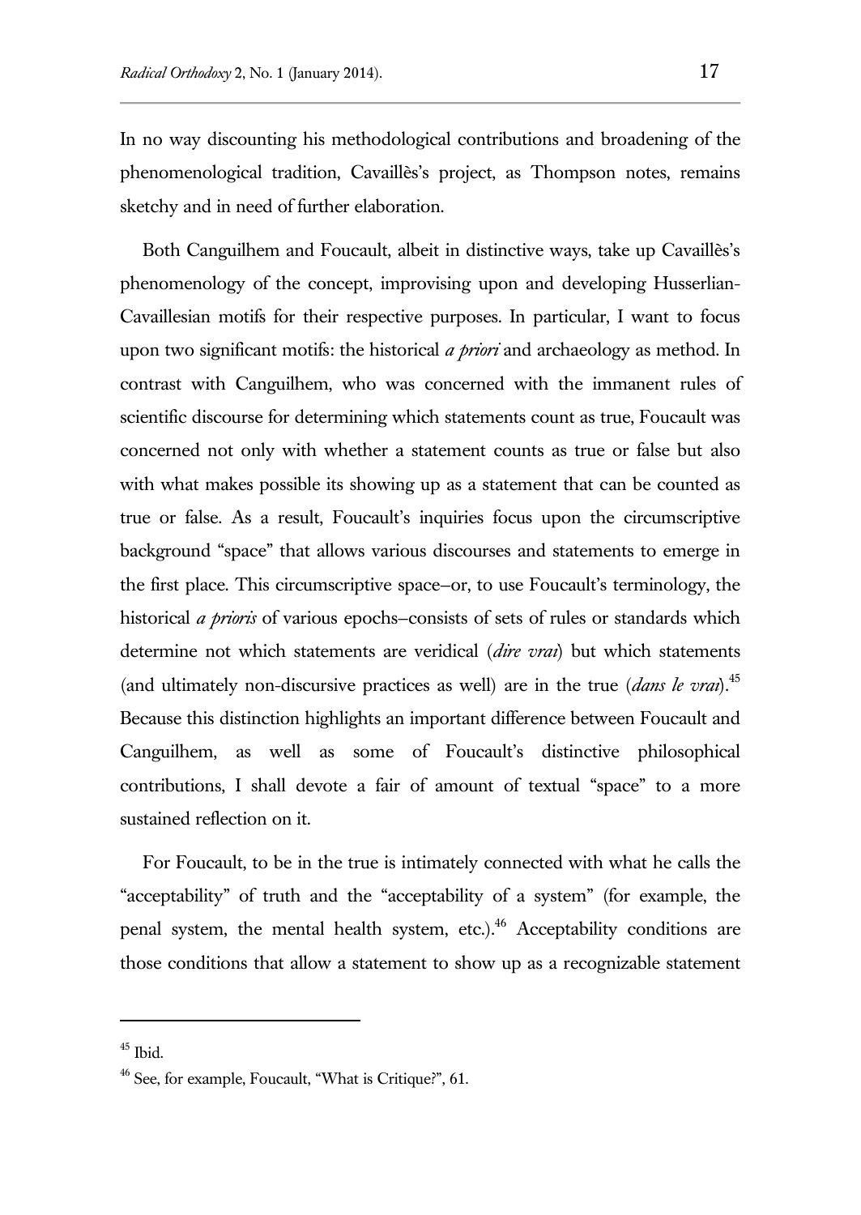In no way discounting his methodological contributions and broadening of the phenomenological tradition, Cavaillès's project, as Thompson notes, remains sketchy and in need of further elaboration.

Both Canguilhem and Foucault, albeit in distinctive ways, take up Cavaillès's phenomenology of the concept, improvising upon and developing Husserlian-Cavaillesian motifs for their respective purposes. In particular, I want to focus upon two significant motifs: the historical *a priori* and archaeology as method. In contrast with Canguilhem, who was concerned with the immanent rules of scientific discourse for determining which statements count as true, Foucault was concerned not only with whether a statement counts as true or false but also with what makes possible its showing up as a statement that can be counted as true or false. As a result, Foucault's inquiries focus upon the circumscriptive background "space" that allows various discourses and statements to emerge in the first place. This circumscriptive space–or, to use Foucault's terminology, the historical *a prioris* of various epochs–consists of sets of rules or standards which determine not which statements are veridical (*dire vrai*) but which statements (and ultimately non-discursive practices as well) are in the true (*dans le vrai*).[45] Because this distinction highlights an important difference between Foucault and Canguilhem, as well as some of Foucault's distinctive philosophical contributions, I shall devote a fair of amount of textual "space" to a more sustained reflection on it.

For Foucault, to be in the true is intimately connected with what he calls the "acceptability" of truth and the "acceptability of a system" (for example, the penal system, the mental health system, etc.).[46] Acceptability conditions are those conditions that allow a statement to show up as a recognizable statement

---

[45] Ibid.

[46] See, for example, Foucault, "What is Critique?", 61.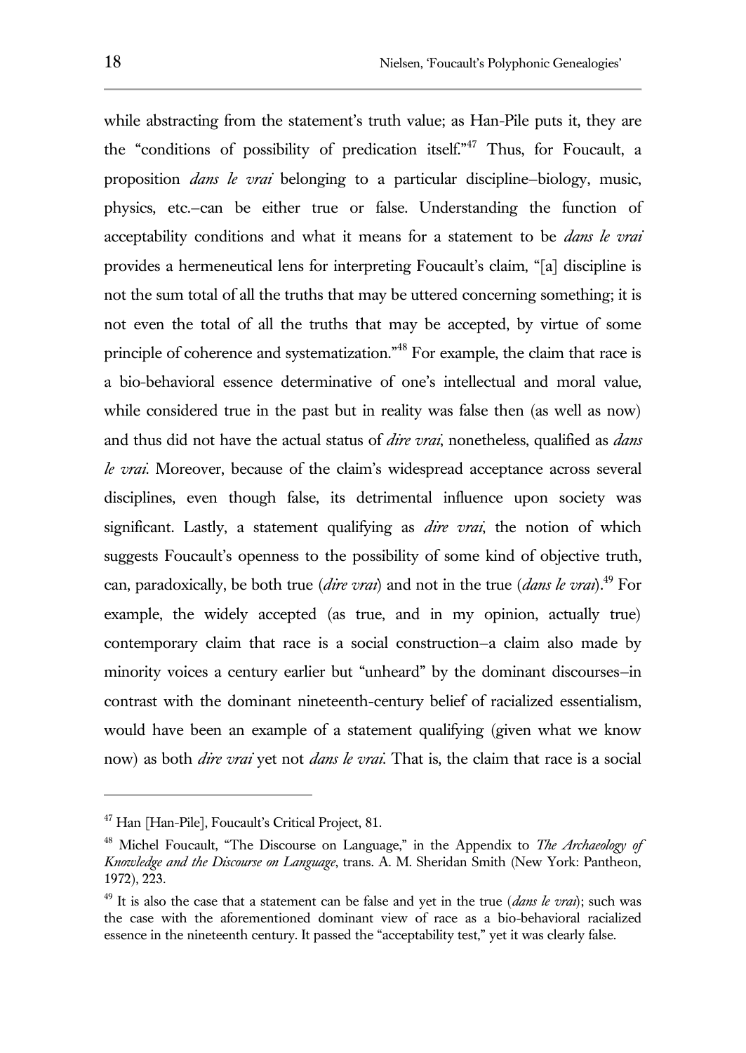while abstracting from the statement's truth value; as Han-Pile puts it, they are the "conditions of possibility of predication itself."[47] Thus, for Foucault, a proposition *dans le vrai* belonging to a particular discipline–biology, music, physics, etc.–can be either true or false. Understanding the function of acceptability conditions and what it means for a statement to be *dans le vrai* provides a hermeneutical lens for interpreting Foucault's claim, "[a] discipline is not the sum total of all the truths that may be uttered concerning something; it is not even the total of all the truths that may be accepted, by virtue of some principle of coherence and systematization."[48] For example, the claim that race is a bio-behavioral essence determinative of one's intellectual and moral value, while considered true in the past but in reality was false then (as well as now) and thus did not have the actual status of *dire vrai*, nonetheless, qualified as *dans le vrai*. Moreover, because of the claim's widespread acceptance across several disciplines, even though false, its detrimental influence upon society was significant. Lastly, a statement qualifying as *dire vrai*, the notion of which suggests Foucault's openness to the possibility of some kind of objective truth, can, paradoxically, be both true (*dire vrai*) and not in the true (*dans le vrai*).[49] For example, the widely accepted (as true, and in my opinion, actually true) contemporary claim that race is a social construction–a claim also made by minority voices a century earlier but "unheard" by the dominant discourses–in contrast with the dominant nineteenth-century belief of racialized essentialism, would have been an example of a statement qualifying (given what we know now) as both *dire vrai* yet not *dans le vrai*. That is, the claim that race is a social

---

[47] Han [Han-Pile], Foucault's Critical Project, 81.

[48] Michel Foucault, "The Discourse on Language," in the Appendix to *The Archaeology of Knowledge and the Discourse on Language*, trans. A. M. Sheridan Smith (New York: Pantheon, 1972), 223.

[49] It is also the case that a statement can be false and yet in the true (*dans le vrai*); such was the case with the aforementioned dominant view of race as a bio-behavioral racialized essence in the nineteenth century. It passed the "acceptability test," yet it was clearly false.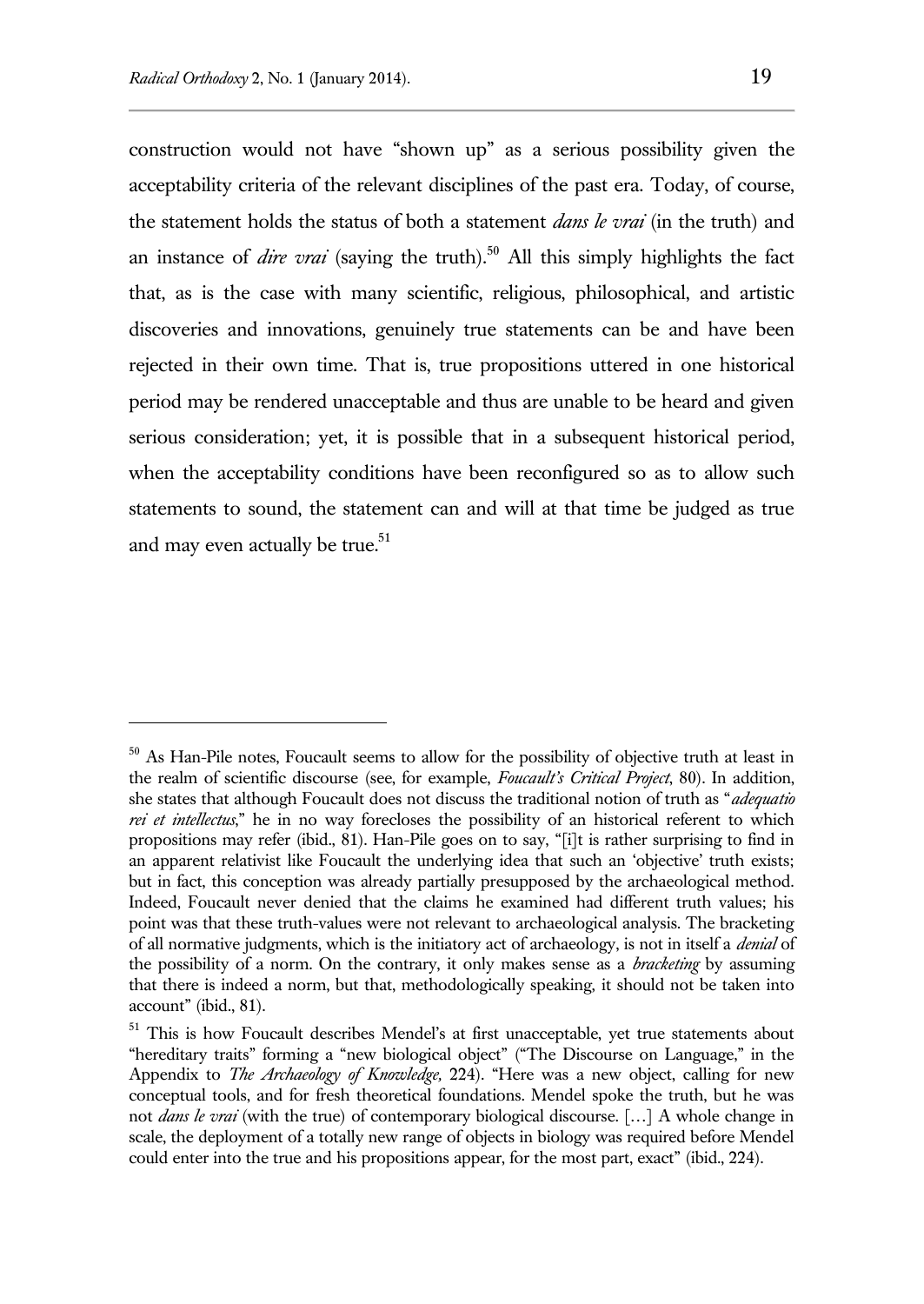construction would not have "shown up" as a serious possibility given the acceptability criteria of the relevant disciplines of the past era. Today, of course, the statement holds the status of both a statement *dans le vrai* (in the truth) and an instance of *dire vrai* (saying the truth).[50] All this simply highlights the fact that, as is the case with many scientific, religious, philosophical, and artistic discoveries and innovations, genuinely true statements can be and have been rejected in their own time. That is, true propositions uttered in one historical period may be rendered unacceptable and thus are unable to be heard and given serious consideration; yet, it is possible that in a subsequent historical period, when the acceptability conditions have been reconfigured so as to allow such statements to sound, the statement can and will at that time be judged as true and may even actually be true.[51]

---

[50] As Han-Pile notes, Foucault seems to allow for the possibility of objective truth at least in the realm of scientific discourse (see, for example, *Foucault's Critical Project*, 80). In addition, she states that although Foucault does not discuss the traditional notion of truth as "*adequatio rei et intellectus*," he in no way forecloses the possibility of an historical referent to which propositions may refer (ibid., 81). Han-Pile goes on to say, "[i]t is rather surprising to find in an apparent relativist like Foucault the underlying idea that such an 'objective' truth exists; but in fact, this conception was already partially presupposed by the archaeological method. Indeed, Foucault never denied that the claims he examined had different truth values; his point was that these truth-values were not relevant to archaeological analysis. The bracketing of all normative judgments, which is the initiatory act of archaeology, is not in itself a *denial* of the possibility of a norm. On the contrary, it only makes sense as a *bracketing* by assuming that there is indeed a norm, but that, methodologically speaking, it should not be taken into account" (ibid., 81).

[51] This is how Foucault describes Mendel's at first unacceptable, yet true statements about "hereditary traits" forming a "new biological object" ("The Discourse on Language," in the Appendix to *The Archaeology of Knowledge,* 224). "Here was a new object, calling for new conceptual tools, and for fresh theoretical foundations. Mendel spoke the truth, but he was not *dans le vrai* (with the true) of contemporary biological discourse. […] A whole change in scale, the deployment of a totally new range of objects in biology was required before Mendel could enter into the true and his propositions appear, for the most part, exact" (ibid., 224).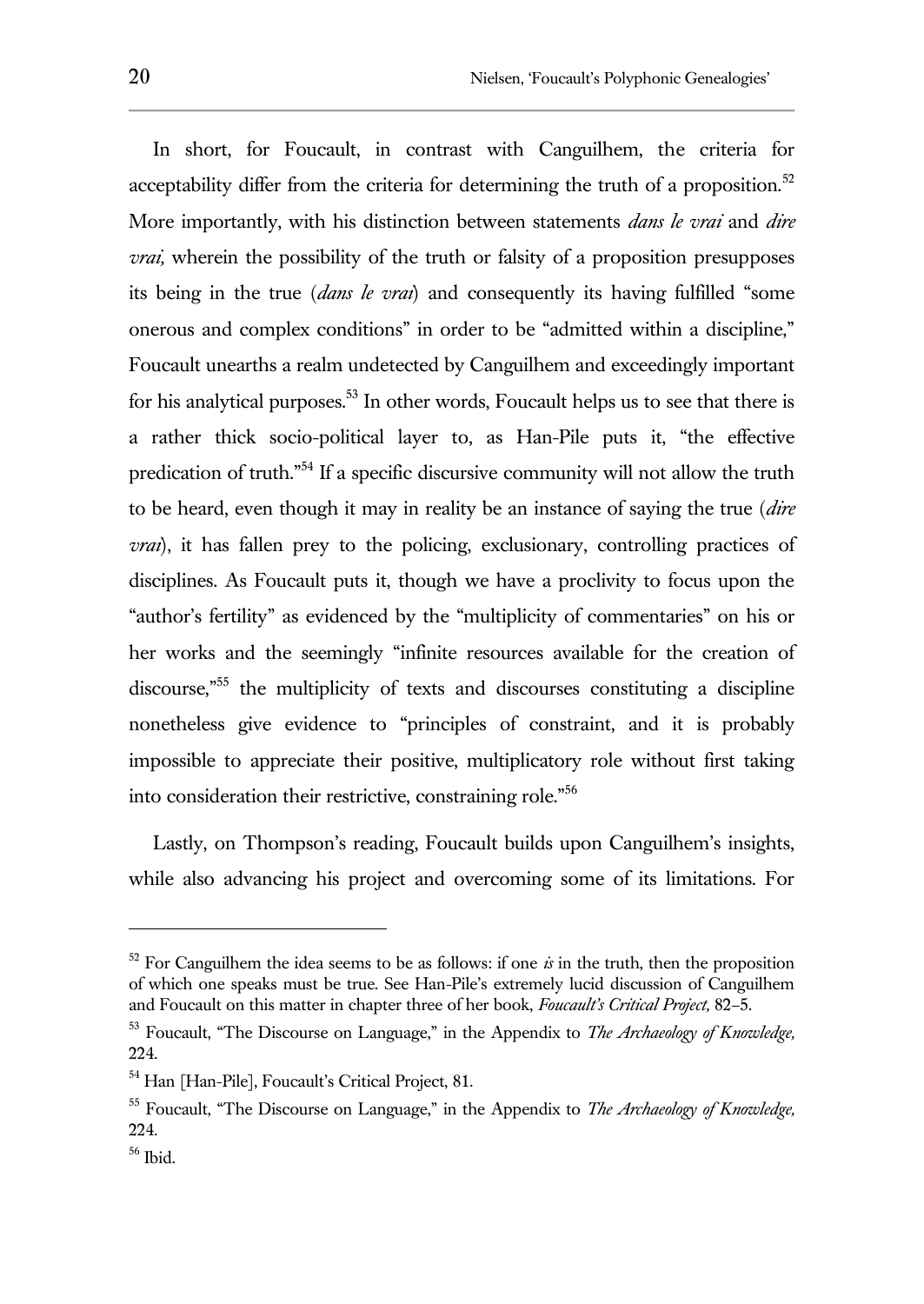In short, for Foucault, in contrast with Canguilhem, the criteria for acceptability differ from the criteria for determining the truth of a proposition.[52] More importantly, with his distinction between statements *dans le vrai* and *dire vrai,* wherein the possibility of the truth or falsity of a proposition presupposes its being in the true (*dans le vrai*) and consequently its having fulfilled "some onerous and complex conditions" in order to be "admitted within a discipline," Foucault unearths a realm undetected by Canguilhem and exceedingly important for his analytical purposes.[53] In other words, Foucault helps us to see that there is a rather thick socio-political layer to, as Han-Pile puts it, "the effective predication of truth."[54] If a specific discursive community will not allow the truth to be heard, even though it may in reality be an instance of saying the true (*dire vrai*), it has fallen prey to the policing, exclusionary, controlling practices of disciplines. As Foucault puts it, though we have a proclivity to focus upon the "author's fertility" as evidenced by the "multiplicity of commentaries" on his or her works and the seemingly "infinite resources available for the creation of discourse,"[55] the multiplicity of texts and discourses constituting a discipline nonetheless give evidence to "principles of constraint, and it is probably impossible to appreciate their positive, multiplicatory role without first taking into consideration their restrictive, constraining role."[56]

Lastly, on Thompson's reading, Foucault builds upon Canguilhem's insights, while also advancing his project and overcoming some of its limitations. For

---

[52] For Canguilhem the idea seems to be as follows: if one *is* in the truth, then the proposition of which one speaks must be true. See Han-Pile's extremely lucid discussion of Canguilhem and Foucault on this matter in chapter three of her book, *Foucault's Critical Project,* 82–5.

[53] Foucault, "The Discourse on Language," in the Appendix to *The Archaeology of Knowledge,* 224.

[54] Han [Han-Pile], Foucault's Critical Project, 81.

[55] Foucault, "The Discourse on Language," in the Appendix to *The Archaeology of Knowledge,* 224.

[56] Ibid.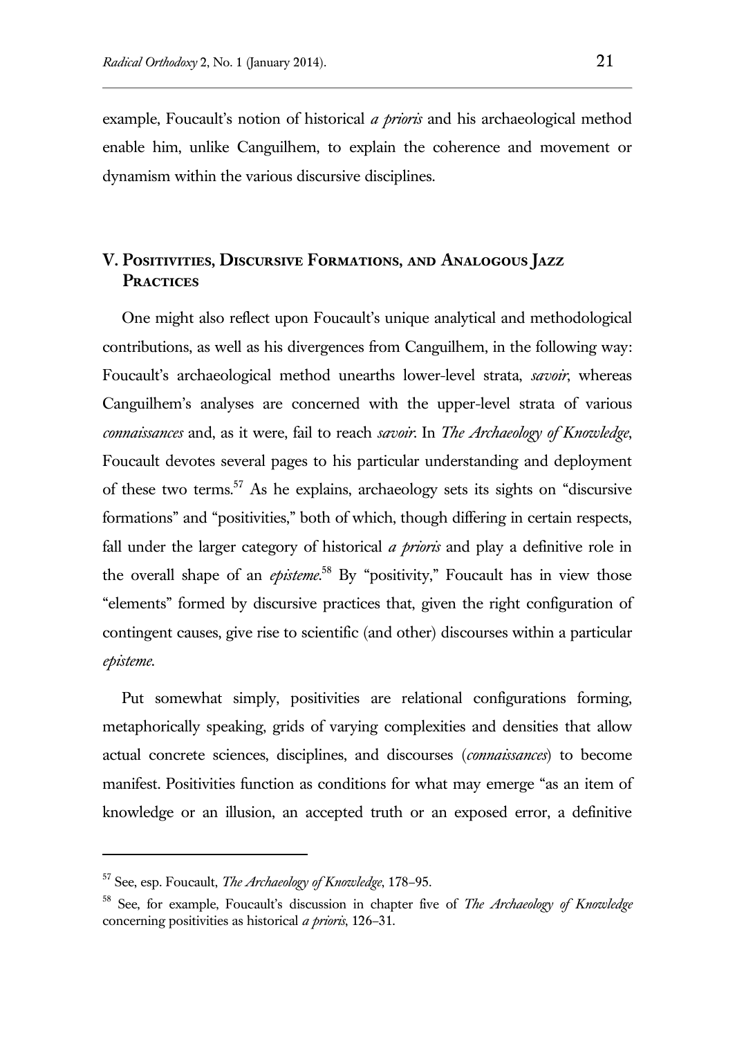example, Foucault's notion of historical *a prioris* and his archaeological method enable him, unlike Canguilhem, to explain the coherence and movement or dynamism within the various discursive disciplines.

## V. Positivities, Discursive Formations, and Analogous Jazz Practices

One might also reflect upon Foucault's unique analytical and methodological contributions, as well as his divergences from Canguilhem, in the following way: Foucault's archaeological method unearths lower-level strata, *savoir*, whereas Canguilhem's analyses are concerned with the upper-level strata of various *connaissances* and, as it were, fail to reach *savoir*. In *The Archaeology of Knowledge*, Foucault devotes several pages to his particular understanding and deployment of these two terms.[57] As he explains, archaeology sets its sights on "discursive formations" and "positivities," both of which, though differing in certain respects, fall under the larger category of historical *a prioris* and play a definitive role in the overall shape of an *episteme*.[58] By "positivity," Foucault has in view those "elements" formed by discursive practices that, given the right configuration of contingent causes, give rise to scientific (and other) discourses within a particular *episteme*.

Put somewhat simply, positivities are relational configurations forming, metaphorically speaking, grids of varying complexities and densities that allow actual concrete sciences, disciplines, and discourses (*connaissances*) to become manifest. Positivities function as conditions for what may emerge "as an item of knowledge or an illusion, an accepted truth or an exposed error, a definitive

---

[57] See, esp. Foucault, *The Archaeology of Knowledge*, 178–95.

[58] See, for example, Foucault's discussion in chapter five of *The Archaeology of Knowledge* concerning positivities as historical *a prioris*, 126–31.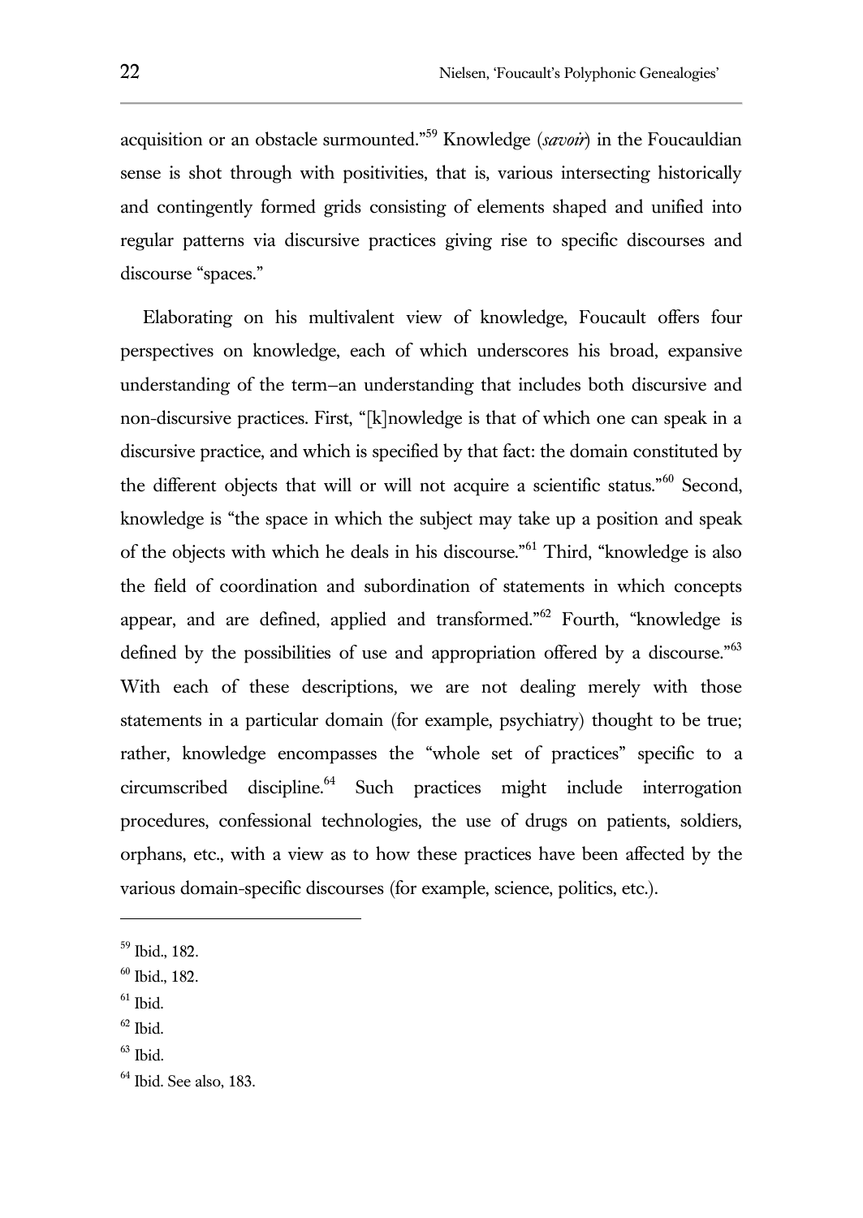acquisition or an obstacle surmounted."[59] Knowledge (*savoir*) in the Foucauldian sense is shot through with positivities, that is, various intersecting historically and contingently formed grids consisting of elements shaped and unified into regular patterns via discursive practices giving rise to specific discourses and discourse "spaces."

Elaborating on his multivalent view of knowledge, Foucault offers four perspectives on knowledge, each of which underscores his broad, expansive understanding of the term—an understanding that includes both discursive and non-discursive practices. First, "[k]nowledge is that of which one can speak in a discursive practice, and which is specified by that fact: the domain constituted by the different objects that will or will not acquire a scientific status."[60] Second, knowledge is "the space in which the subject may take up a position and speak of the objects with which he deals in his discourse."[61] Third, "knowledge is also the field of coordination and subordination of statements in which concepts appear, and are defined, applied and transformed."[62] Fourth, "knowledge is defined by the possibilities of use and appropriation offered by a discourse."[63] With each of these descriptions, we are not dealing merely with those statements in a particular domain (for example, psychiatry) thought to be true; rather, knowledge encompasses the "whole set of practices" specific to a circumscribed discipline.[64] Such practices might include interrogation procedures, confessional technologies, the use of drugs on patients, soldiers, orphans, etc., with a view as to how these practices have been affected by the various domain-specific discourses (for example, science, politics, etc.).

---

[59] Ibid., 182.

[60] Ibid., 182.

[61] Ibid.

[62] Ibid.

[63] Ibid.

[64] Ibid. See also, 183.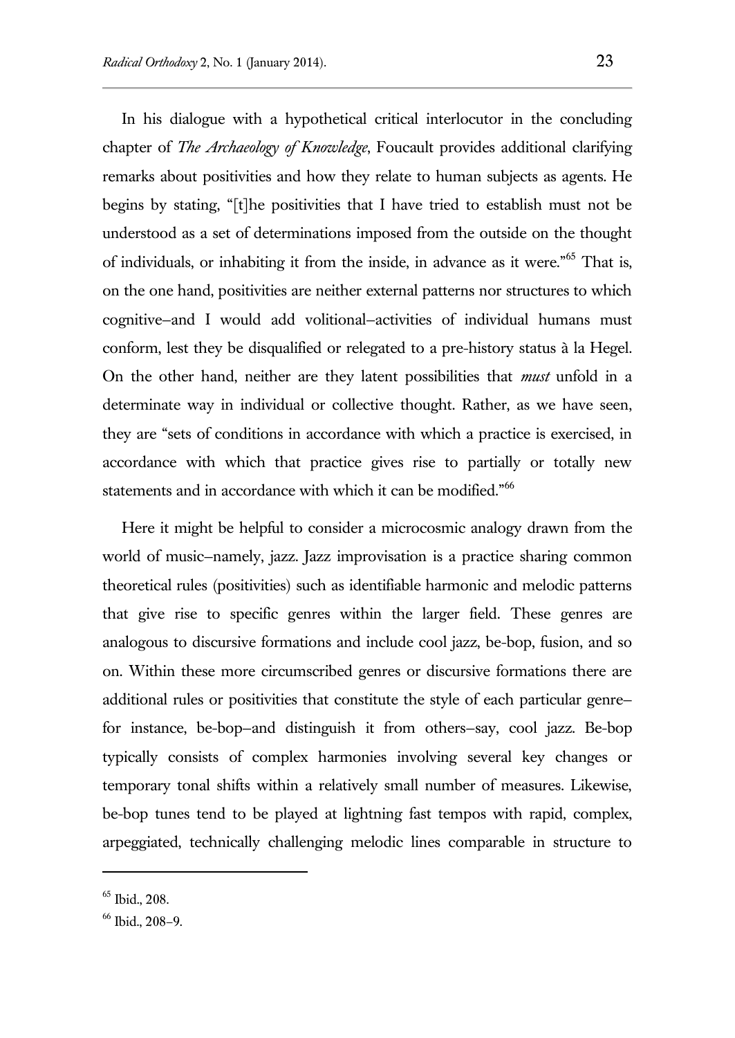In his dialogue with a hypothetical critical interlocutor in the concluding chapter of *The Archaeology of Knowledge*, Foucault provides additional clarifying remarks about positivities and how they relate to human subjects as agents. He begins by stating, "[t]he positivities that I have tried to establish must not be understood as a set of determinations imposed from the outside on the thought of individuals, or inhabiting it from the inside, in advance as it were."[65] That is, on the one hand, positivities are neither external patterns nor structures to which cognitive–and I would add volitional–activities of individual humans must conform, lest they be disqualified or relegated to a pre-history status à la Hegel. On the other hand, neither are they latent possibilities that *must* unfold in a determinate way in individual or collective thought. Rather, as we have seen, they are "sets of conditions in accordance with which a practice is exercised, in accordance with which that practice gives rise to partially or totally new statements and in accordance with which it can be modified."[66]

Here it might be helpful to consider a microcosmic analogy drawn from the world of music–namely, jazz. Jazz improvisation is a practice sharing common theoretical rules (positivities) such as identifiable harmonic and melodic patterns that give rise to specific genres within the larger field. These genres are analogous to discursive formations and include cool jazz, be-bop, fusion, and so on. Within these more circumscribed genres or discursive formations there are additional rules or positivities that constitute the style of each particular genre–for instance, be-bop–and distinguish it from others–say, cool jazz. Be-bop typically consists of complex harmonies involving several key changes or temporary tonal shifts within a relatively small number of measures. Likewise, be-bop tunes tend to be played at lightning fast tempos with rapid, complex, arpeggiated, technically challenging melodic lines comparable in structure to

---

[65] Ibid., 208.

[66] Ibid., 208–9.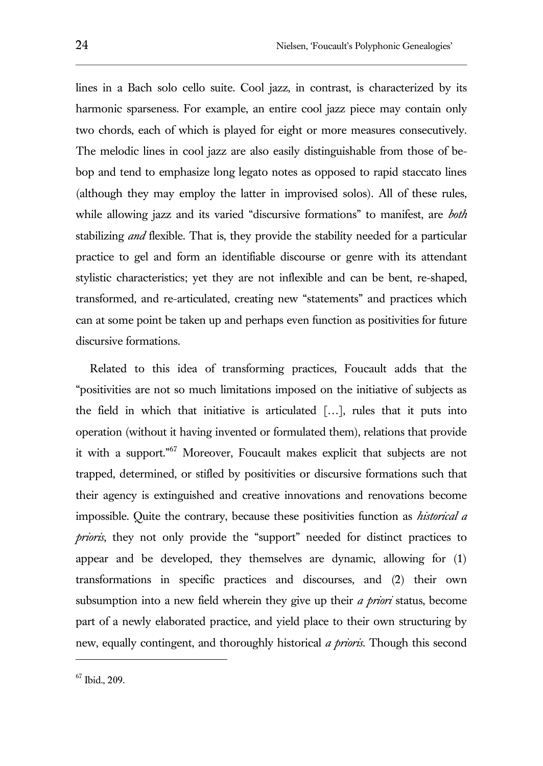lines in a Bach solo cello suite. Cool jazz, in contrast, is characterized by its harmonic sparseness. For example, an entire cool jazz piece may contain only two chords, each of which is played for eight or more measures consecutively. The melodic lines in cool jazz are also easily distinguishable from those of be-bop and tend to emphasize long legato notes as opposed to rapid staccato lines (although they may employ the latter in improvised solos). All of these rules, while allowing jazz and its varied "discursive formations" to manifest, are *both* stabilizing *and* flexible. That is, they provide the stability needed for a particular practice to gel and form an identifiable discourse or genre with its attendant stylistic characteristics; yet they are not inflexible and can be bent, re-shaped, transformed, and re-articulated, creating new "statements" and practices which can at some point be taken up and perhaps even function as positivities for future discursive formations.

Related to this idea of transforming practices, Foucault adds that the "positivities are not so much limitations imposed on the initiative of subjects as the field in which that initiative is articulated […], rules that it puts into operation (without it having invented or formulated them), relations that provide it with a support."[67] Moreover, Foucault makes explicit that subjects are not trapped, determined, or stifled by positivities or discursive formations such that their agency is extinguished and creative innovations and renovations become impossible. Quite the contrary, because these positivities function as *historical a prioris*, they not only provide the "support" needed for distinct practices to appear and be developed, they themselves are dynamic, allowing for (1) transformations in specific practices and discourses, and (2) their own subsumption into a new field wherein they give up their *a priori* status, become part of a newly elaborated practice, and yield place to their own structuring by new, equally contingent, and thoroughly historical *a prioris*. Though this second

[67] Ibid., 209.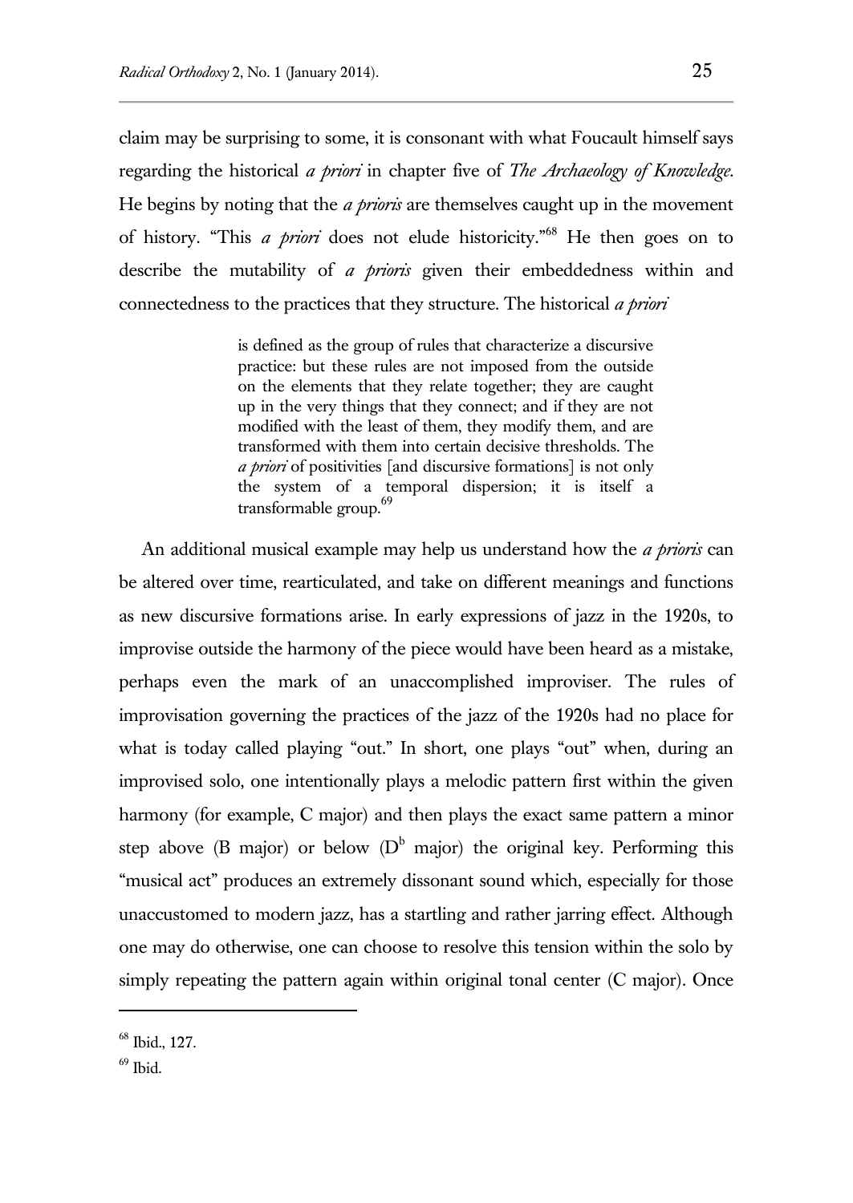claim may be surprising to some, it is consonant with what Foucault himself says regarding the historical *a priori* in chapter five of *The Archaeology of Knowledge*. He begins by noting that the *a prioris* are themselves caught up in the movement of history. "This *a priori* does not elude historicity."[68] He then goes on to describe the mutability of *a prioris* given their embeddedness within and connectedness to the practices that they structure. The historical *a priori*

> is defined as the group of rules that characterize a discursive practice: but these rules are not imposed from the outside on the elements that they relate together; they are caught up in the very things that they connect; and if they are not modified with the least of them, they modify them, and are transformed with them into certain decisive thresholds. The *a priori* of positivities [and discursive formations] is not only the system of a temporal dispersion; it is itself a transformable group.[69]

An additional musical example may help us understand how the *a prioris* can be altered over time, rearticulated, and take on different meanings and functions as new discursive formations arise. In early expressions of jazz in the 1920s, to improvise outside the harmony of the piece would have been heard as a mistake, perhaps even the mark of an unaccomplished improviser. The rules of improvisation governing the practices of the jazz of the 1920s had no place for what is today called playing "out." In short, one plays "out" when, during an improvised solo, one intentionally plays a melodic pattern first within the given harmony (for example, C major) and then plays the exact same pattern a minor step above (B major) or below ($D^b$ major) the original key. Performing this "musical act" produces an extremely dissonant sound which, especially for those unaccustomed to modern jazz, has a startling and rather jarring effect. Although one may do otherwise, one can choose to resolve this tension within the solo by simply repeating the pattern again within original tonal center (C major). Once

---

[68] Ibid., 127.

[69] Ibid.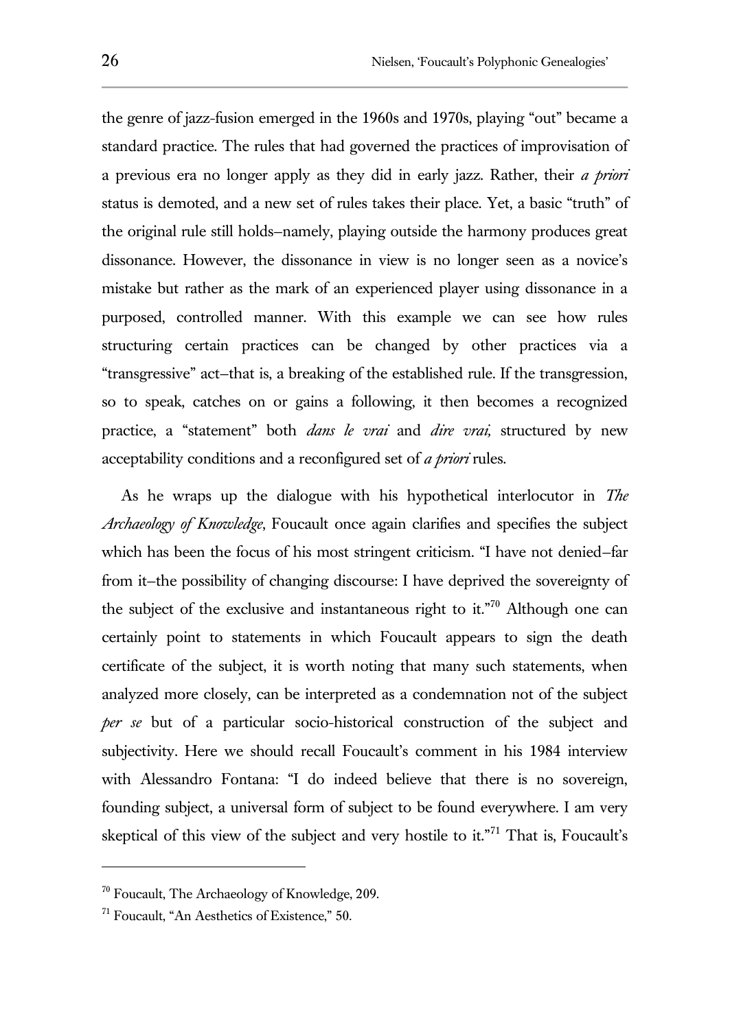the genre of jazz-fusion emerged in the 1960s and 1970s, playing "out" became a standard practice. The rules that had governed the practices of improvisation of a previous era no longer apply as they did in early jazz. Rather, their *a priori* status is demoted, and a new set of rules takes their place. Yet, a basic "truth" of the original rule still holds–namely, playing outside the harmony produces great dissonance. However, the dissonance in view is no longer seen as a novice's mistake but rather as the mark of an experienced player using dissonance in a purposed, controlled manner. With this example we can see how rules structuring certain practices can be changed by other practices via a "transgressive" act–that is, a breaking of the established rule. If the transgression, so to speak, catches on or gains a following, it then becomes a recognized practice, a "statement" both *dans le vrai* and *dire vrai,* structured by new acceptability conditions and a reconfigured set of *a priori* rules.

As he wraps up the dialogue with his hypothetical interlocutor in *The Archaeology of Knowledge*, Foucault once again clarifies and specifies the subject which has been the focus of his most stringent criticism. "I have not denied–far from it–the possibility of changing discourse: I have deprived the sovereignty of the subject of the exclusive and instantaneous right to it."[70] Although one can certainly point to statements in which Foucault appears to sign the death certificate of the subject, it is worth noting that many such statements, when analyzed more closely, can be interpreted as a condemnation not of the subject *per se* but of a particular socio-historical construction of the subject and subjectivity. Here we should recall Foucault's comment in his 1984 interview with Alessandro Fontana: "I do indeed believe that there is no sovereign, founding subject, a universal form of subject to be found everywhere. I am very skeptical of this view of the subject and very hostile to it."[71] That is, Foucault's

---

[70] Foucault, The Archaeology of Knowledge, 209.

[71] Foucault, "An Aesthetics of Existence," 50.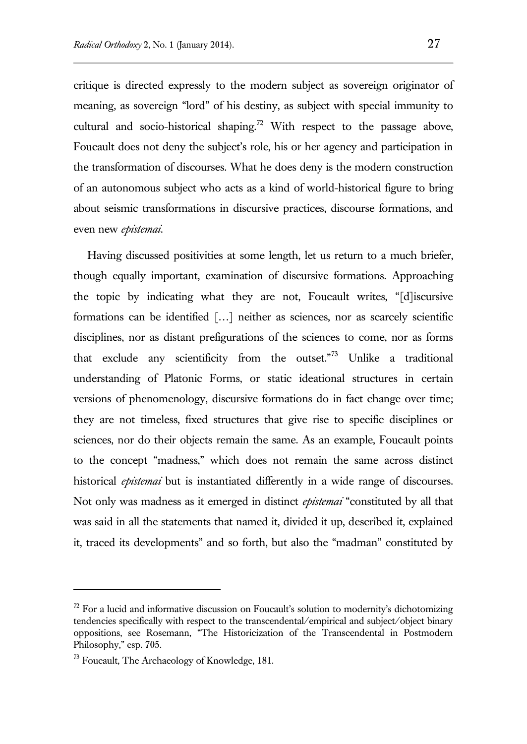critique is directed expressly to the modern subject as sovereign originator of meaning, as sovereign "lord" of his destiny, as subject with special immunity to cultural and socio-historical shaping.[72] With respect to the passage above, Foucault does not deny the subject's role, his or her agency and participation in the transformation of discourses. What he does deny is the modern construction of an autonomous subject who acts as a kind of world-historical figure to bring about seismic transformations in discursive practices, discourse formations, and even new *epistemai*.

Having discussed positivities at some length, let us return to a much briefer, though equally important, examination of discursive formations. Approaching the topic by indicating what they are not, Foucault writes, "[d]iscursive formations can be identified […] neither as sciences, nor as scarcely scientific disciplines, nor as distant prefigurations of the sciences to come, nor as forms that exclude any scientificity from the outset."[73] Unlike a traditional understanding of Platonic Forms, or static ideational structures in certain versions of phenomenology, discursive formations do in fact change over time; they are not timeless, fixed structures that give rise to specific disciplines or sciences, nor do their objects remain the same. As an example, Foucault points to the concept "madness," which does not remain the same across distinct historical *epistemai* but is instantiated differently in a wide range of discourses. Not only was madness as it emerged in distinct *epistemai* "constituted by all that was said in all the statements that named it, divided it up, described it, explained it, traced its developments" and so forth, but also the "madman" constituted by

---

[72] For a lucid and informative discussion on Foucault's solution to modernity's dichotomizing tendencies specifically with respect to the transcendental/empirical and subject/object binary oppositions, see Rosemann, "The Historicization of the Transcendental in Postmodern Philosophy," esp. 705.

[73] Foucault, The Archaeology of Knowledge, 181.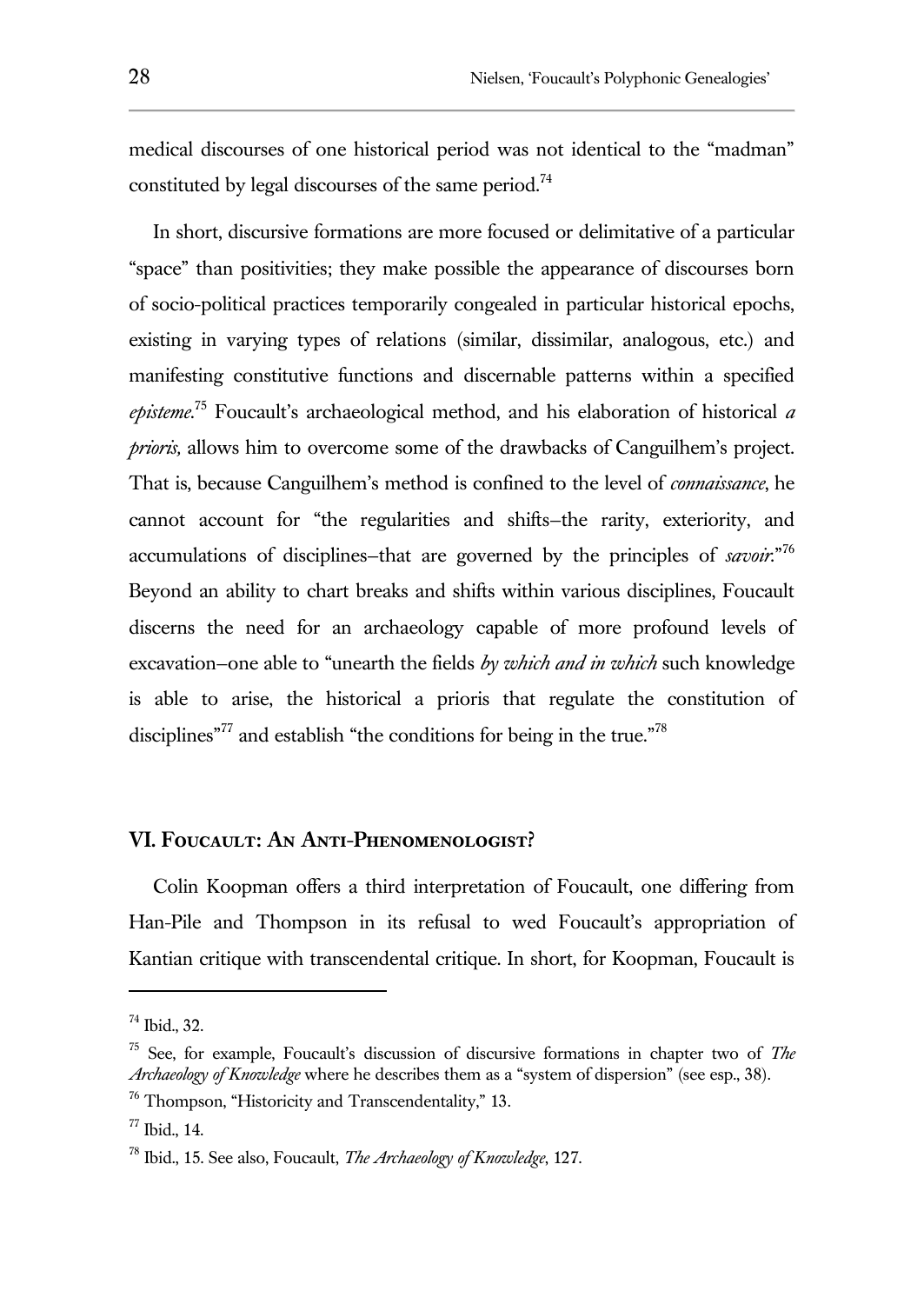medical discourses of one historical period was not identical to the "madman" constituted by legal discourses of the same period.[74]

In short, discursive formations are more focused or delimitative of a particular "space" than positivities; they make possible the appearance of discourses born of socio-political practices temporarily congealed in particular historical epochs, existing in varying types of relations (similar, dissimilar, analogous, etc.) and manifesting constitutive functions and discernable patterns within a specified *episteme*.[75] Foucault's archaeological method, and his elaboration of historical *a prioris,* allows him to overcome some of the drawbacks of Canguilhem's project. That is, because Canguilhem's method is confined to the level of *connaissance*, he cannot account for "the regularities and shifts–the rarity, exteriority, and accumulations of disciplines–that are governed by the principles of *savoir*."[76] Beyond an ability to chart breaks and shifts within various disciplines, Foucault discerns the need for an archaeology capable of more profound levels of excavation–one able to "unearth the fields *by which and in which* such knowledge is able to arise, the historical a prioris that regulate the constitution of disciplines"[77] and establish "the conditions for being in the true."[78]

## VI. Foucault: An Anti-Phenomenologist?

Colin Koopman offers a third interpretation of Foucault, one differing from Han-Pile and Thompson in its refusal to wed Foucault's appropriation of Kantian critique with transcendental critique. In short, for Koopman, Foucault is

---

[74] Ibid., 32.

[75] See, for example, Foucault's discussion of discursive formations in chapter two of *The Archaeology of Knowledge* where he describes them as a "system of dispersion" (see esp., 38).

[76] Thompson, "Historicity and Transcendentality," 13.

[77] Ibid., 14.

[78] Ibid., 15. See also, Foucault, *The Archaeology of Knowledge*, 127.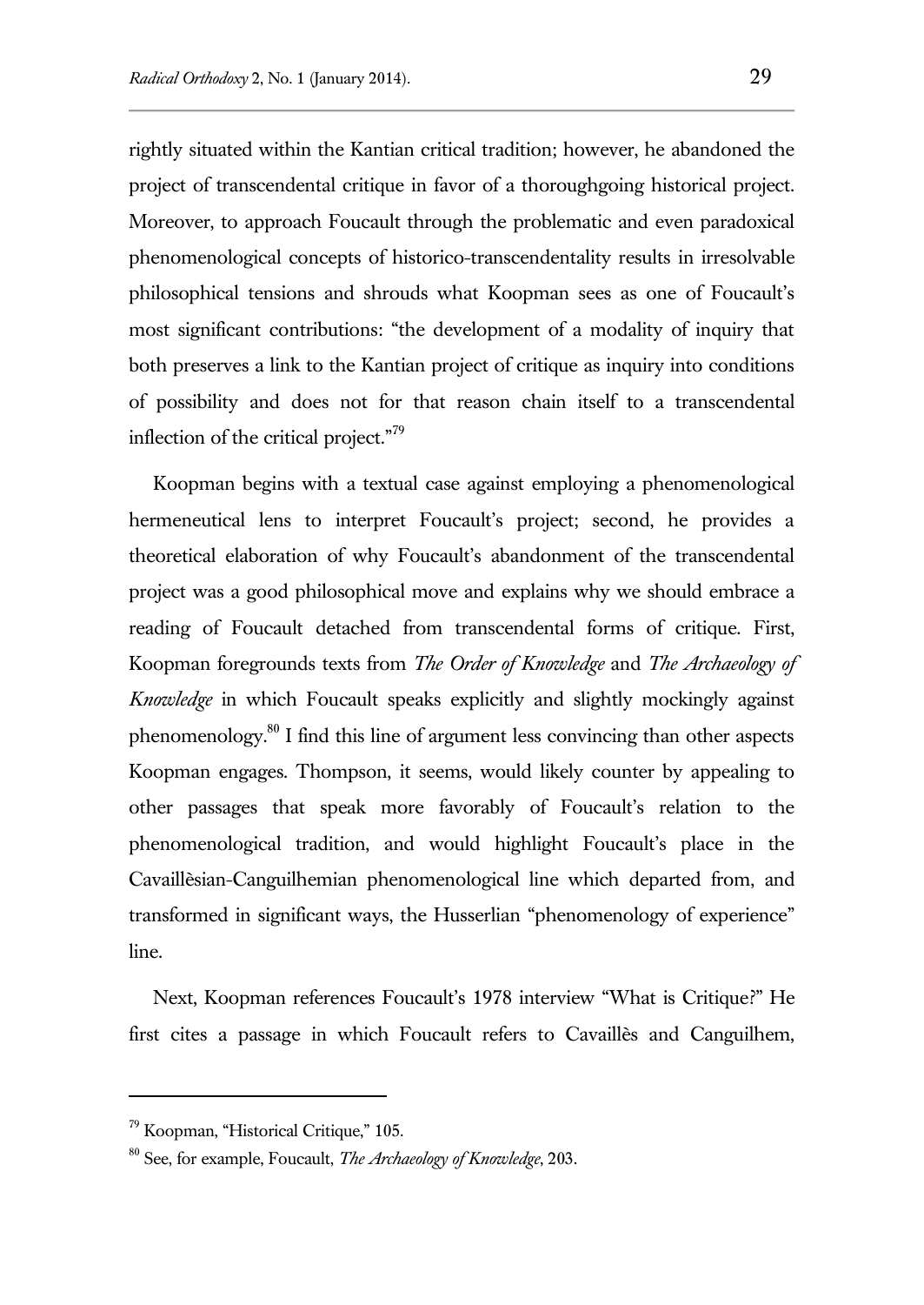rightly situated within the Kantian critical tradition; however, he abandoned the project of transcendental critique in favor of a thoroughgoing historical project. Moreover, to approach Foucault through the problematic and even paradoxical phenomenological concepts of historico-transcendentality results in irresolvable philosophical tensions and shrouds what Koopman sees as one of Foucault's most significant contributions: "the development of a modality of inquiry that both preserves a link to the Kantian project of critique as inquiry into conditions of possibility and does not for that reason chain itself to a transcendental inflection of the critical project."[79]

Koopman begins with a textual case against employing a phenomenological hermeneutical lens to interpret Foucault's project; second, he provides a theoretical elaboration of why Foucault's abandonment of the transcendental project was a good philosophical move and explains why we should embrace a reading of Foucault detached from transcendental forms of critique. First, Koopman foregrounds texts from *The Order of Knowledge* and *The Archaeology of Knowledge* in which Foucault speaks explicitly and slightly mockingly against phenomenology.[80] I find this line of argument less convincing than other aspects Koopman engages. Thompson, it seems, would likely counter by appealing to other passages that speak more favorably of Foucault's relation to the phenomenological tradition, and would highlight Foucault's place in the Cavaillèsian-Canguilhemian phenomenological line which departed from, and transformed in significant ways, the Husserlian "phenomenology of experience" line.

Next, Koopman references Foucault's 1978 interview "What is Critique?" He first cites a passage in which Foucault refers to Cavaillès and Canguilhem,

---

[79] Koopman, "Historical Critique," 105.

[80] See, for example, Foucault, *The Archaeology of Knowledge*, 203.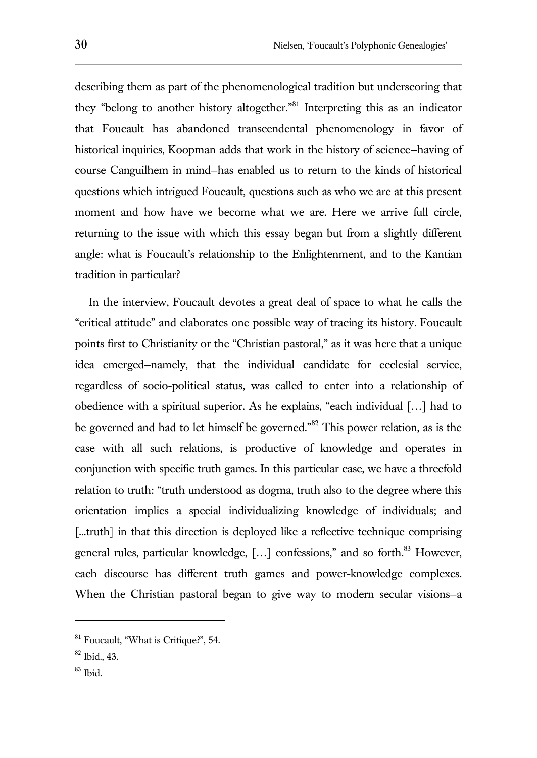describing them as part of the phenomenological tradition but underscoring that they "belong to another history altogether."[81] Interpreting this as an indicator that Foucault has abandoned transcendental phenomenology in favor of historical inquiries, Koopman adds that work in the history of science—having of course Canguilhem in mind—has enabled us to return to the kinds of historical questions which intrigued Foucault, questions such as who we are at this present moment and how have we become what we are. Here we arrive full circle, returning to the issue with which this essay began but from a slightly different angle: what is Foucault's relationship to the Enlightenment, and to the Kantian tradition in particular?

In the interview, Foucault devotes a great deal of space to what he calls the "critical attitude" and elaborates one possible way of tracing its history. Foucault points first to Christianity or the "Christian pastoral," as it was here that a unique idea emerged—namely, that the individual candidate for ecclesial service, regardless of socio-political status, was called to enter into a relationship of obedience with a spiritual superior. As he explains, "each individual […] had to be governed and had to let himself be governed."[82] This power relation, as is the case with all such relations, is productive of knowledge and operates in conjunction with specific truth games. In this particular case, we have a threefold relation to truth: "truth understood as dogma, truth also to the degree where this orientation implies a special individualizing knowledge of individuals; and [...truth] in that this direction is deployed like a reflective technique comprising general rules, particular knowledge, […] confessions," and so forth.[83] However, each discourse has different truth games and power-knowledge complexes. When the Christian pastoral began to give way to modern secular visions—a

---

[81] Foucault, "What is Critique?", 54.

[82] Ibid., 43.

[83] Ibid.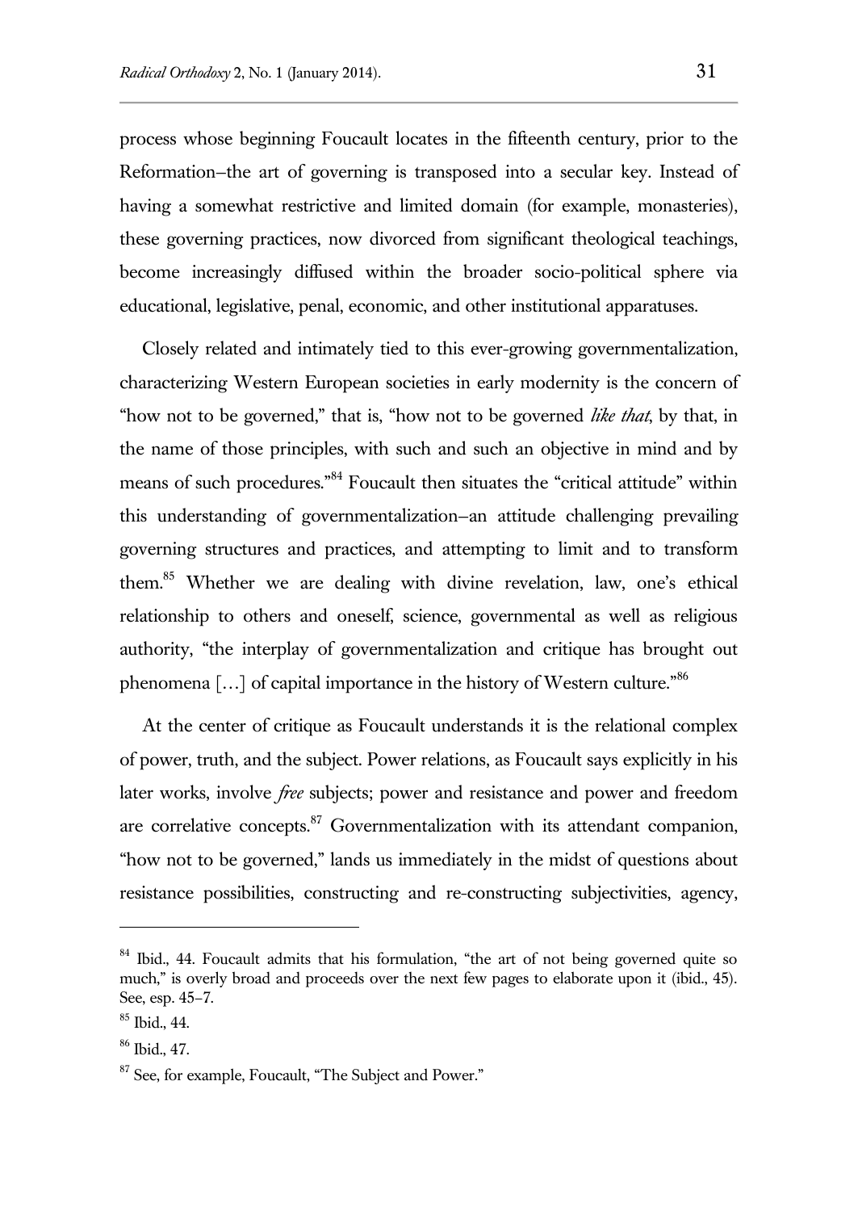process whose beginning Foucault locates in the fifteenth century, prior to the Reformation–the art of governing is transposed into a secular key. Instead of having a somewhat restrictive and limited domain (for example, monasteries), these governing practices, now divorced from significant theological teachings, become increasingly diffused within the broader socio-political sphere via educational, legislative, penal, economic, and other institutional apparatuses.

Closely related and intimately tied to this ever-growing governmentalization, characterizing Western European societies in early modernity is the concern of "how not to be governed," that is, "how not to be governed *like that*, by that, in the name of those principles, with such and such an objective in mind and by means of such procedures."[84] Foucault then situates the "critical attitude" within this understanding of governmentalization–an attitude challenging prevailing governing structures and practices, and attempting to limit and to transform them.[85] Whether we are dealing with divine revelation, law, one's ethical relationship to others and oneself, science, governmental as well as religious authority, "the interplay of governmentalization and critique has brought out phenomena […] of capital importance in the history of Western culture."[86]

At the center of critique as Foucault understands it is the relational complex of power, truth, and the subject. Power relations, as Foucault says explicitly in his later works, involve *free* subjects; power and resistance and power and freedom are correlative concepts.[87] Governmentalization with its attendant companion, "how not to be governed," lands us immediately in the midst of questions about resistance possibilities, constructing and re-constructing subjectivities, agency,

---

[84] Ibid., 44. Foucault admits that his formulation, "the art of not being governed quite so much," is overly broad and proceeds over the next few pages to elaborate upon it (ibid., 45). See, esp. 45–7.

[85] Ibid., 44.

[86] Ibid., 47.

[87] See, for example, Foucault, "The Subject and Power."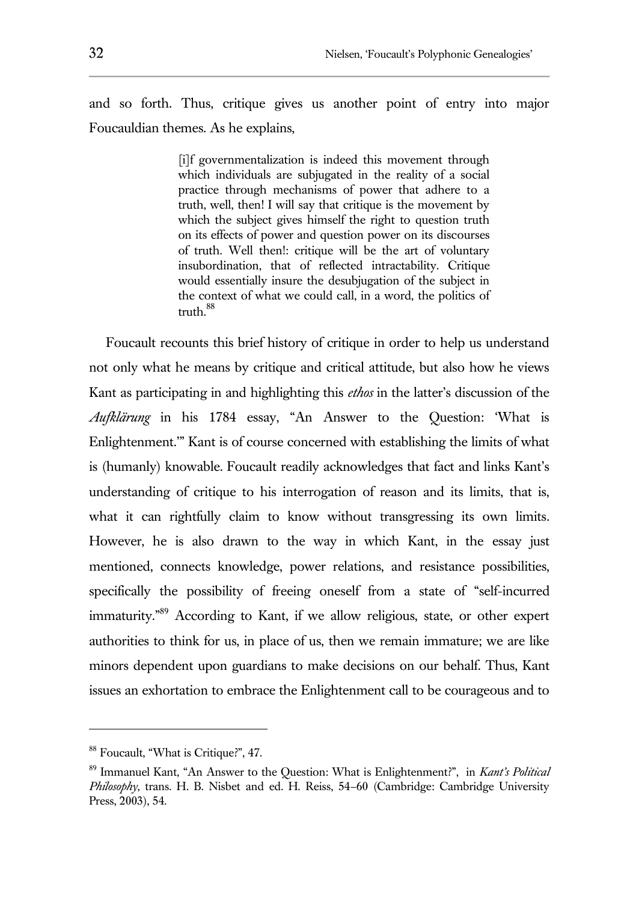and so forth. Thus, critique gives us another point of entry into major Foucauldian themes. As he explains,

> [i]f governmentalization is indeed this movement through which individuals are subjugated in the reality of a social practice through mechanisms of power that adhere to a truth, well, then! I will say that critique is the movement by which the subject gives himself the right to question truth on its effects of power and question power on its discourses of truth. Well then!: critique will be the art of voluntary insubordination, that of reflected intractability. Critique would essentially insure the desubjugation of the subject in the context of what we could call, in a word, the politics of truth.[88]

Foucault recounts this brief history of critique in order to help us understand not only what he means by critique and critical attitude, but also how he views Kant as participating in and highlighting this *ethos* in the latter's discussion of the *Aufklärung* in his 1784 essay, "An Answer to the Question: 'What is Enlightenment.'" Kant is of course concerned with establishing the limits of what is (humanly) knowable. Foucault readily acknowledges that fact and links Kant's understanding of critique to his interrogation of reason and its limits, that is, what it can rightfully claim to know without transgressing its own limits. However, he is also drawn to the way in which Kant, in the essay just mentioned, connects knowledge, power relations, and resistance possibilities, specifically the possibility of freeing oneself from a state of "self-incurred immaturity."[89] According to Kant, if we allow religious, state, or other expert authorities to think for us, in place of us, then we remain immature; we are like minors dependent upon guardians to make decisions on our behalf. Thus, Kant issues an exhortation to embrace the Enlightenment call to be courageous and to

---

[88] Foucault, "What is Critique?", 47.

[89] Immanuel Kant, "An Answer to the Question: What is Enlightenment?", in *Kant's Political Philosophy*, trans. H. B. Nisbet and ed. H. Reiss, 54–60 (Cambridge: Cambridge University Press, 2003), 54.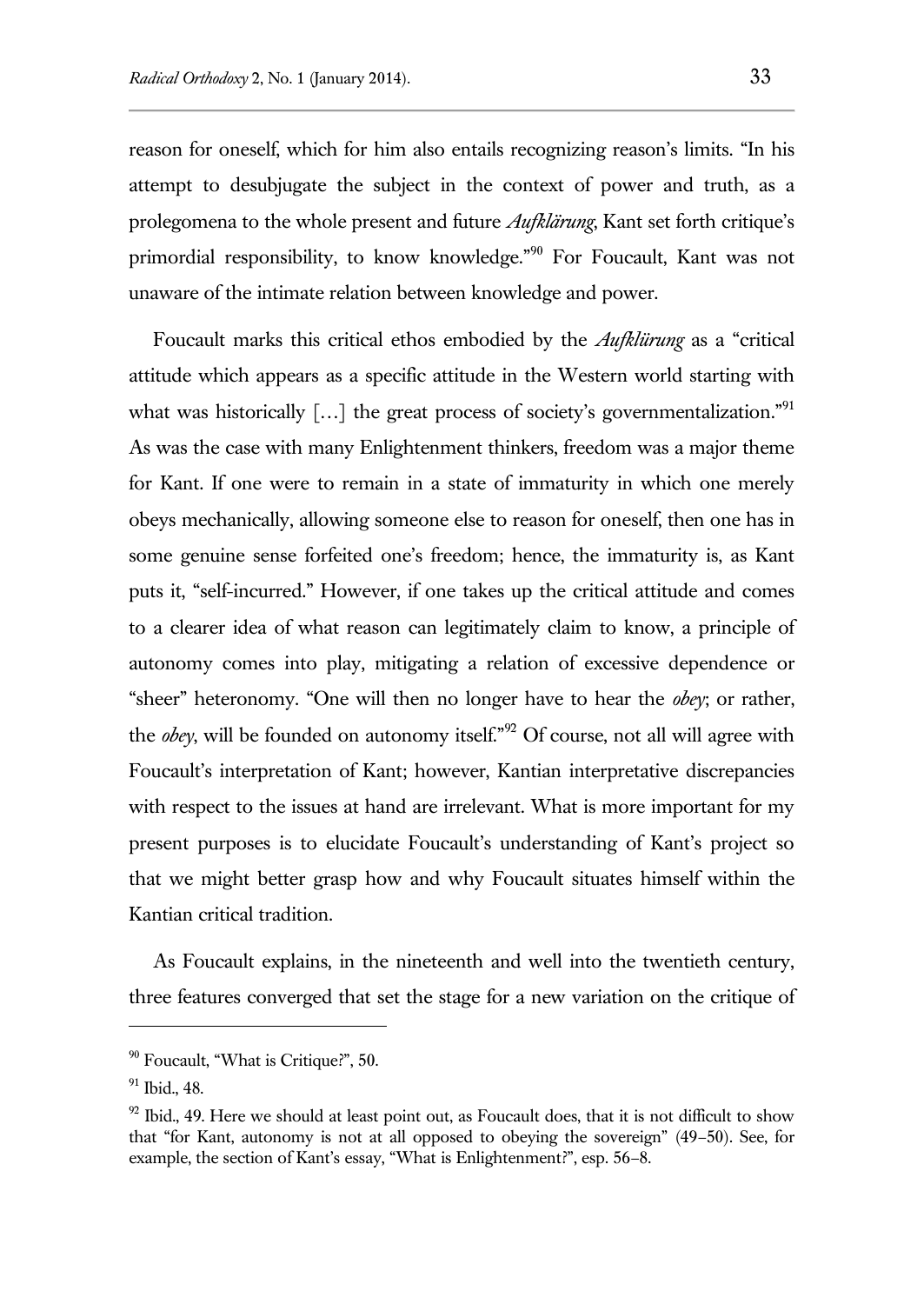reason for oneself, which for him also entails recognizing reason's limits. "In his attempt to desubjugate the subject in the context of power and truth, as a prolegomena to the whole present and future *Aufklärung*, Kant set forth critique's primordial responsibility, to know knowledge."[90] For Foucault, Kant was not unaware of the intimate relation between knowledge and power.

Foucault marks this critical ethos embodied by the *Aufklürung* as a "critical attitude which appears as a specific attitude in the Western world starting with what was historically [...] the great process of society's governmentalization."[91] As was the case with many Enlightenment thinkers, freedom was a major theme for Kant. If one were to remain in a state of immaturity in which one merely obeys mechanically, allowing someone else to reason for oneself, then one has in some genuine sense forfeited one's freedom; hence, the immaturity is, as Kant puts it, "self-incurred." However, if one takes up the critical attitude and comes to a clearer idea of what reason can legitimately claim to know, a principle of autonomy comes into play, mitigating a relation of excessive dependence or "sheer" heteronomy. "One will then no longer have to hear the *obey*; or rather, the *obey*, will be founded on autonomy itself."[92] Of course, not all will agree with Foucault's interpretation of Kant; however, Kantian interpretative discrepancies with respect to the issues at hand are irrelevant. What is more important for my present purposes is to elucidate Foucault's understanding of Kant's project so that we might better grasp how and why Foucault situates himself within the Kantian critical tradition.

As Foucault explains, in the nineteenth and well into the twentieth century, three features converged that set the stage for a new variation on the critique of

---

[90] Foucault, "What is Critique?", 50.

[91] Ibid., 48.

[92] Ibid., 49. Here we should at least point out, as Foucault does, that it is not difficult to show that "for Kant, autonomy is not at all opposed to obeying the sovereign" (49–50). See, for example, the section of Kant's essay, "What is Enlightenment?", esp. 56–8.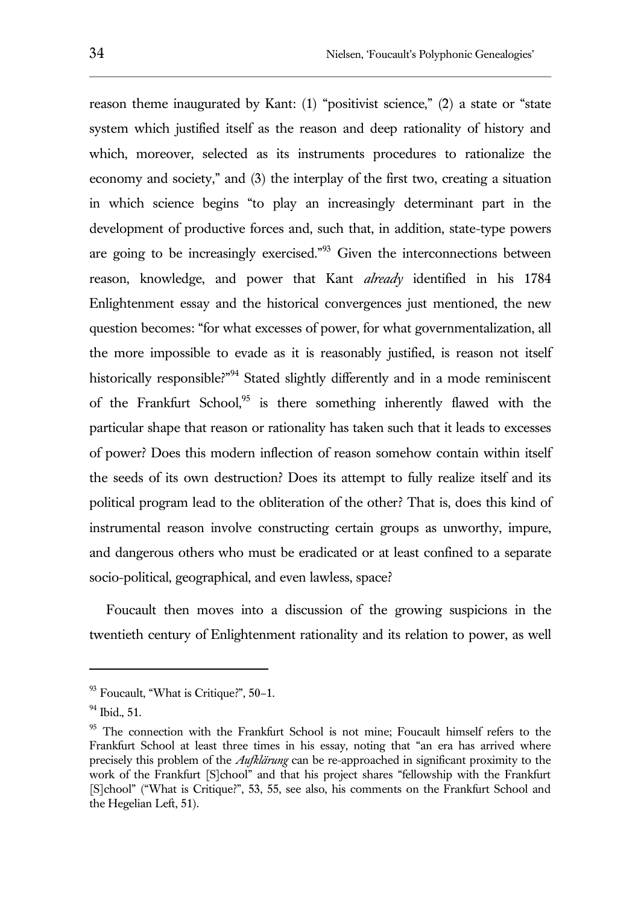reason theme inaugurated by Kant: (1) "positivist science," (2) a state or "state system which justified itself as the reason and deep rationality of history and which, moreover, selected as its instruments procedures to rationalize the economy and society," and (3) the interplay of the first two, creating a situation in which science begins "to play an increasingly determinant part in the development of productive forces and, such that, in addition, state-type powers are going to be increasingly exercised."[93] Given the interconnections between reason, knowledge, and power that Kant *already* identified in his 1784 Enlightenment essay and the historical convergences just mentioned, the new question becomes: "for what excesses of power, for what governmentalization, all the more impossible to evade as it is reasonably justified, is reason not itself historically responsible?"[94] Stated slightly differently and in a mode reminiscent of the Frankfurt School,[95] is there something inherently flawed with the particular shape that reason or rationality has taken such that it leads to excesses of power? Does this modern inflection of reason somehow contain within itself the seeds of its own destruction? Does its attempt to fully realize itself and its political program lead to the obliteration of the other? That is, does this kind of instrumental reason involve constructing certain groups as unworthy, impure, and dangerous others who must be eradicated or at least confined to a separate socio-political, geographical, and even lawless, space?

Foucault then moves into a discussion of the growing suspicions in the twentieth century of Enlightenment rationality and its relation to power, as well

---

[93] Foucault, "What is Critique?", 50–1.

[94] Ibid., 51.

[95] The connection with the Frankfurt School is not mine; Foucault himself refers to the Frankfurt School at least three times in his essay, noting that "an era has arrived where precisely this problem of the *Aufklärung* can be re-approached in significant proximity to the work of the Frankfurt [S]chool" and that his project shares "fellowship with the Frankfurt [S]chool" ("What is Critique?", 53, 55, see also, his comments on the Frankfurt School and the Hegelian Left, 51).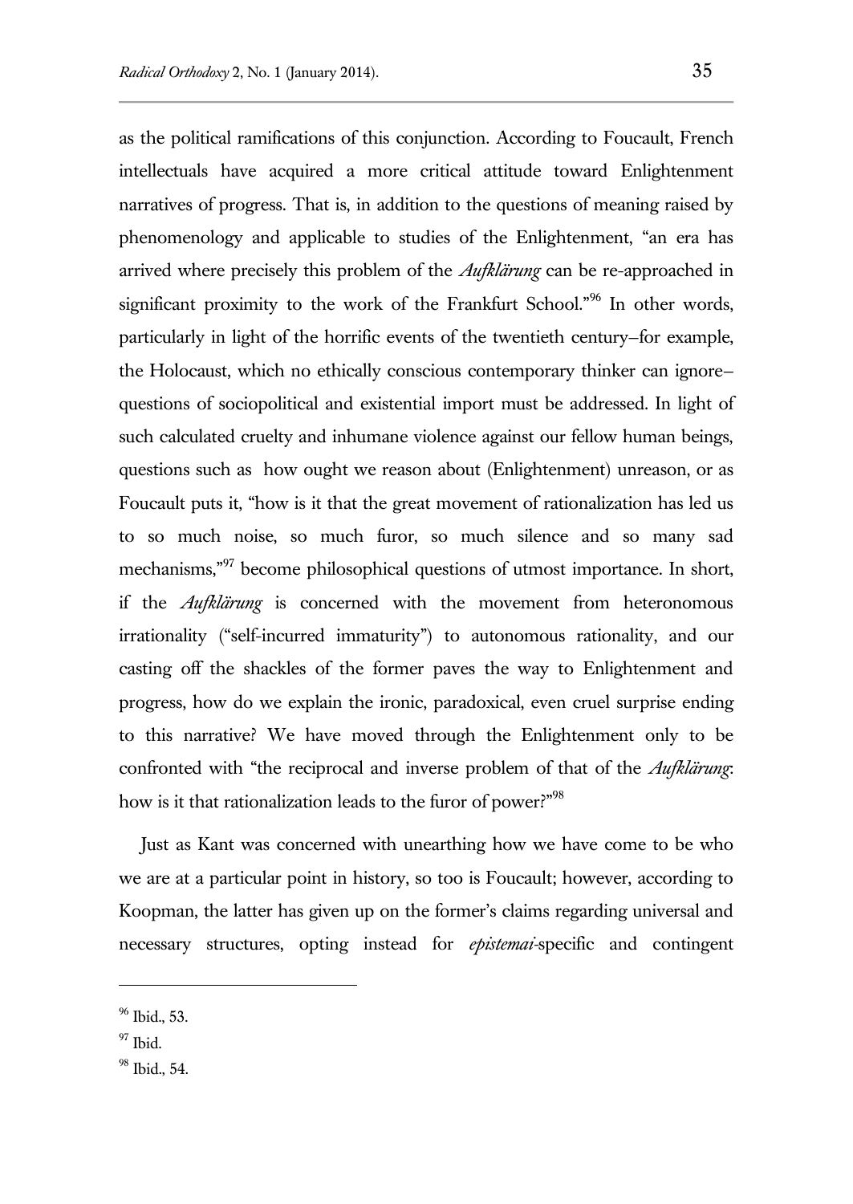as the political ramifications of this conjunction. According to Foucault, French intellectuals have acquired a more critical attitude toward Enlightenment narratives of progress. That is, in addition to the questions of meaning raised by phenomenology and applicable to studies of the Enlightenment, "an era has arrived where precisely this problem of the *Aufklärung* can be re-approached in significant proximity to the work of the Frankfurt School."[96] In other words, particularly in light of the horrific events of the twentieth century–for example, the Holocaust, which no ethically conscious contemporary thinker can ignore–questions of sociopolitical and existential import must be addressed. In light of such calculated cruelty and inhumane violence against our fellow human beings, questions such as how ought we reason about (Enlightenment) unreason, or as Foucault puts it, "how is it that the great movement of rationalization has led us to so much noise, so much furor, so much silence and so many sad mechanisms,"[97] become philosophical questions of utmost importance. In short, if the *Aufklärung* is concerned with the movement from heteronomous irrationality ("self-incurred immaturity") to autonomous rationality, and our casting off the shackles of the former paves the way to Enlightenment and progress, how do we explain the ironic, paradoxical, even cruel surprise ending to this narrative? We have moved through the Enlightenment only to be confronted with "the reciprocal and inverse problem of that of the *Aufklärung*: how is it that rationalization leads to the furor of power?"[98]

Just as Kant was concerned with unearthing how we have come to be who we are at a particular point in history, so too is Foucault; however, according to Koopman, the latter has given up on the former's claims regarding universal and necessary structures, opting instead for *epistemai*-specific and contingent

---

[96] Ibid., 53.

[97] Ibid.

[98] Ibid., 54.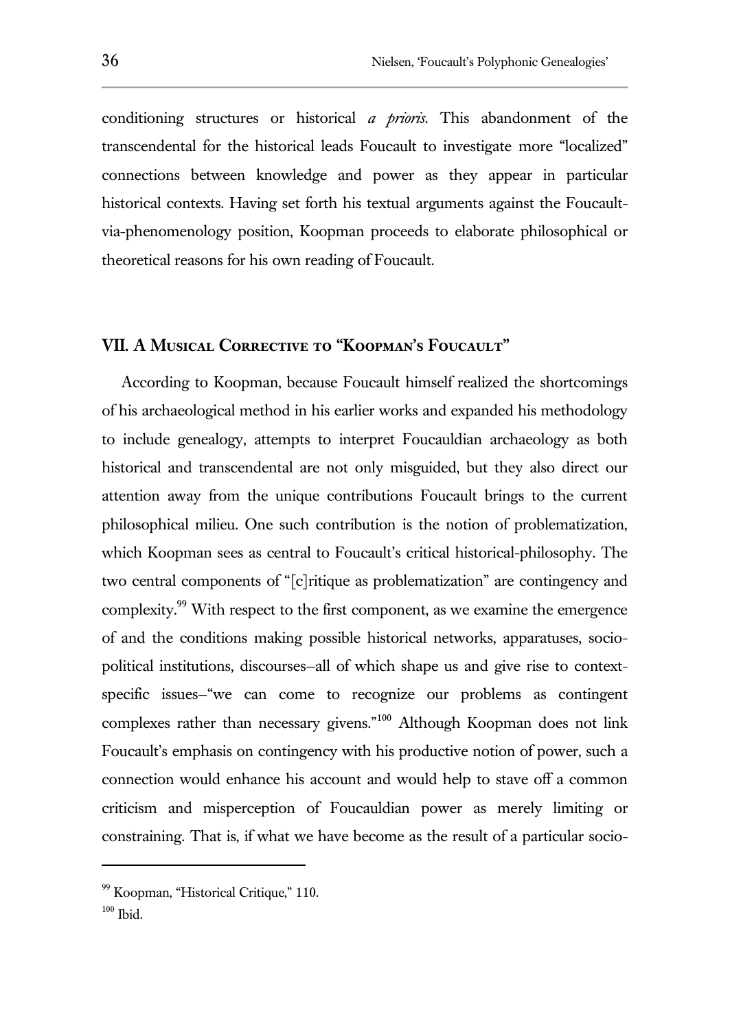conditioning structures or historical *a prioris*. This abandonment of the transcendental for the historical leads Foucault to investigate more "localized" connections between knowledge and power as they appear in particular historical contexts. Having set forth his textual arguments against the Foucault-via-phenomenology position, Koopman proceeds to elaborate philosophical or theoretical reasons for his own reading of Foucault.

## VII. A Musical Corrective to "Koopman's Foucault"

According to Koopman, because Foucault himself realized the shortcomings of his archaeological method in his earlier works and expanded his methodology to include genealogy, attempts to interpret Foucauldian archaeology as both historical and transcendental are not only misguided, but they also direct our attention away from the unique contributions Foucault brings to the current philosophical milieu. One such contribution is the notion of problematization, which Koopman sees as central to Foucault's critical historical-philosophy. The two central components of "[c]ritique as problematization" are contingency and complexity.[99] With respect to the first component, as we examine the emergence of and the conditions making possible historical networks, apparatuses, socio-political institutions, discourses—all of which shape us and give rise to context-specific issues—"we can come to recognize our problems as contingent complexes rather than necessary givens."[100] Although Koopman does not link Foucault's emphasis on contingency with his productive notion of power, such a connection would enhance his account and would help to stave off a common criticism and misperception of Foucauldian power as merely limiting or constraining. That is, if what we have become as the result of a particular socio-

---

[99] Koopman, "Historical Critique," 110.

[100] Ibid.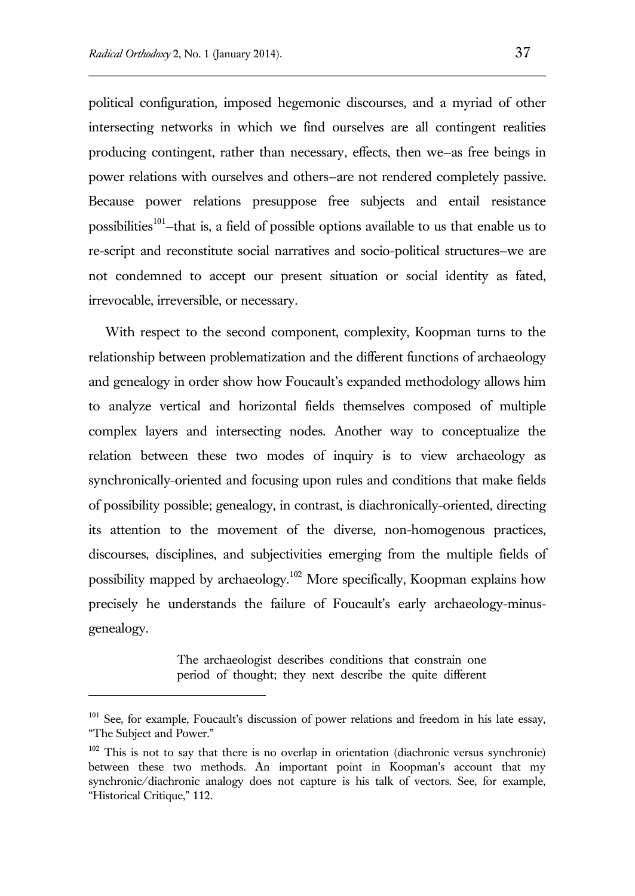political configuration, imposed hegemonic discourses, and a myriad of other intersecting networks in which we find ourselves are all contingent realities producing contingent, rather than necessary, effects, then we—as free beings in power relations with ourselves and others—are not rendered completely passive. Because power relations presuppose free subjects and entail resistance possibilities[101]—that is, a field of possible options available to us that enable us to re-script and reconstitute social narratives and socio-political structures—we are not condemned to accept our present situation or social identity as fated, irrevocable, irreversible, or necessary.

With respect to the second component, complexity, Koopman turns to the relationship between problematization and the different functions of archaeology and genealogy in order show how Foucault's expanded methodology allows him to analyze vertical and horizontal fields themselves composed of multiple complex layers and intersecting nodes. Another way to conceptualize the relation between these two modes of inquiry is to view archaeology as synchronically-oriented and focusing upon rules and conditions that make fields of possibility possible; genealogy, in contrast, is diachronically-oriented, directing its attention to the movement of the diverse, non-homogenous practices, discourses, disciplines, and subjectivities emerging from the multiple fields of possibility mapped by archaeology.[102] More specifically, Koopman explains how precisely he understands the failure of Foucault's early archaeology-minus-genealogy.

> The archaeologist describes conditions that constrain one period of thought; they next describe the quite different

[101] See, for example, Foucault's discussion of power relations and freedom in his late essay, "The Subject and Power."

[102] This is not to say that there is no overlap in orientation (diachronic versus synchronic) between these two methods. An important point in Koopman's account that my synchronic/diachronic analogy does not capture is his talk of vectors. See, for example, "Historical Critique," 112.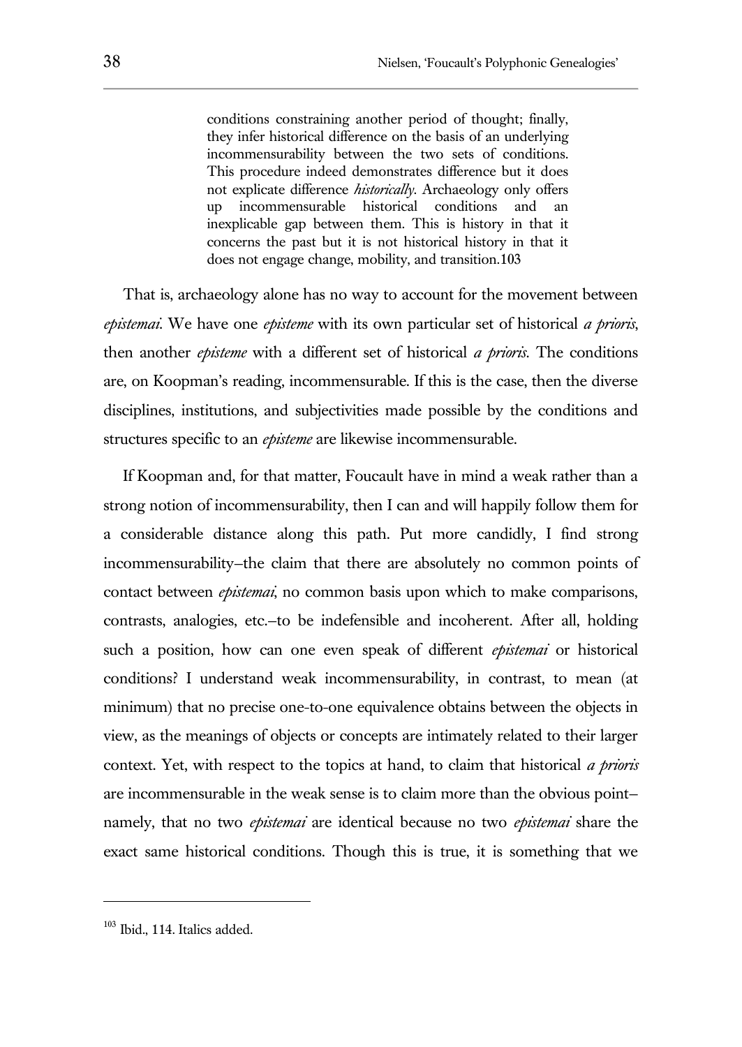> conditions constraining another period of thought; finally, they infer historical difference on the basis of an underlying incommensurability between the two sets of conditions. This procedure indeed demonstrates difference but it does not explicate difference *historically*. Archaeology only offers up incommensurable historical conditions and an inexplicable gap between them. This is history in that it concerns the past but it is not historical history in that it does not engage change, mobility, and transition.[103]

That is, archaeology alone has no way to account for the movement between *epistemai*. We have one *episteme* with its own particular set of historical *a prioris*, then another *episteme* with a different set of historical *a prioris*. The conditions are, on Koopman's reading, incommensurable. If this is the case, then the diverse disciplines, institutions, and subjectivities made possible by the conditions and structures specific to an *episteme* are likewise incommensurable.

If Koopman and, for that matter, Foucault have in mind a weak rather than a strong notion of incommensurability, then I can and will happily follow them for a considerable distance along this path. Put more candidly, I find strong incommensurability—the claim that there are absolutely no common points of contact between *epistemai*, no common basis upon which to make comparisons, contrasts, analogies, etc.—to be indefensible and incoherent. After all, holding such a position, how can one even speak of different *epistemai* or historical conditions? I understand weak incommensurability, in contrast, to mean (at minimum) that no precise one-to-one equivalence obtains between the objects in view, as the meanings of objects or concepts are intimately related to their larger context. Yet, with respect to the topics at hand, to claim that historical *a prioris* are incommensurable in the weak sense is to claim more than the obvious point—namely, that no two *epistemai* are identical because no two *epistemai* share the exact same historical conditions. Though this is true, it is something that we

---

[103] Ibid., 114. Italics added.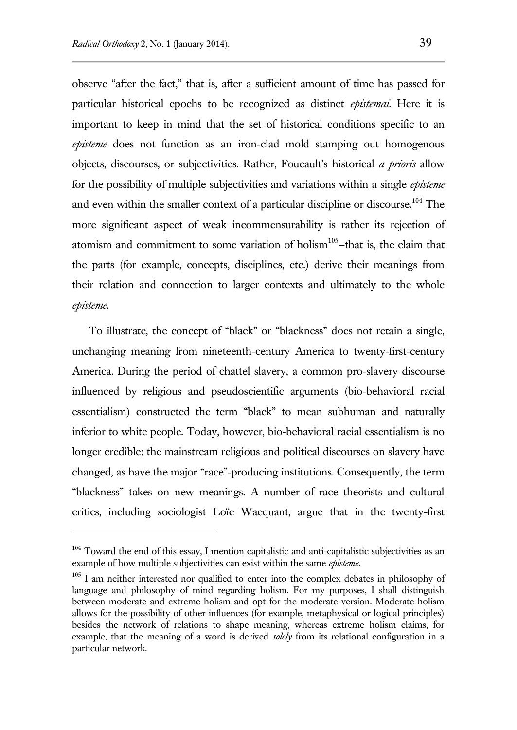observe "after the fact," that is, after a sufficient amount of time has passed for particular historical epochs to be recognized as distinct *epistemai*. Here it is important to keep in mind that the set of historical conditions specific to an *episteme* does not function as an iron-clad mold stamping out homogenous objects, discourses, or subjectivities. Rather, Foucault's historical *a prioris* allow for the possibility of multiple subjectivities and variations within a single *episteme* and even within the smaller context of a particular discipline or discourse.[104] The more significant aspect of weak incommensurability is rather its rejection of atomism and commitment to some variation of holism[105]—that is, the claim that the parts (for example, concepts, disciplines, etc.) derive their meanings from their relation and connection to larger contexts and ultimately to the whole *episteme*.

To illustrate, the concept of "black" or "blackness" does not retain a single, unchanging meaning from nineteenth-century America to twenty-first-century America. During the period of chattel slavery, a common pro-slavery discourse influenced by religious and pseudoscientific arguments (bio-behavioral racial essentialism) constructed the term "black" to mean subhuman and naturally inferior to white people. Today, however, bio-behavioral racial essentialism is no longer credible; the mainstream religious and political discourses on slavery have changed, as have the major "race"-producing institutions. Consequently, the term "blackness" takes on new meanings. A number of race theorists and cultural critics, including sociologist Loïc Wacquant, argue that in the twenty-first

---

[104] Toward the end of this essay, I mention capitalistic and anti-capitalistic subjectivities as an example of how multiple subjectivities can exist within the same *episteme*.

[105] I am neither interested nor qualified to enter into the complex debates in philosophy of language and philosophy of mind regarding holism. For my purposes, I shall distinguish between moderate and extreme holism and opt for the moderate version. Moderate holism allows for the possibility of other influences (for example, metaphysical or logical principles) besides the network of relations to shape meaning, whereas extreme holism claims, for example, that the meaning of a word is derived *solely* from its relational configuration in a particular network.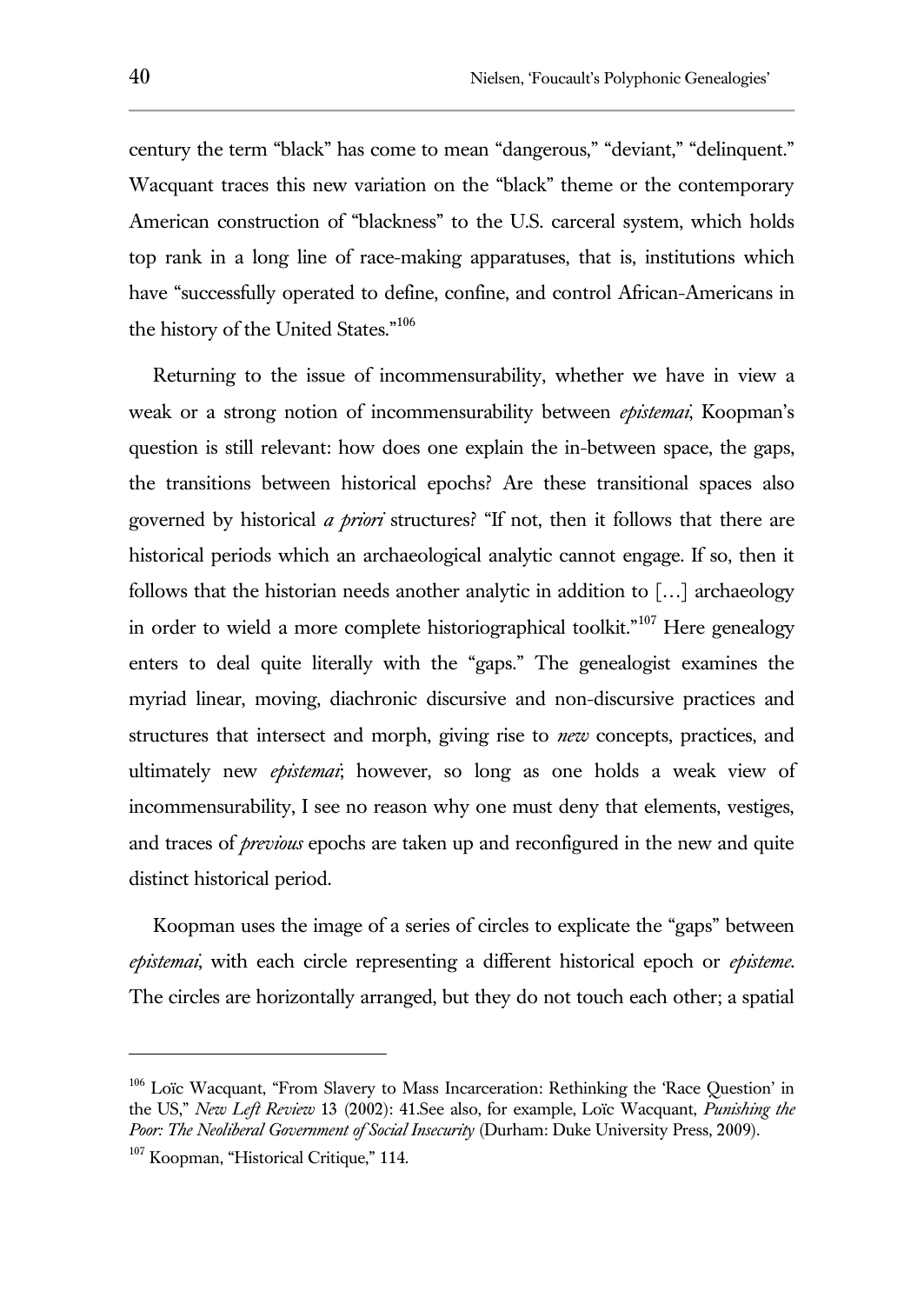century the term "black" has come to mean "dangerous," "deviant," "delinquent." Wacquant traces this new variation on the "black" theme or the contemporary American construction of "blackness" to the U.S. carceral system, which holds top rank in a long line of race-making apparatuses, that is, institutions which have "successfully operated to define, confine, and control African-Americans in the history of the United States."[106]

Returning to the issue of incommensurability, whether we have in view a weak or a strong notion of incommensurability between *epistemai*, Koopman's question is still relevant: how does one explain the in-between space, the gaps, the transitions between historical epochs? Are these transitional spaces also governed by historical *a priori* structures? "If not, then it follows that there are historical periods which an archaeological analytic cannot engage. If so, then it follows that the historian needs another analytic in addition to […] archaeology in order to wield a more complete historiographical toolkit."[107] Here genealogy enters to deal quite literally with the "gaps." The genealogist examines the myriad linear, moving, diachronic discursive and non-discursive practices and structures that intersect and morph, giving rise to *new* concepts, practices, and ultimately new *epistemai*; however, so long as one holds a weak view of incommensurability, I see no reason why one must deny that elements, vestiges, and traces of *previous* epochs are taken up and reconfigured in the new and quite distinct historical period.

Koopman uses the image of a series of circles to explicate the "gaps" between *epistemai*, with each circle representing a different historical epoch or *episteme*. The circles are horizontally arranged, but they do not touch each other; a spatial

---

[106] Loïc Wacquant, "From Slavery to Mass Incarceration: Rethinking the 'Race Question' in the US," *New Left Review* 13 (2002): 41.See also, for example, Loïc Wacquant, *Punishing the Poor: The Neoliberal Government of Social Insecurity* (Durham: Duke University Press, 2009).

[107] Koopman, "Historical Critique," 114.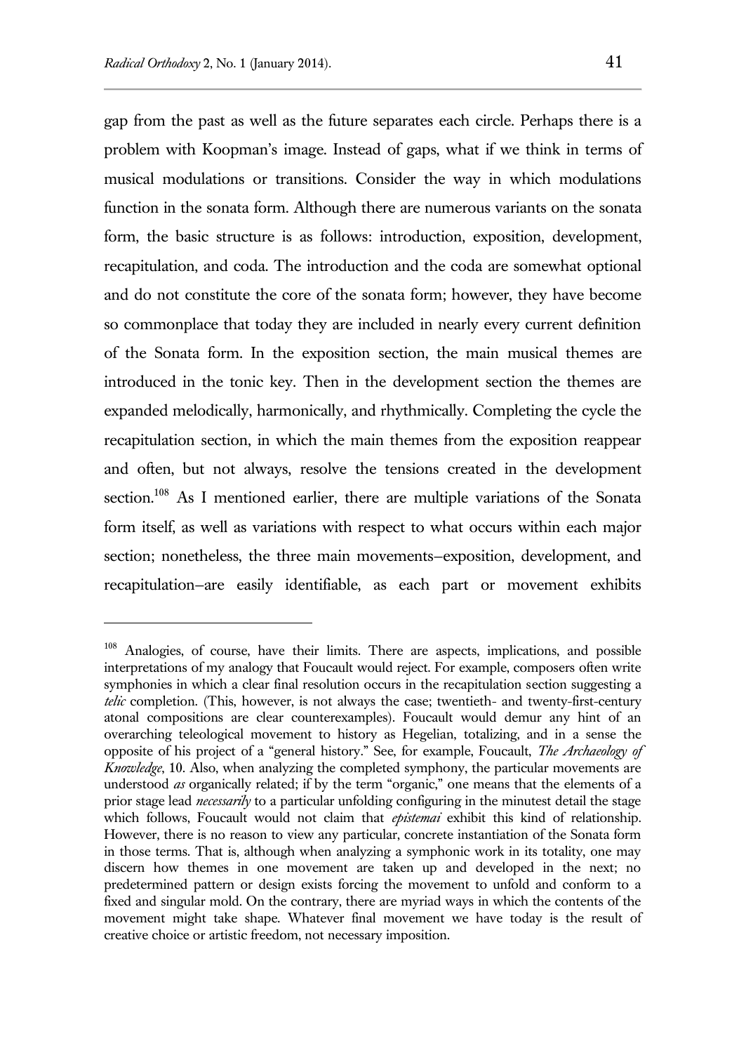gap from the past as well as the future separates each circle. Perhaps there is a problem with Koopman's image. Instead of gaps, what if we think in terms of musical modulations or transitions. Consider the way in which modulations function in the sonata form. Although there are numerous variants on the sonata form, the basic structure is as follows: introduction, exposition, development, recapitulation, and coda. The introduction and the coda are somewhat optional and do not constitute the core of the sonata form; however, they have become so commonplace that today they are included in nearly every current definition of the Sonata form. In the exposition section, the main musical themes are introduced in the tonic key. Then in the development section the themes are expanded melodically, harmonically, and rhythmically. Completing the cycle the recapitulation section, in which the main themes from the exposition reappear and often, but not always, resolve the tensions created in the development section.[108] As I mentioned earlier, there are multiple variations of the Sonata form itself, as well as variations with respect to what occurs within each major section; nonetheless, the three main movements–exposition, development, and recapitulation–are easily identifiable, as each part or movement exhibits

---

[108] Analogies, of course, have their limits. There are aspects, implications, and possible interpretations of my analogy that Foucault would reject. For example, composers often write symphonies in which a clear final resolution occurs in the recapitulation section suggesting a *telic* completion. (This, however, is not always the case; twentieth- and twenty-first-century atonal compositions are clear counterexamples). Foucault would demur any hint of an overarching teleological movement to history as Hegelian, totalizing, and in a sense the opposite of his project of a "general history." See, for example, Foucault, *The Archaeology of Knowledge*, 10. Also, when analyzing the completed symphony, the particular movements are understood *as* organically related; if by the term "organic," one means that the elements of a prior stage lead *necessarily* to a particular unfolding configuring in the minutest detail the stage which follows, Foucault would not claim that *epistemai* exhibit this kind of relationship. However, there is no reason to view any particular, concrete instantiation of the Sonata form in those terms. That is, although when analyzing a symphonic work in its totality, one may discern how themes in one movement are taken up and developed in the next; no predetermined pattern or design exists forcing the movement to unfold and conform to a fixed and singular mold. On the contrary, there are myriad ways in which the contents of the movement might take shape. Whatever final movement we have today is the result of creative choice or artistic freedom, not necessary imposition.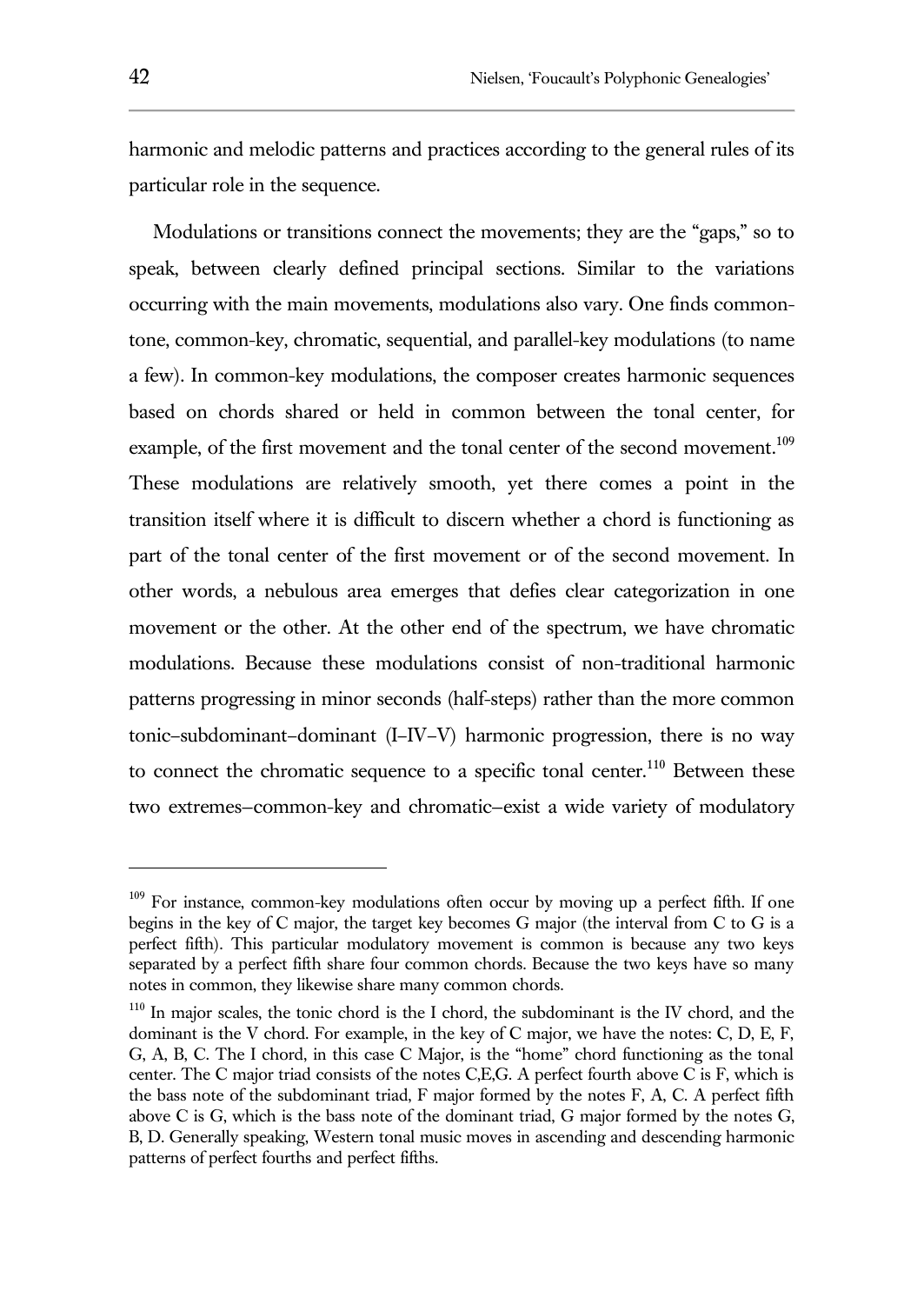harmonic and melodic patterns and practices according to the general rules of its particular role in the sequence.

Modulations or transitions connect the movements; they are the "gaps," so to speak, between clearly defined principal sections. Similar to the variations occurring with the main movements, modulations also vary. One finds common-tone, common-key, chromatic, sequential, and parallel-key modulations (to name a few). In common-key modulations, the composer creates harmonic sequences based on chords shared or held in common between the tonal center, for example, of the first movement and the tonal center of the second movement.[109] These modulations are relatively smooth, yet there comes a point in the transition itself where it is difficult to discern whether a chord is functioning as part of the tonal center of the first movement or of the second movement. In other words, a nebulous area emerges that defies clear categorization in one movement or the other. At the other end of the spectrum, we have chromatic modulations. Because these modulations consist of non-traditional harmonic patterns progressing in minor seconds (half-steps) rather than the more common tonic–subdominant–dominant (I–IV–V) harmonic progression, there is no way to connect the chromatic sequence to a specific tonal center.[110] Between these two extremes–common-key and chromatic–exist a wide variety of modulatory

---

[109] For instance, common-key modulations often occur by moving up a perfect fifth. If one begins in the key of C major, the target key becomes G major (the interval from C to G is a perfect fifth). This particular modulatory movement is common is because any two keys separated by a perfect fifth share four common chords. Because the two keys have so many notes in common, they likewise share many common chords.

[110] In major scales, the tonic chord is the I chord, the subdominant is the IV chord, and the dominant is the V chord. For example, in the key of C major, we have the notes: C, D, E, F, G, A, B, C. The I chord, in this case C Major, is the "home" chord functioning as the tonal center. The C major triad consists of the notes C,E,G. A perfect fourth above C is F, which is the bass note of the subdominant triad, F major formed by the notes F, A, C. A perfect fifth above C is G, which is the bass note of the dominant triad, G major formed by the notes G, B, D. Generally speaking, Western tonal music moves in ascending and descending harmonic patterns of perfect fourths and perfect fifths.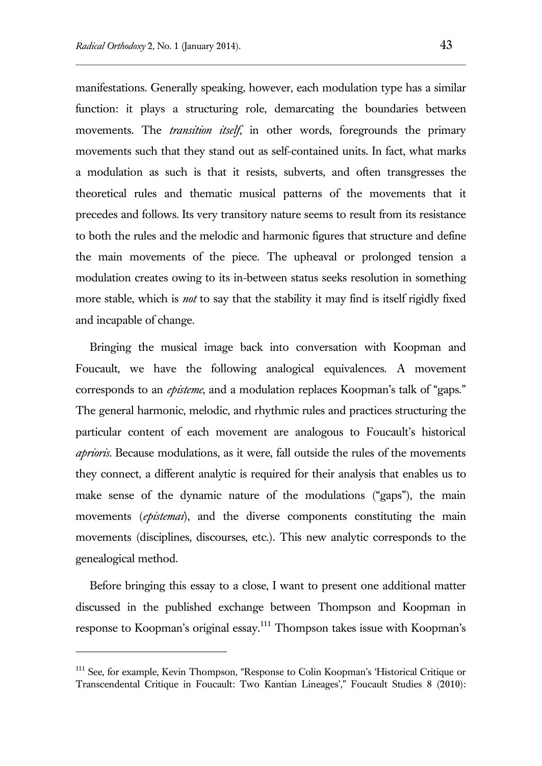manifestations. Generally speaking, however, each modulation type has a similar function: it plays a structuring role, demarcating the boundaries between movements. The *transition itself*, in other words, foregrounds the primary movements such that they stand out as self-contained units. In fact, what marks a modulation as such is that it resists, subverts, and often transgresses the theoretical rules and thematic musical patterns of the movements that it precedes and follows. Its very transitory nature seems to result from its resistance to both the rules and the melodic and harmonic figures that structure and define the main movements of the piece. The upheaval or prolonged tension a modulation creates owing to its in-between status seeks resolution in something more stable, which is *not* to say that the stability it may find is itself rigidly fixed and incapable of change.

Bringing the musical image back into conversation with Koopman and Foucault, we have the following analogical equivalences. A movement corresponds to an *episteme*, and a modulation replaces Koopman's talk of "gaps." The general harmonic, melodic, and rhythmic rules and practices structuring the particular content of each movement are analogous to Foucault's historical *aprioris*. Because modulations, as it were, fall outside the rules of the movements they connect, a different analytic is required for their analysis that enables us to make sense of the dynamic nature of the modulations ("gaps"), the main movements (*epistemai*), and the diverse components constituting the main movements (disciplines, discourses, etc.). This new analytic corresponds to the genealogical method.

Before bringing this essay to a close, I want to present one additional matter discussed in the published exchange between Thompson and Koopman in response to Koopman's original essay.[111] Thompson takes issue with Koopman's

---

[111] See, for example, Kevin Thompson, "Response to Colin Koopman's 'Historical Critique or Transcendental Critique in Foucault: Two Kantian Lineages'," Foucault Studies 8 (2010):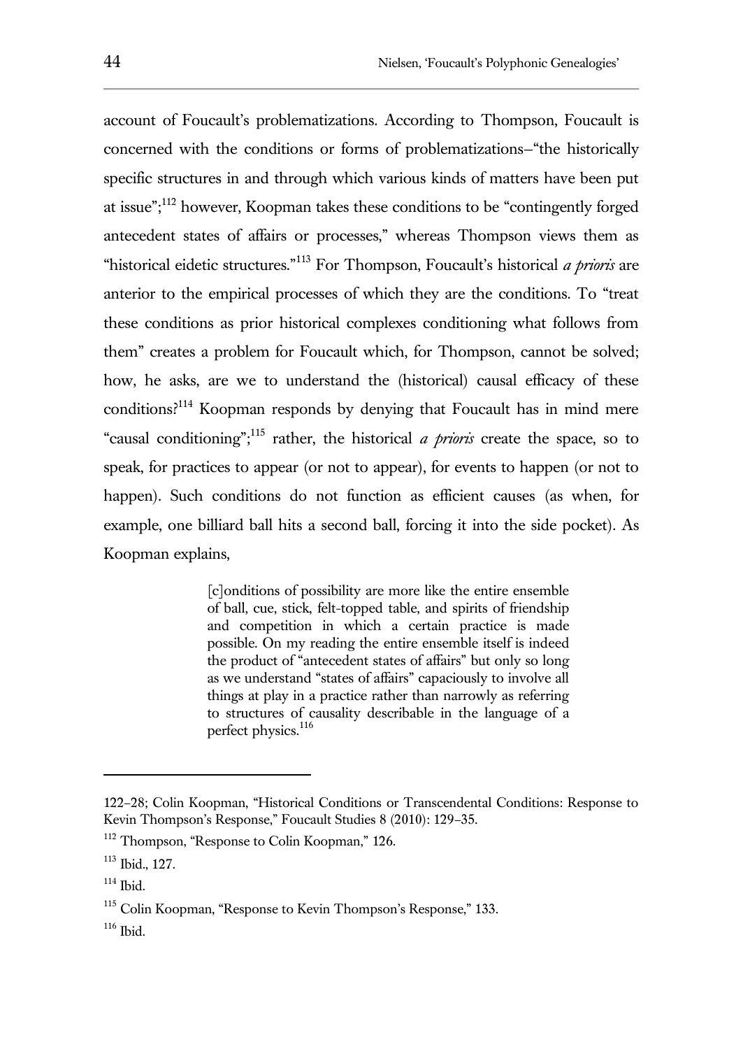account of Foucault's problematizations. According to Thompson, Foucault is concerned with the conditions or forms of problematizations—"the historically specific structures in and through which various kinds of matters have been put at issue";[112] however, Koopman takes these conditions to be "contingently forged antecedent states of affairs or processes," whereas Thompson views them as "historical eidetic structures."[113] For Thompson, Foucault's historical *a prioris* are anterior to the empirical processes of which they are the conditions. To "treat these conditions as prior historical complexes conditioning what follows from them" creates a problem for Foucault which, for Thompson, cannot be solved; how, he asks, are we to understand the (historical) causal efficacy of these conditions?[114] Koopman responds by denying that Foucault has in mind mere "causal conditioning";[115] rather, the historical *a prioris* create the space, so to speak, for practices to appear (or not to appear), for events to happen (or not to happen). Such conditions do not function as efficient causes (as when, for example, one billiard ball hits a second ball, forcing it into the side pocket). As Koopman explains,

> [c]onditions of possibility are more like the entire ensemble of ball, cue, stick, felt-topped table, and spirits of friendship and competition in which a certain practice is made possible. On my reading the entire ensemble itself is indeed the product of "antecedent states of affairs" but only so long as we understand "states of affairs" capaciously to involve all things at play in a practice rather than narrowly as referring to structures of causality describable in the language of a perfect physics.[116]

---

122–28; Colin Koopman, "Historical Conditions or Transcendental Conditions: Response to Kevin Thompson's Response," Foucault Studies 8 (2010): 129–35.

[112] Thompson, "Response to Colin Koopman," 126.

[113] Ibid., 127.

[114] Ibid.

[115] Colin Koopman, "Response to Kevin Thompson's Response," 133.

[116] Ibid.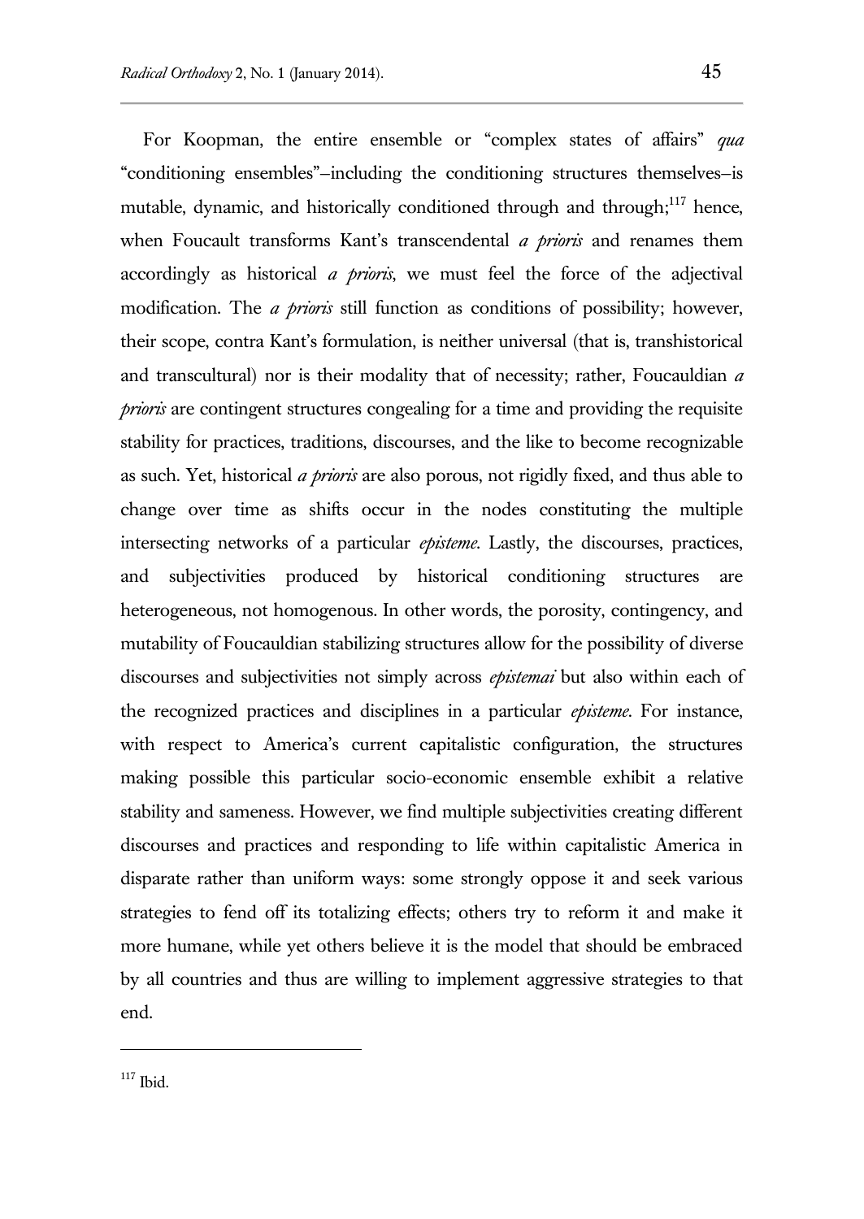For Koopman, the entire ensemble or "complex states of affairs" *qua* "conditioning ensembles"–including the conditioning structures themselves–is mutable, dynamic, and historically conditioned through and through;[117] hence, when Foucault transforms Kant's transcendental *a prioris* and renames them accordingly as historical *a prioris*, we must feel the force of the adjectival modification. The *a prioris* still function as conditions of possibility; however, their scope, contra Kant's formulation, is neither universal (that is, transhistorical and transcultural) nor is their modality that of necessity; rather, Foucauldian *a prioris* are contingent structures congealing for a time and providing the requisite stability for practices, traditions, discourses, and the like to become recognizable as such. Yet, historical *a prioris* are also porous, not rigidly fixed, and thus able to change over time as shifts occur in the nodes constituting the multiple intersecting networks of a particular *episteme*. Lastly, the discourses, practices, and subjectivities produced by historical conditioning structures are heterogeneous, not homogenous. In other words, the porosity, contingency, and mutability of Foucauldian stabilizing structures allow for the possibility of diverse discourses and subjectivities not simply across *epistemai* but also within each of the recognized practices and disciplines in a particular *episteme*. For instance, with respect to America's current capitalistic configuration, the structures making possible this particular socio-economic ensemble exhibit a relative stability and sameness. However, we find multiple subjectivities creating different discourses and practices and responding to life within capitalistic America in disparate rather than uniform ways: some strongly oppose it and seek various strategies to fend off its totalizing effects; others try to reform it and make it more humane, while yet others believe it is the model that should be embraced by all countries and thus are willing to implement aggressive strategies to that end.

---

[117] Ibid.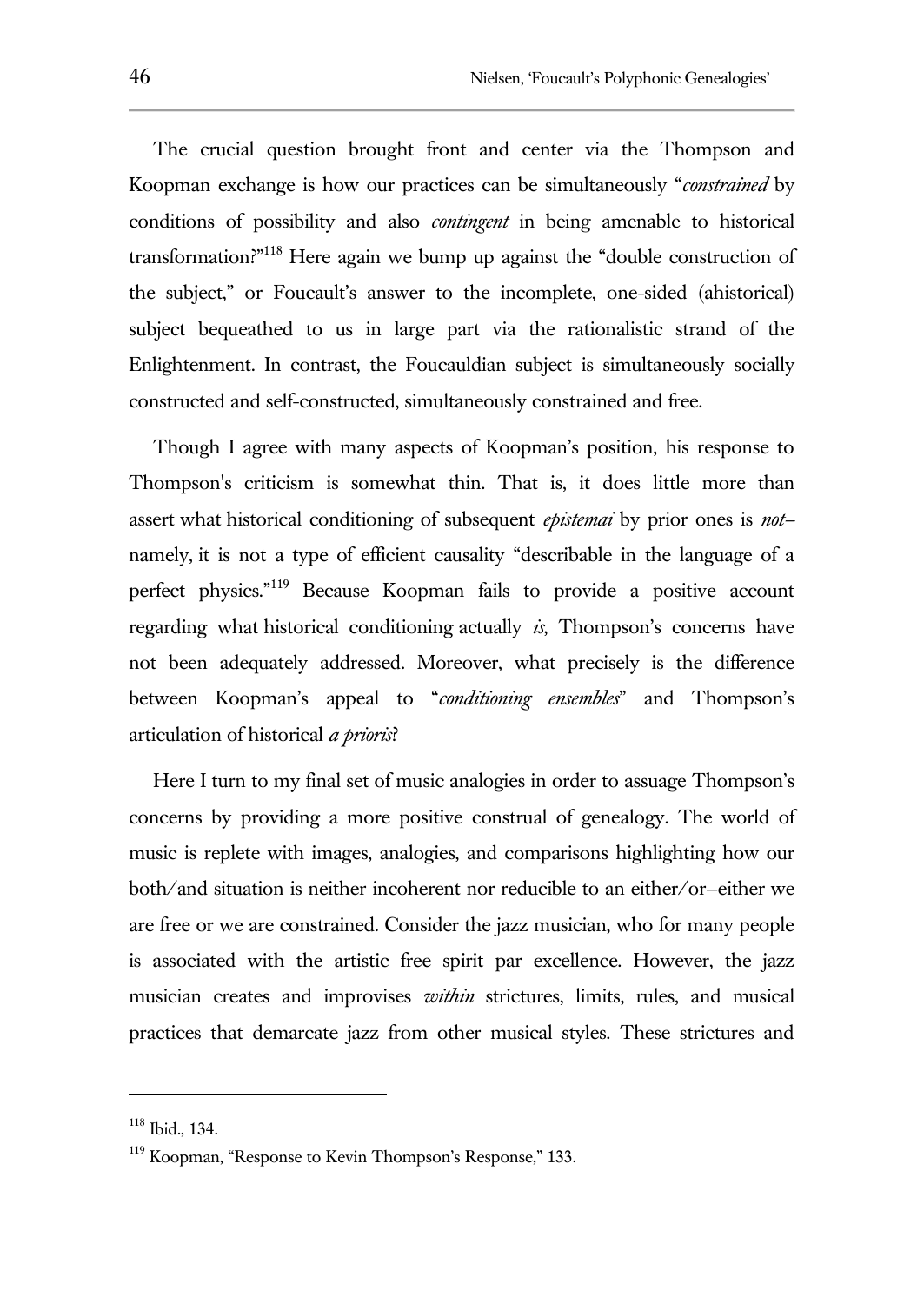The crucial question brought front and center via the Thompson and Koopman exchange is how our practices can be simultaneously "*constrained* by conditions of possibility and also *contingent* in being amenable to historical transformation?"[118] Here again we bump up against the "double construction of the subject," or Foucault's answer to the incomplete, one-sided (ahistorical) subject bequeathed to us in large part via the rationalistic strand of the Enlightenment. In contrast, the Foucauldian subject is simultaneously socially constructed and self-constructed, simultaneously constrained and free.

Though I agree with many aspects of Koopman's position, his response to Thompson's criticism is somewhat thin. That is, it does little more than assert what historical conditioning of subsequent *epistemai* by prior ones is *not*–namely, it is not a type of efficient causality "describable in the language of a perfect physics."[119] Because Koopman fails to provide a positive account regarding what historical conditioning actually *is*, Thompson's concerns have not been adequately addressed. Moreover, what precisely is the difference between Koopman's appeal to "*conditioning ensembles*" and Thompson's articulation of historical *a prioris*?

Here I turn to my final set of music analogies in order to assuage Thompson's concerns by providing a more positive construal of genealogy. The world of music is replete with images, analogies, and comparisons highlighting how our both/and situation is neither incoherent nor reducible to an either/or–either we are free or we are constrained. Consider the jazz musician, who for many people is associated with the artistic free spirit par excellence. However, the jazz musician creates and improvises *within* strictures, limits, rules, and musical practices that demarcate jazz from other musical styles. These strictures and

---

[118] Ibid., 134.

[119] Koopman, "Response to Kevin Thompson's Response," 133.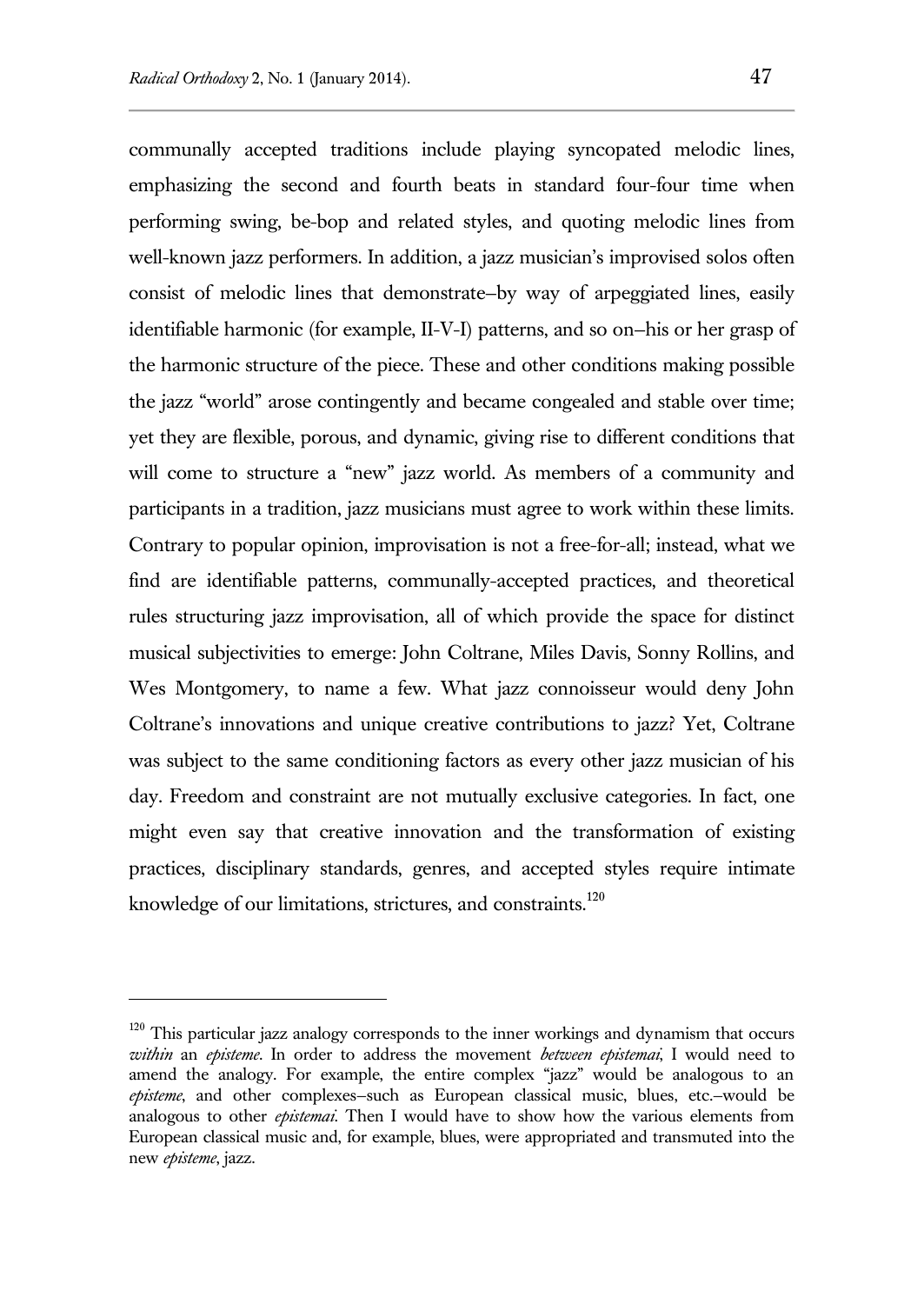communally accepted traditions include playing syncopated melodic lines, emphasizing the second and fourth beats in standard four-four time when performing swing, be-bop and related styles, and quoting melodic lines from well-known jazz performers. In addition, a jazz musician's improvised solos often consist of melodic lines that demonstrate–by way of arpeggiated lines, easily identifiable harmonic (for example, II-V-I) patterns, and so on–his or her grasp of the harmonic structure of the piece. These and other conditions making possible the jazz "world" arose contingently and became congealed and stable over time; yet they are flexible, porous, and dynamic, giving rise to different conditions that will come to structure a "new" jazz world. As members of a community and participants in a tradition, jazz musicians must agree to work within these limits. Contrary to popular opinion, improvisation is not a free-for-all; instead, what we find are identifiable patterns, communally-accepted practices, and theoretical rules structuring jazz improvisation, all of which provide the space for distinct musical subjectivities to emerge: John Coltrane, Miles Davis, Sonny Rollins, and Wes Montgomery, to name a few. What jazz connoisseur would deny John Coltrane's innovations and unique creative contributions to jazz? Yet, Coltrane was subject to the same conditioning factors as every other jazz musician of his day. Freedom and constraint are not mutually exclusive categories. In fact, one might even say that creative innovation and the transformation of existing practices, disciplinary standards, genres, and accepted styles require intimate knowledge of our limitations, strictures, and constraints.[120]

---

[120] This particular jazz analogy corresponds to the inner workings and dynamism that occurs *within* an *episteme*. In order to address the movement *between epistemai*, I would need to amend the analogy. For example, the entire complex "jazz" would be analogous to an *episteme*, and other complexes–such as European classical music, blues, etc.–would be analogous to other *epistemai*. Then I would have to show how the various elements from European classical music and, for example, blues, were appropriated and transmuted into the new *episteme*, jazz.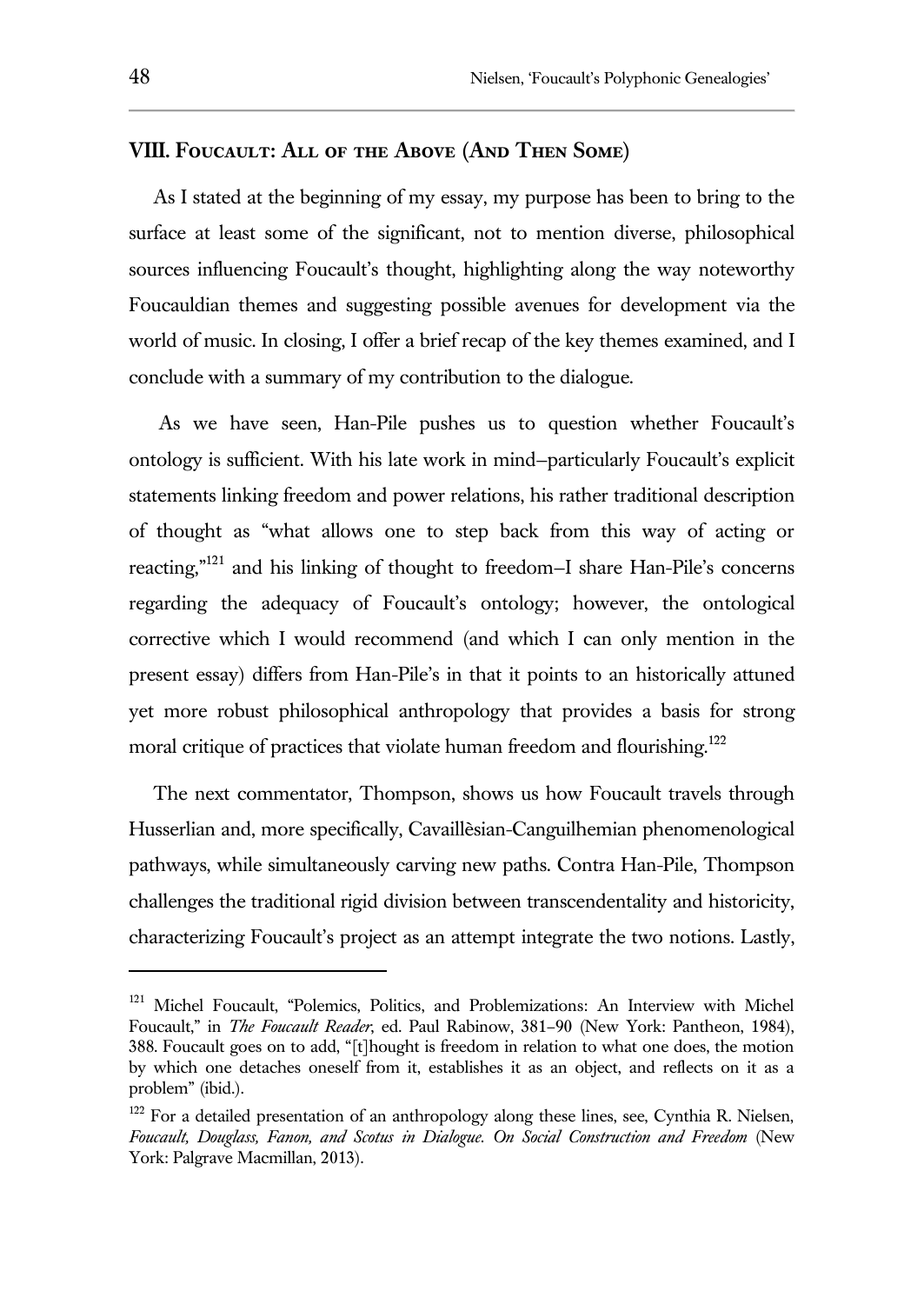## VIII. Foucault: All of the Above (And Then Some)

As I stated at the beginning of my essay, my purpose has been to bring to the surface at least some of the significant, not to mention diverse, philosophical sources influencing Foucault's thought, highlighting along the way noteworthy Foucauldian themes and suggesting possible avenues for development via the world of music. In closing, I offer a brief recap of the key themes examined, and I conclude with a summary of my contribution to the dialogue.

As we have seen, Han-Pile pushes us to question whether Foucault's ontology is sufficient. With his late work in mind–particularly Foucault's explicit statements linking freedom and power relations, his rather traditional description of thought as "what allows one to step back from this way of acting or reacting,"[121] and his linking of thought to freedom–I share Han-Pile's concerns regarding the adequacy of Foucault's ontology; however, the ontological corrective which I would recommend (and which I can only mention in the present essay) differs from Han-Pile's in that it points to an historically attuned yet more robust philosophical anthropology that provides a basis for strong moral critique of practices that violate human freedom and flourishing.[122]

The next commentator, Thompson, shows us how Foucault travels through Husserlian and, more specifically, Cavaillèsian-Canguilhemian phenomenological pathways, while simultaneously carving new paths. Contra Han-Pile, Thompson challenges the traditional rigid division between transcendentality and historicity, characterizing Foucault's project as an attempt integrate the two notions. Lastly,

---

[121] Michel Foucault, "Polemics, Politics, and Problemizations: An Interview with Michel Foucault," in *The Foucault Reader*, ed. Paul Rabinow, 381–90 (New York: Pantheon, 1984), 388. Foucault goes on to add, "[t]hought is freedom in relation to what one does, the motion by which one detaches oneself from it, establishes it as an object, and reflects on it as a problem" (ibid.).

[122] For a detailed presentation of an anthropology along these lines, see, Cynthia R. Nielsen, *Foucault, Douglass, Fanon, and Scotus in Dialogue. On Social Construction and Freedom* (New York: Palgrave Macmillan, 2013).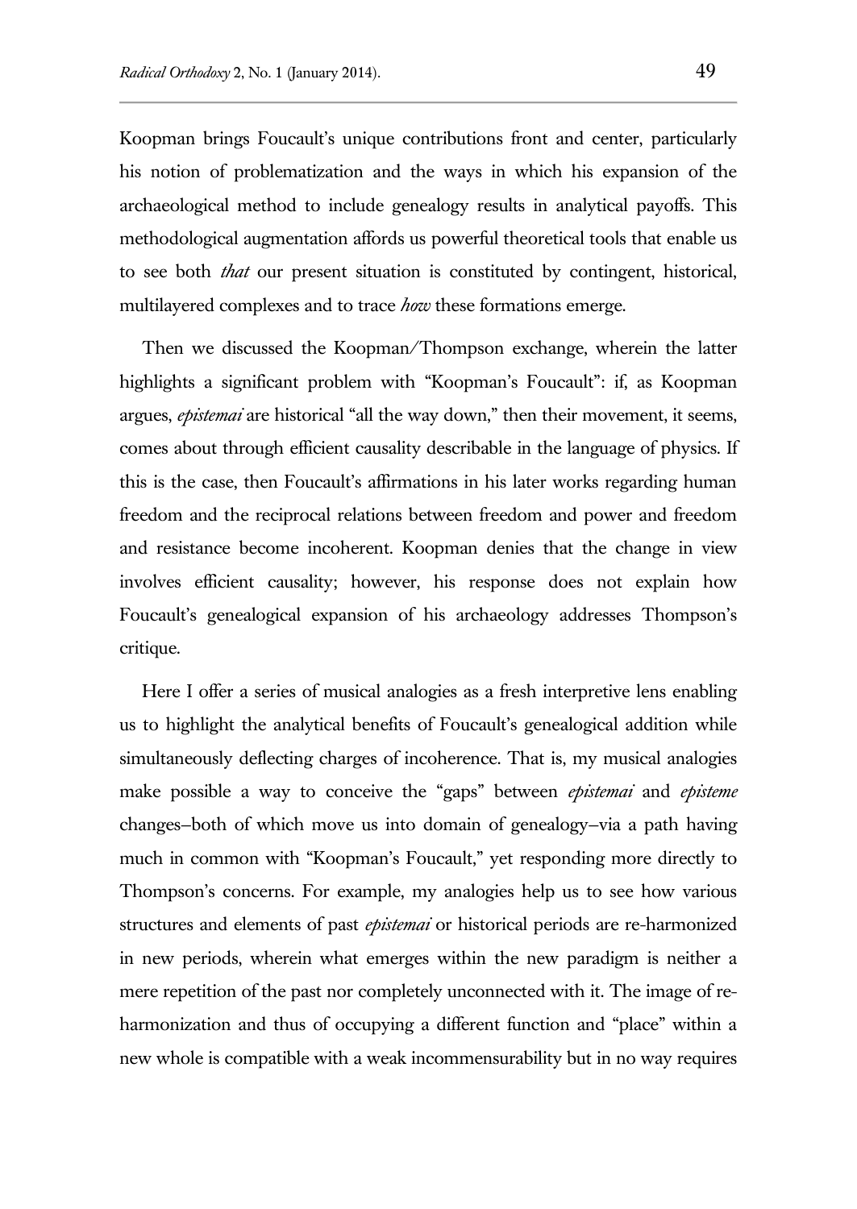Koopman brings Foucault's unique contributions front and center, particularly his notion of problematization and the ways in which his expansion of the archaeological method to include genealogy results in analytical payoffs. This methodological augmentation affords us powerful theoretical tools that enable us to see both *that* our present situation is constituted by contingent, historical, multilayered complexes and to trace *how* these formations emerge.

Then we discussed the Koopman/Thompson exchange, wherein the latter highlights a significant problem with "Koopman's Foucault": if, as Koopman argues, *epistemai* are historical "all the way down," then their movement, it seems, comes about through efficient causality describable in the language of physics. If this is the case, then Foucault's affirmations in his later works regarding human freedom and the reciprocal relations between freedom and power and freedom and resistance become incoherent. Koopman denies that the change in view involves efficient causality; however, his response does not explain how Foucault's genealogical expansion of his archaeology addresses Thompson's critique.

Here I offer a series of musical analogies as a fresh interpretive lens enabling us to highlight the analytical benefits of Foucault's genealogical addition while simultaneously deflecting charges of incoherence. That is, my musical analogies make possible a way to conceive the "gaps" between *epistemai* and *episteme* changes—both of which move us into domain of genealogy—via a path having much in common with "Koopman's Foucault," yet responding more directly to Thompson's concerns. For example, my analogies help us to see how various structures and elements of past *epistemai* or historical periods are re-harmonized in new periods, wherein what emerges within the new paradigm is neither a mere repetition of the past nor completely unconnected with it. The image of re-harmonization and thus of occupying a different function and "place" within a new whole is compatible with a weak incommensurability but in no way requires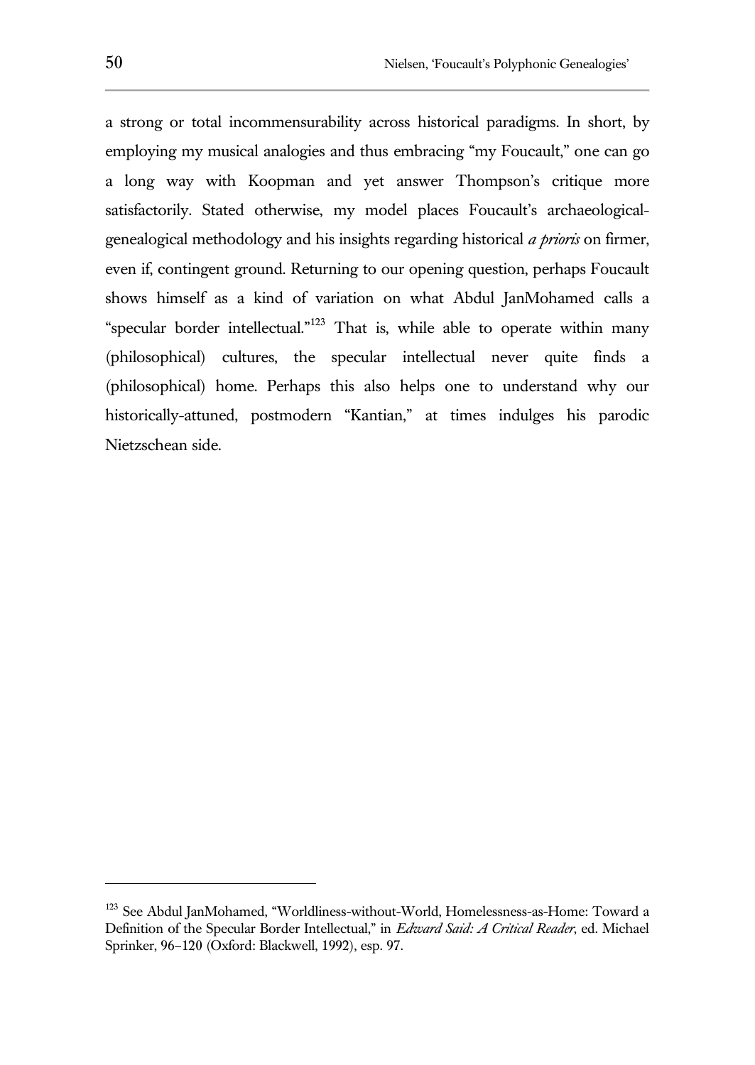a strong or total incommensurability across historical paradigms. In short, by employing my musical analogies and thus embracing "my Foucault," one can go a long way with Koopman and yet answer Thompson's critique more satisfactorily. Stated otherwise, my model places Foucault's archaeological-genealogical methodology and his insights regarding historical *a prioris* on firmer, even if, contingent ground. Returning to our opening question, perhaps Foucault shows himself as a kind of variation on what Abdul JanMohamed calls a "specular border intellectual."[123] That is, while able to operate within many (philosophical) cultures, the specular intellectual never quite finds a (philosophical) home. Perhaps this also helps one to understand why our historically-attuned, postmodern "Kantian," at times indulges his parodic Nietzschean side.

---

[123] See Abdul JanMohamed, "Worldliness-without-World, Homelessness-as-Home: Toward a Definition of the Specular Border Intellectual," in *Edward Said: A Critical Reader*, ed. Michael Sprinker, 96–120 (Oxford: Blackwell, 1992), esp. 97.